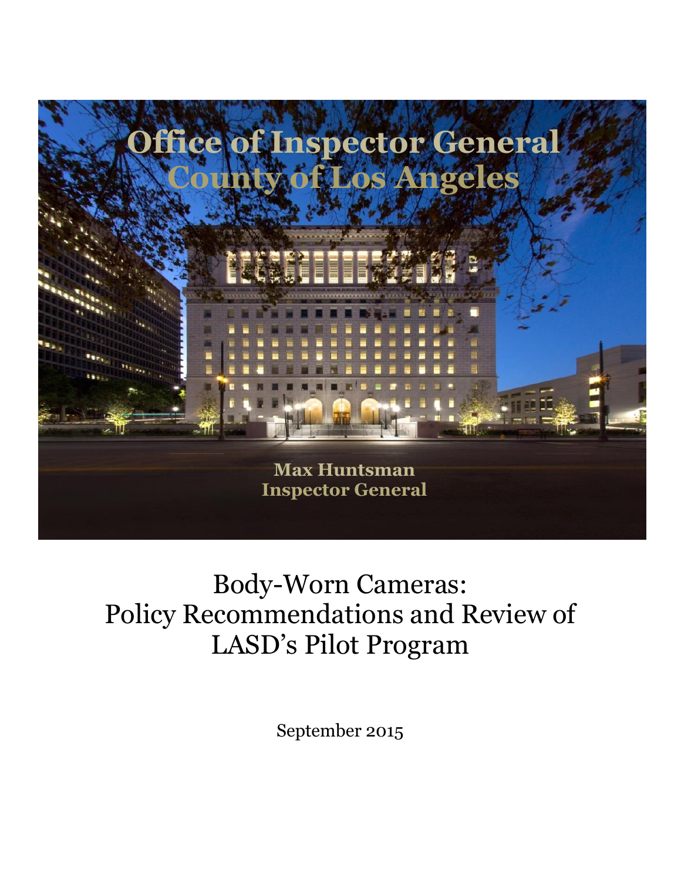# Office of Inspector General
# County of Los Angeles

**Max Huntsman**
**Inspector General**

# Body-Worn Cameras: Policy Recommendations and Review of LASD's Pilot Program

September 2015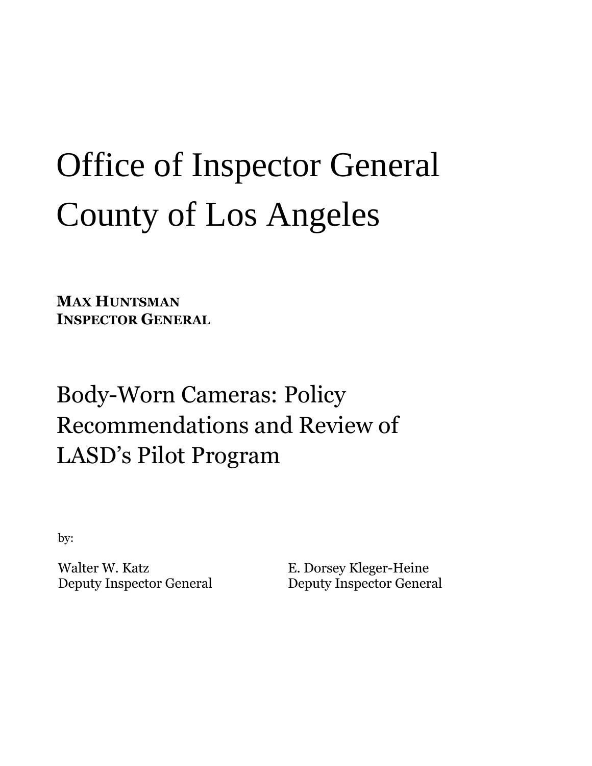# Office of Inspector General County of Los Angeles

**MAX HUNTSMAN**
**INSPECTOR GENERAL**

## Body-Worn Cameras: Policy Recommendations and Review of LASD's Pilot Program

by:

Walter W. Katz
Deputy Inspector General

E. Dorsey Kleger-Heine
Deputy Inspector General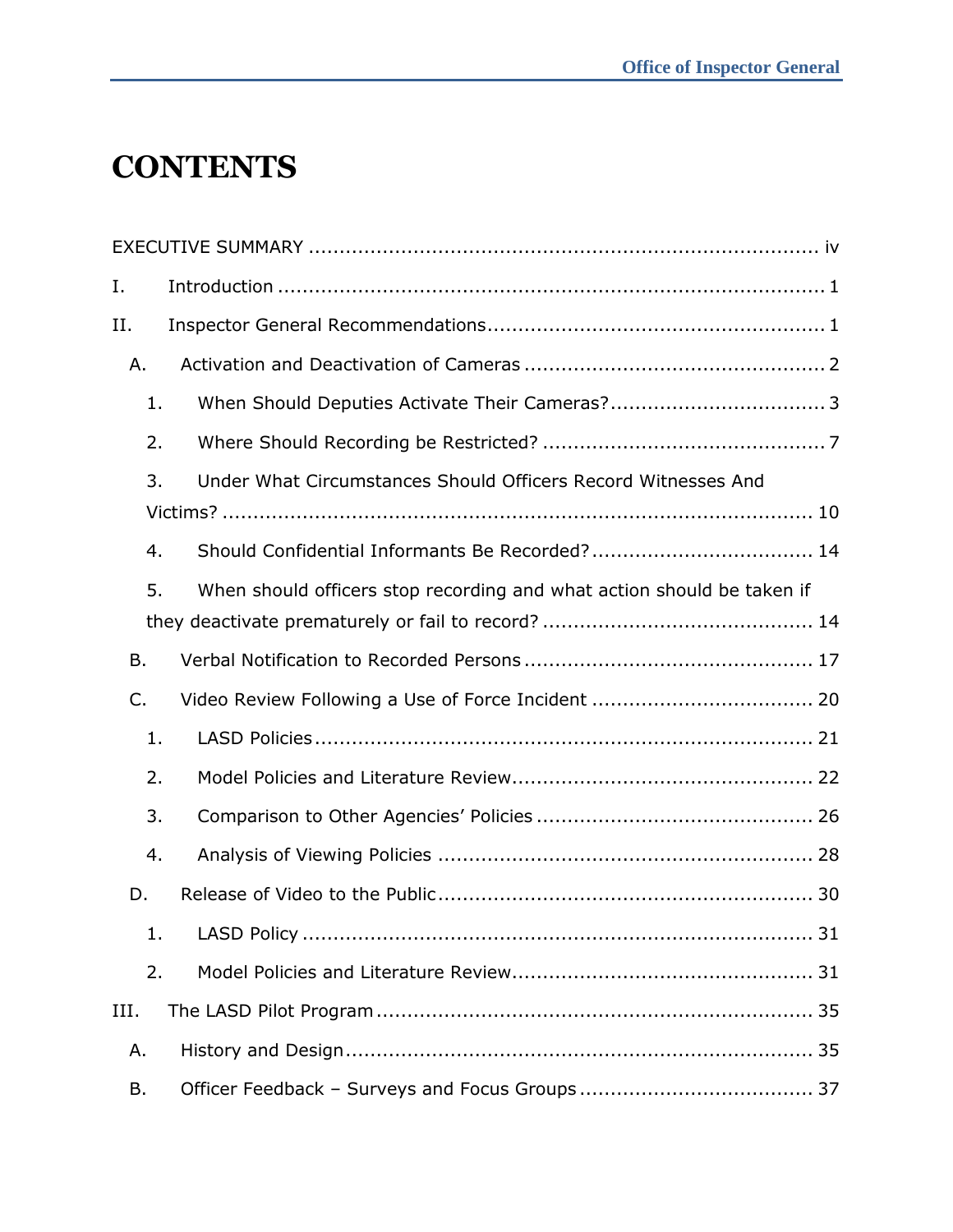# CONTENTS

EXECUTIVE SUMMARY ..... iv

I. Introduction ..... 1

II. Inspector General Recommendations ..... 1

- A. Activation and Deactivation of Cameras ..... 2
  - 1. When Should Deputies Activate Their Cameras? ..... 3
  - 2. Where Should Recording be Restricted? ..... 7
  - 3. Under What Circumstances Should Officers Record Witnesses And Victims? ..... 10
  - 4. Should Confidential Informants Be Recorded? ..... 14
  - 5. When should officers stop recording and what action should be taken if they deactivate prematurely or fail to record? ..... 14
- B. Verbal Notification to Recorded Persons ..... 17
- C. Video Review Following a Use of Force Incident ..... 20
  - 1. LASD Policies ..... 21
  - 2. Model Policies and Literature Review ..... 22
  - 3. Comparison to Other Agencies' Policies ..... 26
  - 4. Analysis of Viewing Policies ..... 28
- D. Release of Video to the Public ..... 30
  - 1. LASD Policy ..... 31
  - 2. Model Policies and Literature Review ..... 31

III. The LASD Pilot Program ..... 35

- A. History and Design ..... 35
- B. Officer Feedback – Surveys and Focus Groups ..... 37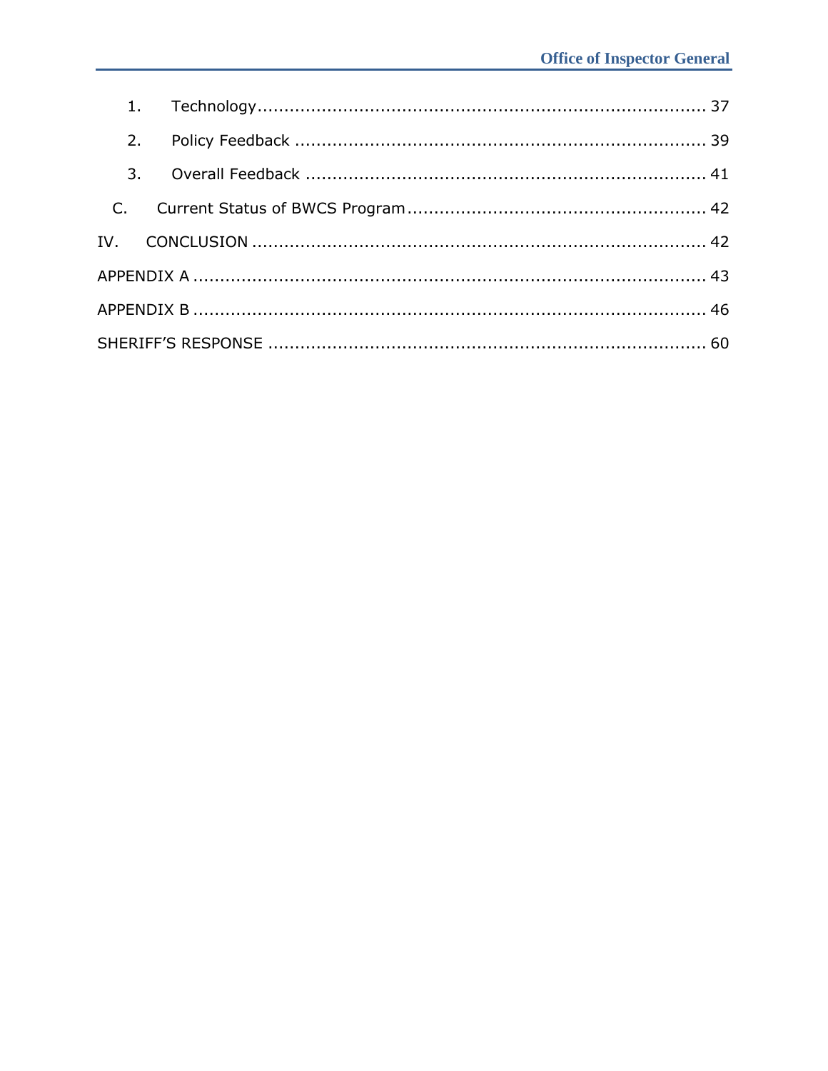1. Technology .......................................................................... 37
2. Policy Feedback .................................................................... 39
3. Overall Feedback .................................................................. 41

C. Current Status of BWCS Program ................................................ 42

IV. CONCLUSION ............................................................................ 42

APPENDIX A ................................................................................. 43

APPENDIX B ................................................................................. 46

SHERIFF'S RESPONSE ..................................................................... 60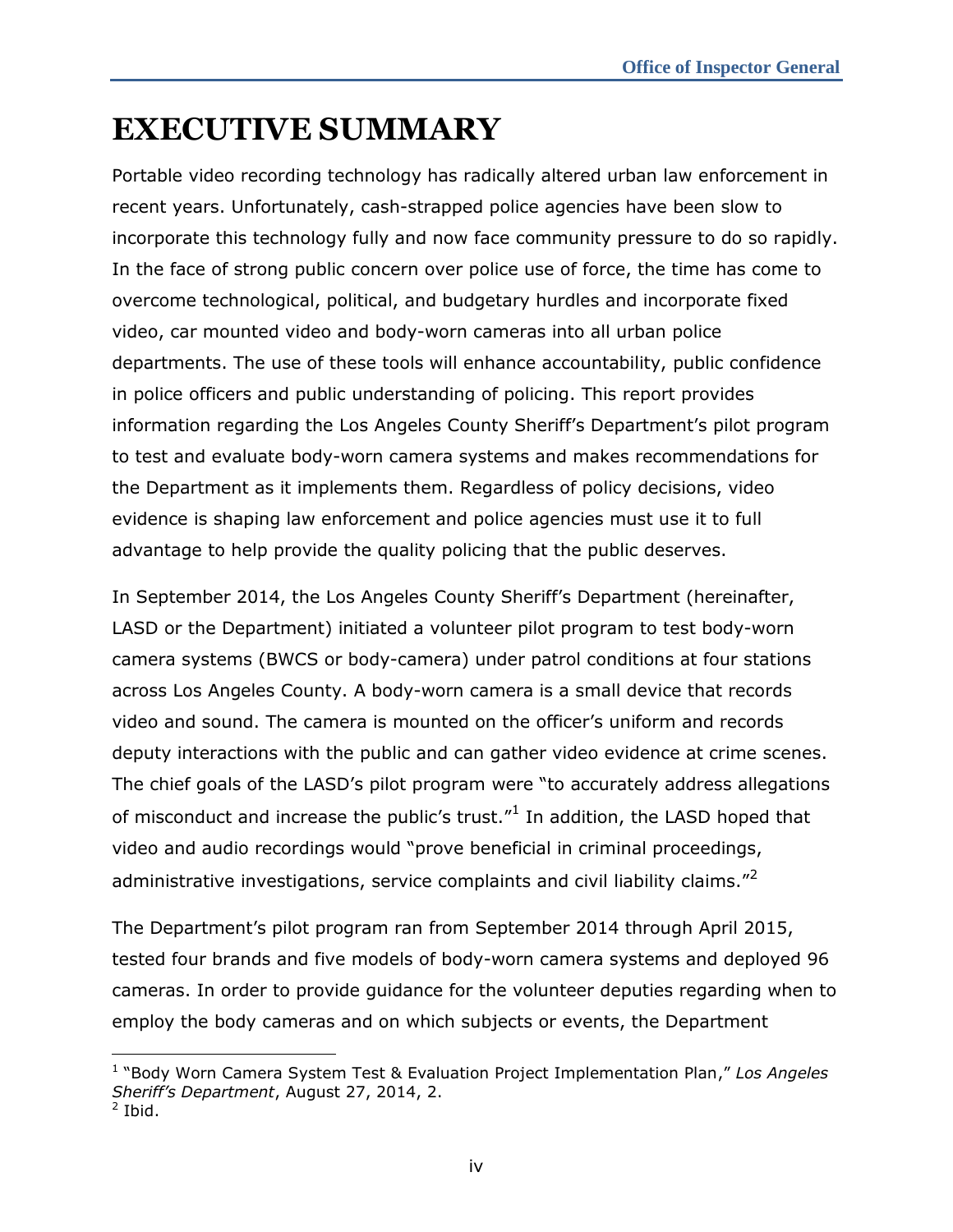# EXECUTIVE SUMMARY

Portable video recording technology has radically altered urban law enforcement in recent years. Unfortunately, cash-strapped police agencies have been slow to incorporate this technology fully and now face community pressure to do so rapidly. In the face of strong public concern over police use of force, the time has come to overcome technological, political, and budgetary hurdles and incorporate fixed video, car mounted video and body-worn cameras into all urban police departments. The use of these tools will enhance accountability, public confidence in police officers and public understanding of policing. This report provides information regarding the Los Angeles County Sheriff's Department's pilot program to test and evaluate body-worn camera systems and makes recommendations for the Department as it implements them. Regardless of policy decisions, video evidence is shaping law enforcement and police agencies must use it to full advantage to help provide the quality policing that the public deserves.

In September 2014, the Los Angeles County Sheriff's Department (hereinafter, LASD or the Department) initiated a volunteer pilot program to test body-worn camera systems (BWCS or body-camera) under patrol conditions at four stations across Los Angeles County. A body-worn camera is a small device that records video and sound. The camera is mounted on the officer's uniform and records deputy interactions with the public and can gather video evidence at crime scenes. The chief goals of the LASD's pilot program were "to accurately address allegations of misconduct and increase the public's trust."[1] In addition, the LASD hoped that video and audio recordings would "prove beneficial in criminal proceedings, administrative investigations, service complaints and civil liability claims."[2]

The Department's pilot program ran from September 2014 through April 2015, tested four brands and five models of body-worn camera systems and deployed 96 cameras. In order to provide guidance for the volunteer deputies regarding when to employ the body cameras and on which subjects or events, the Department

---

[1] "Body Worn Camera System Test & Evaluation Project Implementation Plan," *Los Angeles Sheriff's Department*, August 27, 2014, 2.

[2] Ibid.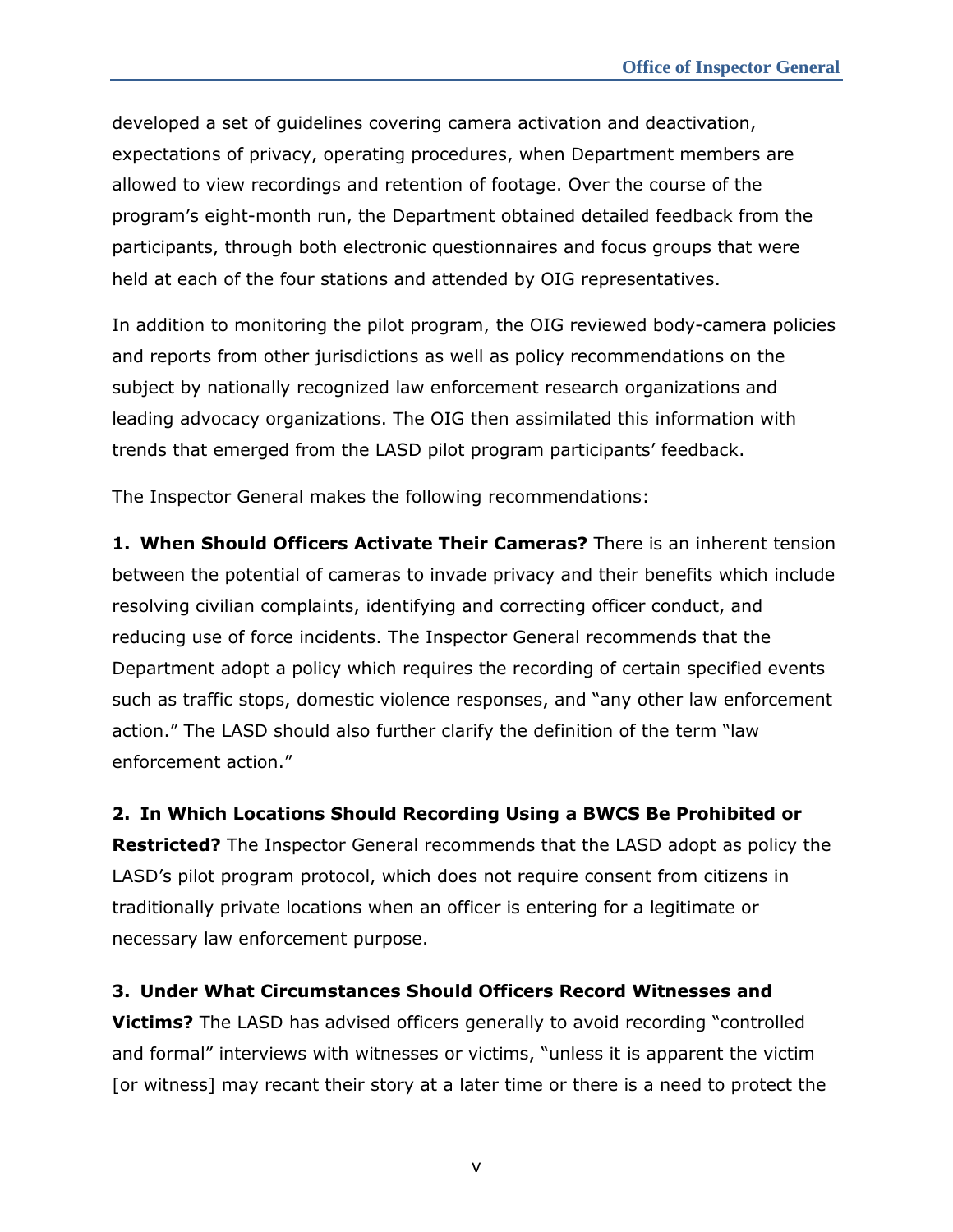developed a set of guidelines covering camera activation and deactivation, expectations of privacy, operating procedures, when Department members are allowed to view recordings and retention of footage. Over the course of the program's eight-month run, the Department obtained detailed feedback from the participants, through both electronic questionnaires and focus groups that were held at each of the four stations and attended by OIG representatives.

In addition to monitoring the pilot program, the OIG reviewed body-camera policies and reports from other jurisdictions as well as policy recommendations on the subject by nationally recognized law enforcement research organizations and leading advocacy organizations. The OIG then assimilated this information with trends that emerged from the LASD pilot program participants' feedback.

The Inspector General makes the following recommendations:

**1. When Should Officers Activate Their Cameras?** There is an inherent tension between the potential of cameras to invade privacy and their benefits which include resolving civilian complaints, identifying and correcting officer conduct, and reducing use of force incidents. The Inspector General recommends that the Department adopt a policy which requires the recording of certain specified events such as traffic stops, domestic violence responses, and "any other law enforcement action." The LASD should also further clarify the definition of the term "law enforcement action."

**2. In Which Locations Should Recording Using a BWCS Be Prohibited or Restricted?** The Inspector General recommends that the LASD adopt as policy the LASD's pilot program protocol, which does not require consent from citizens in traditionally private locations when an officer is entering for a legitimate or necessary law enforcement purpose.

**3. Under What Circumstances Should Officers Record Witnesses and Victims?** The LASD has advised officers generally to avoid recording "controlled and formal" interviews with witnesses or victims, "unless it is apparent the victim [or witness] may recant their story at a later time or there is a need to protect the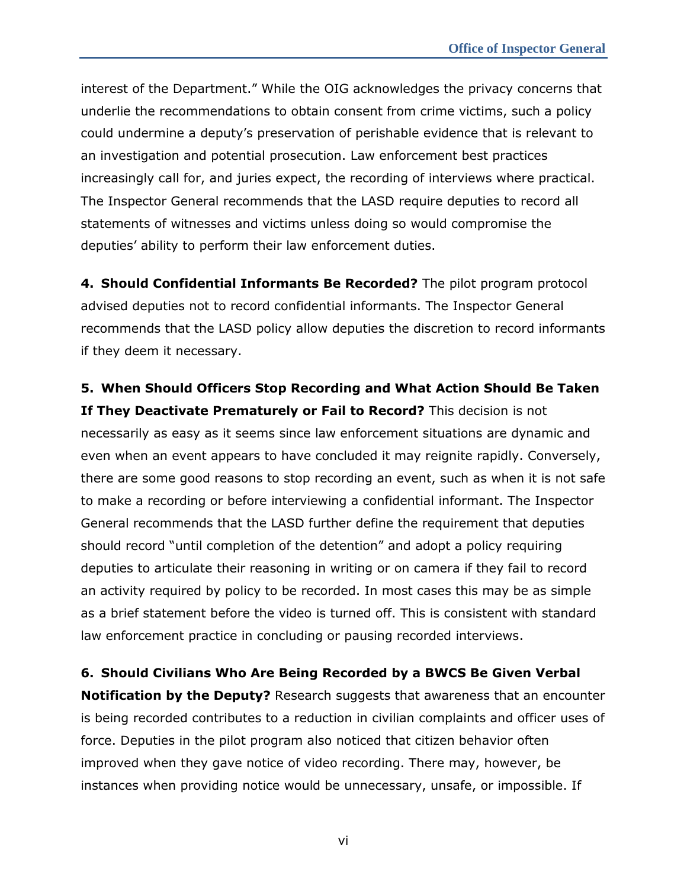interest of the Department." While the OIG acknowledges the privacy concerns that underlie the recommendations to obtain consent from crime victims, such a policy could undermine a deputy's preservation of perishable evidence that is relevant to an investigation and potential prosecution. Law enforcement best practices increasingly call for, and juries expect, the recording of interviews where practical. The Inspector General recommends that the LASD require deputies to record all statements of witnesses and victims unless doing so would compromise the deputies' ability to perform their law enforcement duties.

**4. Should Confidential Informants Be Recorded?** The pilot program protocol advised deputies not to record confidential informants. The Inspector General recommends that the LASD policy allow deputies the discretion to record informants if they deem it necessary.

**5. When Should Officers Stop Recording and What Action Should Be Taken If They Deactivate Prematurely or Fail to Record?** This decision is not necessarily as easy as it seems since law enforcement situations are dynamic and even when an event appears to have concluded it may reignite rapidly. Conversely, there are some good reasons to stop recording an event, such as when it is not safe to make a recording or before interviewing a confidential informant. The Inspector General recommends that the LASD further define the requirement that deputies should record "until completion of the detention" and adopt a policy requiring deputies to articulate their reasoning in writing or on camera if they fail to record an activity required by policy to be recorded. In most cases this may be as simple as a brief statement before the video is turned off. This is consistent with standard law enforcement practice in concluding or pausing recorded interviews.

**6. Should Civilians Who Are Being Recorded by a BWCS Be Given Verbal Notification by the Deputy?** Research suggests that awareness that an encounter is being recorded contributes to a reduction in civilian complaints and officer uses of force. Deputies in the pilot program also noticed that citizen behavior often improved when they gave notice of video recording. There may, however, be instances when providing notice would be unnecessary, unsafe, or impossible. If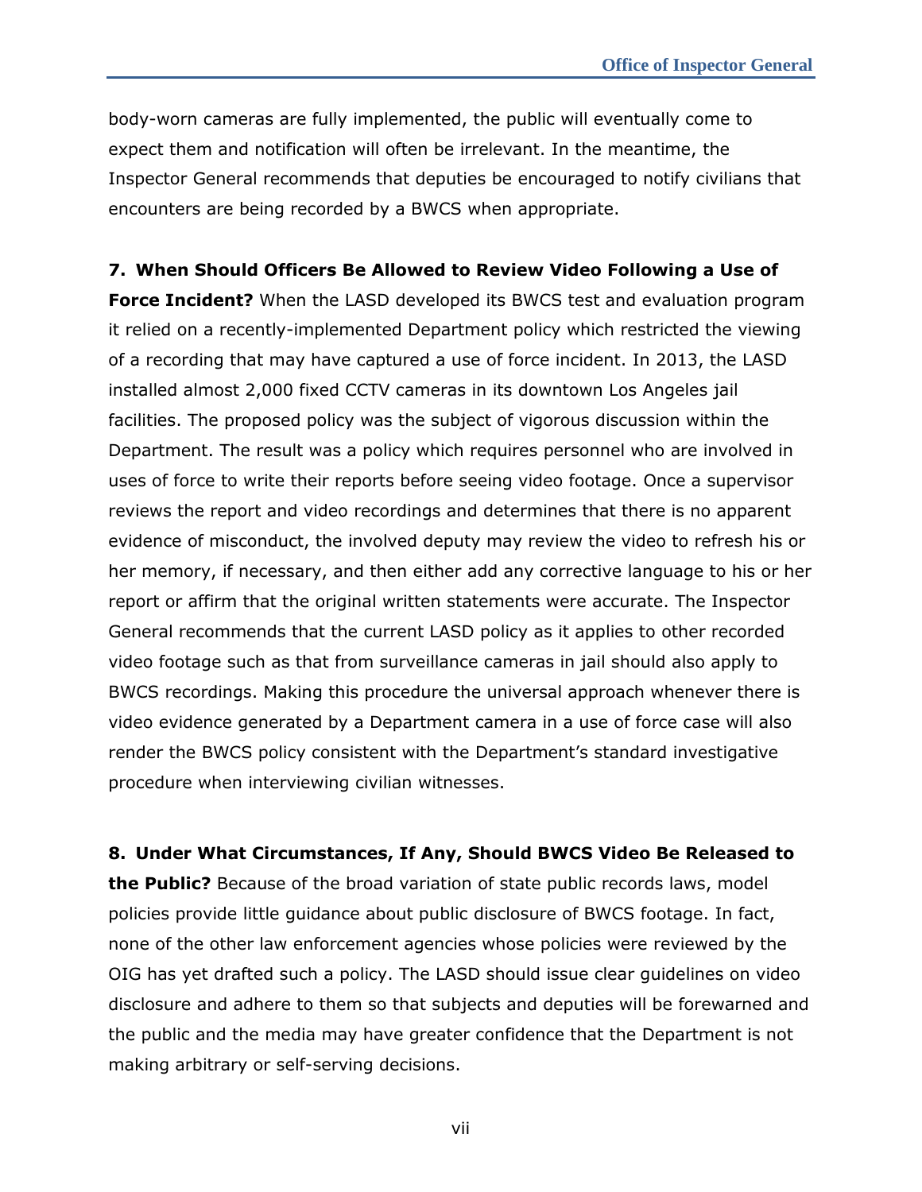body-worn cameras are fully implemented, the public will eventually come to expect them and notification will often be irrelevant. In the meantime, the Inspector General recommends that deputies be encouraged to notify civilians that encounters are being recorded by a BWCS when appropriate.

**7. When Should Officers Be Allowed to Review Video Following a Use of Force Incident?** When the LASD developed its BWCS test and evaluation program it relied on a recently-implemented Department policy which restricted the viewing of a recording that may have captured a use of force incident. In 2013, the LASD installed almost 2,000 fixed CCTV cameras in its downtown Los Angeles jail facilities. The proposed policy was the subject of vigorous discussion within the Department. The result was a policy which requires personnel who are involved in uses of force to write their reports before seeing video footage. Once a supervisor reviews the report and video recordings and determines that there is no apparent evidence of misconduct, the involved deputy may review the video to refresh his or her memory, if necessary, and then either add any corrective language to his or her report or affirm that the original written statements were accurate. The Inspector General recommends that the current LASD policy as it applies to other recorded video footage such as that from surveillance cameras in jail should also apply to BWCS recordings. Making this procedure the universal approach whenever there is video evidence generated by a Department camera in a use of force case will also render the BWCS policy consistent with the Department's standard investigative procedure when interviewing civilian witnesses.

**8. Under What Circumstances, If Any, Should BWCS Video Be Released to the Public?** Because of the broad variation of state public records laws, model policies provide little guidance about public disclosure of BWCS footage. In fact, none of the other law enforcement agencies whose policies were reviewed by the OIG has yet drafted such a policy. The LASD should issue clear guidelines on video disclosure and adhere to them so that subjects and deputies will be forewarned and the public and the media may have greater confidence that the Department is not making arbitrary or self-serving decisions.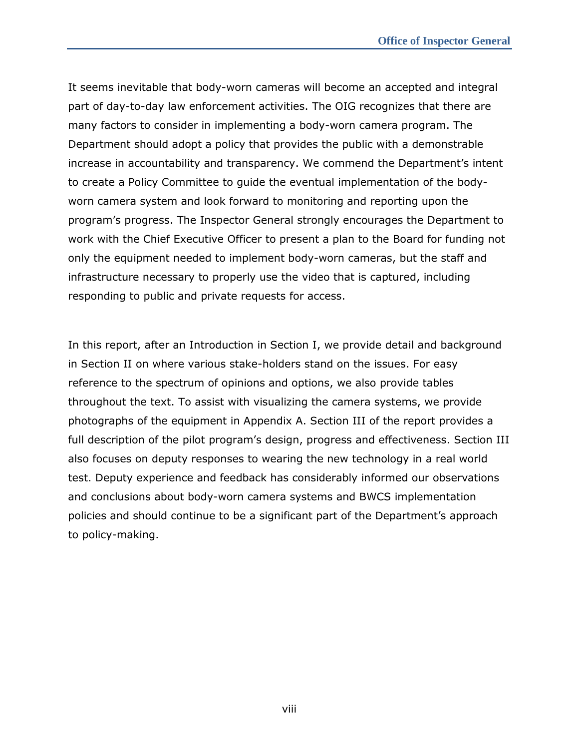It seems inevitable that body-worn cameras will become an accepted and integral part of day-to-day law enforcement activities. The OIG recognizes that there are many factors to consider in implementing a body-worn camera program. The Department should adopt a policy that provides the public with a demonstrable increase in accountability and transparency. We commend the Department's intent to create a Policy Committee to guide the eventual implementation of the body-worn camera system and look forward to monitoring and reporting upon the program's progress. The Inspector General strongly encourages the Department to work with the Chief Executive Officer to present a plan to the Board for funding not only the equipment needed to implement body-worn cameras, but the staff and infrastructure necessary to properly use the video that is captured, including responding to public and private requests for access.

In this report, after an Introduction in Section I, we provide detail and background in Section II on where various stake-holders stand on the issues. For easy reference to the spectrum of opinions and options, we also provide tables throughout the text. To assist with visualizing the camera systems, we provide photographs of the equipment in Appendix A. Section III of the report provides a full description of the pilot program's design, progress and effectiveness. Section III also focuses on deputy responses to wearing the new technology in a real world test. Deputy experience and feedback has considerably informed our observations and conclusions about body-worn camera systems and BWCS implementation policies and should continue to be a significant part of the Department's approach to policy-making.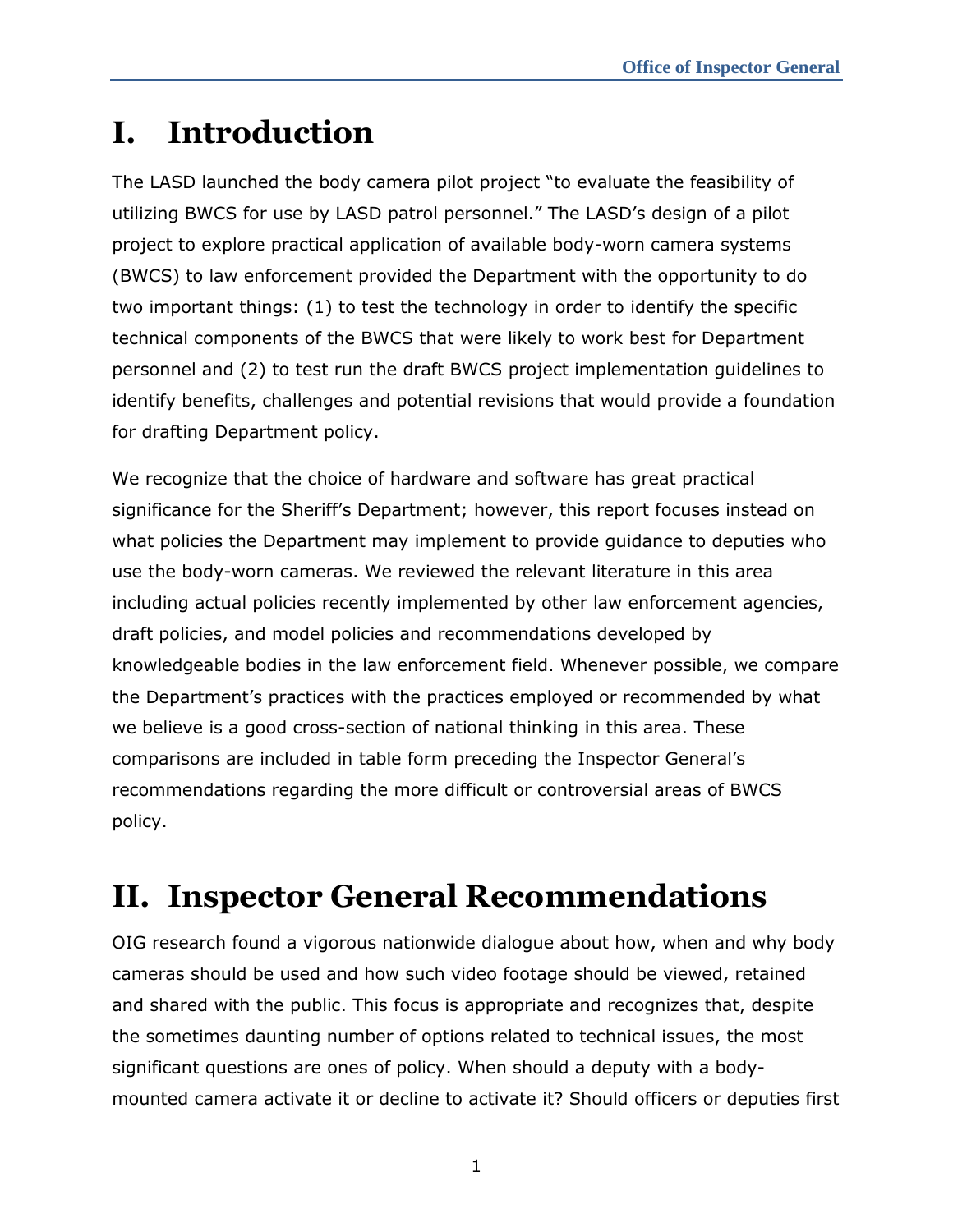# I. Introduction

The LASD launched the body camera pilot project "to evaluate the feasibility of utilizing BWCS for use by LASD patrol personnel." The LASD's design of a pilot project to explore practical application of available body-worn camera systems (BWCS) to law enforcement provided the Department with the opportunity to do two important things: (1) to test the technology in order to identify the specific technical components of the BWCS that were likely to work best for Department personnel and (2) to test run the draft BWCS project implementation guidelines to identify benefits, challenges and potential revisions that would provide a foundation for drafting Department policy.

We recognize that the choice of hardware and software has great practical significance for the Sheriff's Department; however, this report focuses instead on what policies the Department may implement to provide guidance to deputies who use the body-worn cameras. We reviewed the relevant literature in this area including actual policies recently implemented by other law enforcement agencies, draft policies, and model policies and recommendations developed by knowledgeable bodies in the law enforcement field. Whenever possible, we compare the Department's practices with the practices employed or recommended by what we believe is a good cross-section of national thinking in this area. These comparisons are included in table form preceding the Inspector General's recommendations regarding the more difficult or controversial areas of BWCS policy.

# II. Inspector General Recommendations

OIG research found a vigorous nationwide dialogue about how, when and why body cameras should be used and how such video footage should be viewed, retained and shared with the public. This focus is appropriate and recognizes that, despite the sometimes daunting number of options related to technical issues, the most significant questions are ones of policy. When should a deputy with a body-mounted camera activate it or decline to activate it? Should officers or deputies first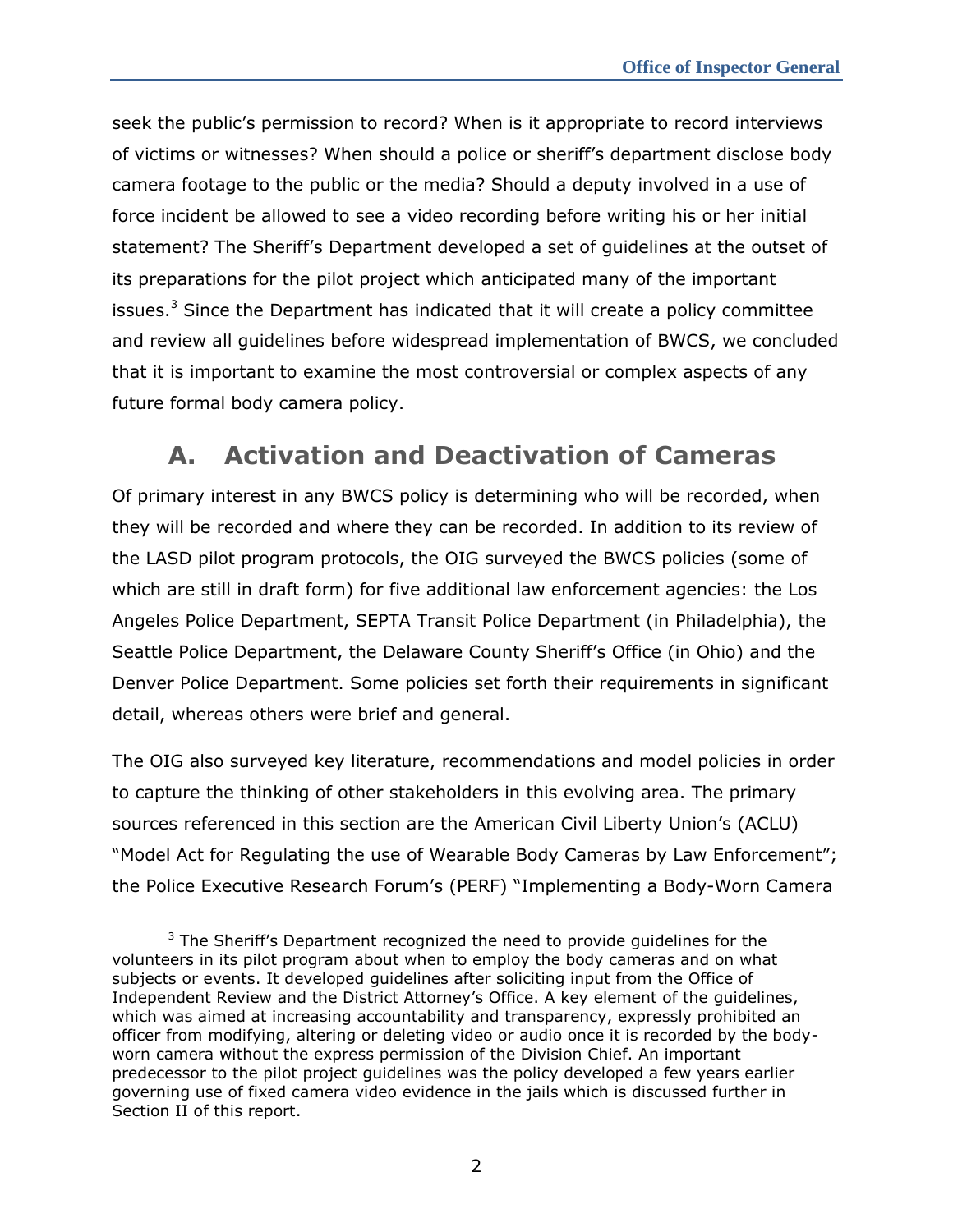seek the public's permission to record? When is it appropriate to record interviews of victims or witnesses? When should a police or sheriff's department disclose body camera footage to the public or the media? Should a deputy involved in a use of force incident be allowed to see a video recording before writing his or her initial statement? The Sheriff's Department developed a set of guidelines at the outset of its preparations for the pilot project which anticipated many of the important issues.[3] Since the Department has indicated that it will create a policy committee and review all guidelines before widespread implementation of BWCS, we concluded that it is important to examine the most controversial or complex aspects of any future formal body camera policy.

## A. Activation and Deactivation of Cameras

Of primary interest in any BWCS policy is determining who will be recorded, when they will be recorded and where they can be recorded. In addition to its review of the LASD pilot program protocols, the OIG surveyed the BWCS policies (some of which are still in draft form) for five additional law enforcement agencies: the Los Angeles Police Department, SEPTA Transit Police Department (in Philadelphia), the Seattle Police Department, the Delaware County Sheriff's Office (in Ohio) and the Denver Police Department. Some policies set forth their requirements in significant detail, whereas others were brief and general.

The OIG also surveyed key literature, recommendations and model policies in order to capture the thinking of other stakeholders in this evolving area. The primary sources referenced in this section are the American Civil Liberty Union's (ACLU) "Model Act for Regulating the use of Wearable Body Cameras by Law Enforcement"; the Police Executive Research Forum's (PERF) "Implementing a Body-Worn Camera

[3] The Sheriff's Department recognized the need to provide guidelines for the volunteers in its pilot program about when to employ the body cameras and on what subjects or events. It developed guidelines after soliciting input from the Office of Independent Review and the District Attorney's Office. A key element of the guidelines, which was aimed at increasing accountability and transparency, expressly prohibited an officer from modifying, altering or deleting video or audio once it is recorded by the body-worn camera without the express permission of the Division Chief. An important predecessor to the pilot project guidelines was the policy developed a few years earlier governing use of fixed camera video evidence in the jails which is discussed further in Section II of this report.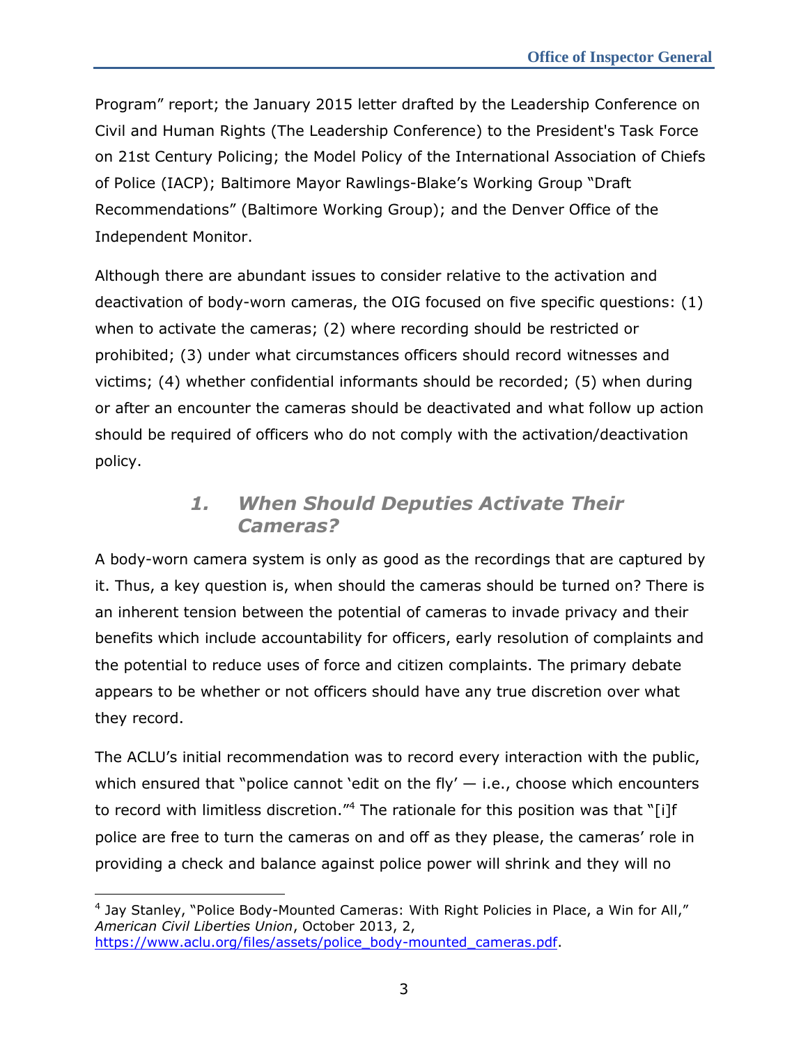Program" report; the January 2015 letter drafted by the Leadership Conference on Civil and Human Rights (The Leadership Conference) to the President's Task Force on 21st Century Policing; the Model Policy of the International Association of Chiefs of Police (IACP); Baltimore Mayor Rawlings-Blake's Working Group "Draft Recommendations" (Baltimore Working Group); and the Denver Office of the Independent Monitor.

Although there are abundant issues to consider relative to the activation and deactivation of body-worn cameras, the OIG focused on five specific questions: (1) when to activate the cameras; (2) where recording should be restricted or prohibited; (3) under what circumstances officers should record witnesses and victims; (4) whether confidential informants should be recorded; (5) when during or after an encounter the cameras should be deactivated and what follow up action should be required of officers who do not comply with the activation/deactivation policy.

### *1. When Should Deputies Activate Their Cameras?*

A body-worn camera system is only as good as the recordings that are captured by it. Thus, a key question is, when should the cameras should be turned on? There is an inherent tension between the potential of cameras to invade privacy and their benefits which include accountability for officers, early resolution of complaints and the potential to reduce uses of force and citizen complaints. The primary debate appears to be whether or not officers should have any true discretion over what they record.

The ACLU's initial recommendation was to record every interaction with the public, which ensured that "police cannot 'edit on the fly' — i.e., choose which encounters to record with limitless discretion."[4] The rationale for this position was that "[i]f police are free to turn the cameras on and off as they please, the cameras' role in providing a check and balance against police power will shrink and they will no

---

[4] Jay Stanley, "Police Body-Mounted Cameras: With Right Policies in Place, a Win for All," *American Civil Liberties Union*, October 2013, 2, https://www.aclu.org/files/assets/police_body-mounted_cameras.pdf.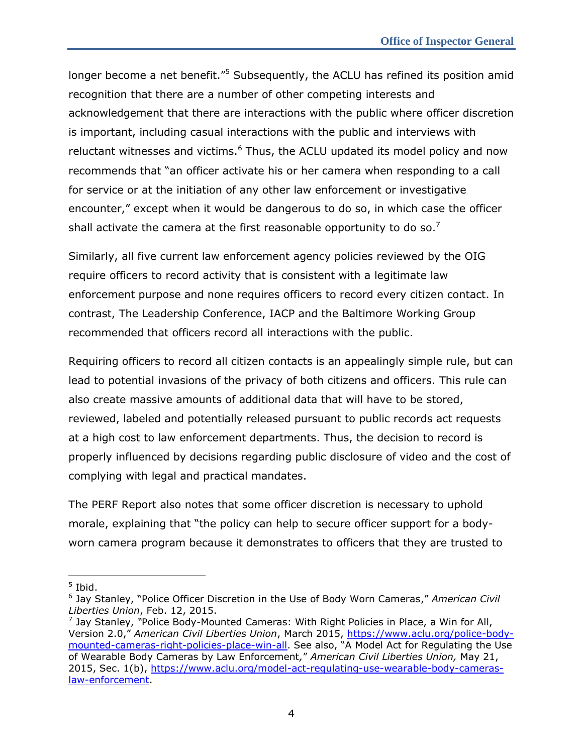longer become a net benefit."[5] Subsequently, the ACLU has refined its position amid recognition that there are a number of other competing interests and acknowledgement that there are interactions with the public where officer discretion is important, including casual interactions with the public and interviews with reluctant witnesses and victims.[6] Thus, the ACLU updated its model policy and now recommends that "an officer activate his or her camera when responding to a call for service or at the initiation of any other law enforcement or investigative encounter," except when it would be dangerous to do so, in which case the officer shall activate the camera at the first reasonable opportunity to do so.[7]

Similarly, all five current law enforcement agency policies reviewed by the OIG require officers to record activity that is consistent with a legitimate law enforcement purpose and none requires officers to record every citizen contact. In contrast, The Leadership Conference, IACP and the Baltimore Working Group recommended that officers record all interactions with the public.

Requiring officers to record all citizen contacts is an appealingly simple rule, but can lead to potential invasions of the privacy of both citizens and officers. This rule can also create massive amounts of additional data that will have to be stored, reviewed, labeled and potentially released pursuant to public records act requests at a high cost to law enforcement departments. Thus, the decision to record is properly influenced by decisions regarding public disclosure of video and the cost of complying with legal and practical mandates.

The PERF Report also notes that some officer discretion is necessary to uphold morale, explaining that "the policy can help to secure officer support for a body-worn camera program because it demonstrates to officers that they are trusted to

---

[5] Ibid.

[6] Jay Stanley, "Police Officer Discretion in the Use of Body Worn Cameras," *American Civil Liberties Union*, Feb. 12, 2015.

[7] Jay Stanley, "Police Body-Mounted Cameras: With Right Policies in Place, a Win for All, Version 2.0," *American Civil Liberties Union*, March 2015, https://www.aclu.org/police-body-mounted-cameras-right-policies-place-win-all. See also, "A Model Act for Regulating the Use of Wearable Body Cameras by Law Enforcement," *American Civil Liberties Union,* May 21, 2015, Sec. 1(b), https://www.aclu.org/model-act-regulating-use-wearable-body-cameras-law-enforcement.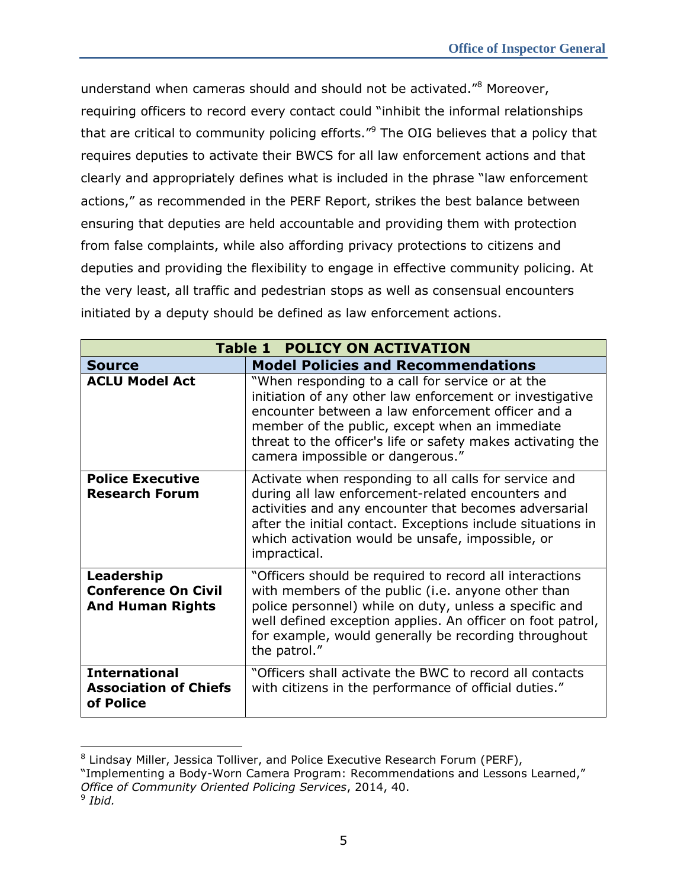understand when cameras should and should not be activated."[8] Moreover, requiring officers to record every contact could "inhibit the informal relationships that are critical to community policing efforts."[9] The OIG believes that a policy that requires deputies to activate their BWCS for all law enforcement actions and that clearly and appropriately defines what is included in the phrase "law enforcement actions," as recommended in the PERF Report, strikes the best balance between ensuring that deputies are held accountable and providing them with protection from false complaints, while also affording privacy protections to citizens and deputies and providing the flexibility to engage in effective community policing. At the very least, all traffic and pedestrian stops as well as consensual encounters initiated by a deputy should be defined as law enforcement actions.

| **Table 1 POLICY ON ACTIVATION** | |
|---|---|
| **Source** | **Model Policies and Recommendations** |
| **ACLU Model Act** | "When responding to a call for service or at the initiation of any other law enforcement or investigative encounter between a law enforcement officer and a member of the public, except when an immediate threat to the officer's life or safety makes activating the camera impossible or dangerous." |
| **Police Executive Research Forum** | Activate when responding to all calls for service and during all law enforcement-related encounters and activities and any encounter that becomes adversarial after the initial contact. Exceptions include situations in which activation would be unsafe, impossible, or impractical. |
| **Leadership Conference On Civil And Human Rights** | "Officers should be required to record all interactions with members of the public (i.e. anyone other than police personnel) while on duty, unless a specific and well defined exception applies. An officer on foot patrol, for example, would generally be recording throughout the patrol." |
| **International Association of Chiefs of Police** | "Officers shall activate the BWC to record all contacts with citizens in the performance of official duties." |

[8] Lindsay Miller, Jessica Tolliver, and Police Executive Research Forum (PERF), "Implementing a Body-Worn Camera Program: Recommendations and Lessons Learned," *Office of Community Oriented Policing Services*, 2014, 40.

[9] *Ibid.*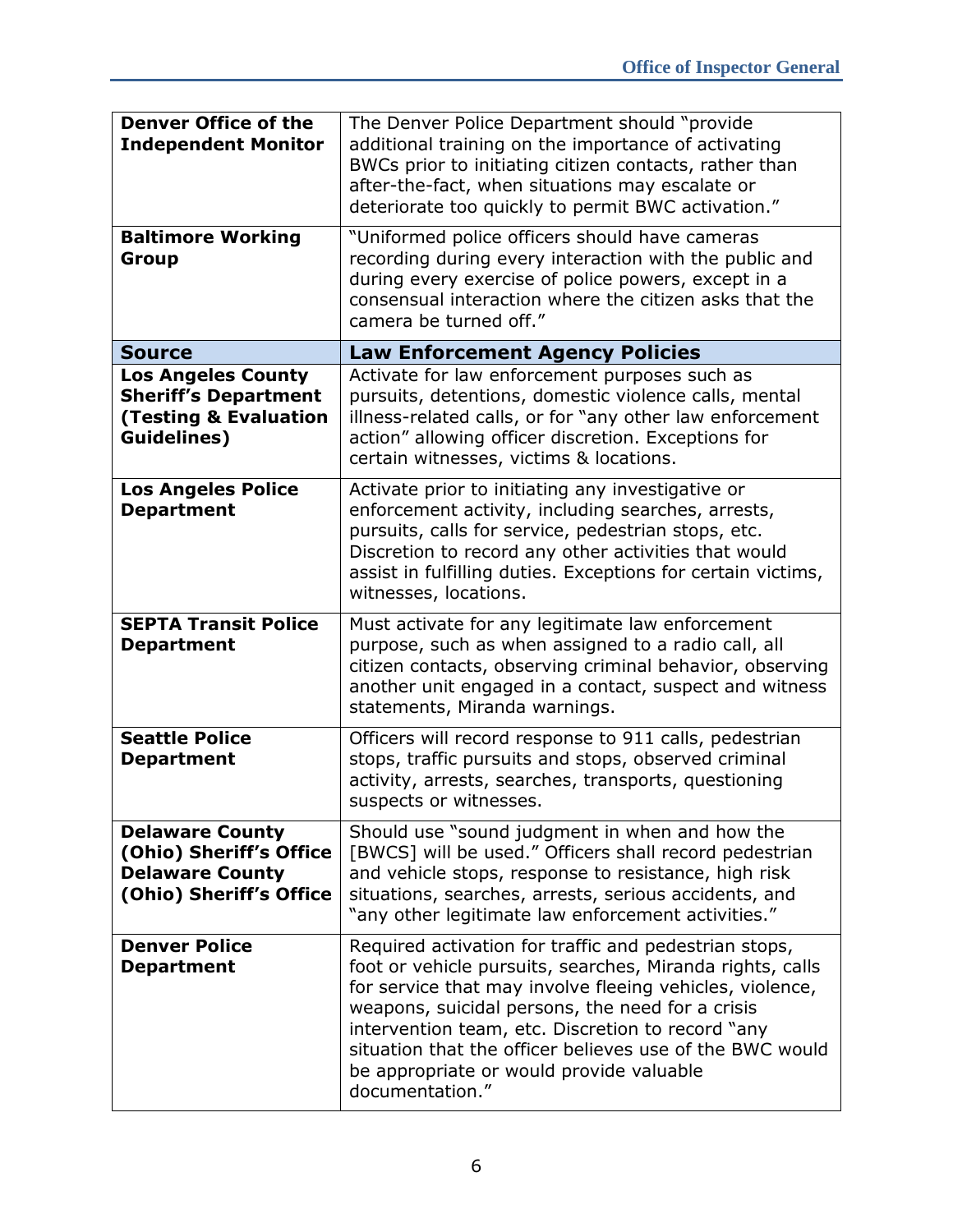| | |
|---|---|
| **Denver Office of the Independent Monitor** | The Denver Police Department should "provide additional training on the importance of activating BWCs prior to initiating citizen contacts, rather than after-the-fact, when situations may escalate or deteriorate too quickly to permit BWC activation." |
| **Baltimore Working Group** | "Uniformed police officers should have cameras recording during every interaction with the public and during every exercise of police powers, except in a consensual interaction where the citizen asks that the camera be turned off." |
| **Source** | **Law Enforcement Agency Policies** |
| **Los Angeles County Sheriff's Department (Testing & Evaluation Guidelines)** | Activate for law enforcement purposes such as pursuits, detentions, domestic violence calls, mental illness-related calls, or for "any other law enforcement action" allowing officer discretion. Exceptions for certain witnesses, victims & locations. |
| **Los Angeles Police Department** | Activate prior to initiating any investigative or enforcement activity, including searches, arrests, pursuits, calls for service, pedestrian stops, etc. Discretion to record any other activities that would assist in fulfilling duties. Exceptions for certain victims, witnesses, locations. |
| **SEPTA Transit Police Department** | Must activate for any legitimate law enforcement purpose, such as when assigned to a radio call, all citizen contacts, observing criminal behavior, observing another unit engaged in a contact, suspect and witness statements, Miranda warnings. |
| **Seattle Police Department** | Officers will record response to 911 calls, pedestrian stops, traffic pursuits and stops, observed criminal activity, arrests, searches, transports, questioning suspects or witnesses. |
| **Delaware County (Ohio) Sheriff's Office Delaware County (Ohio) Sheriff's Office** | Should use "sound judgment in when and how the [BWCS] will be used." Officers shall record pedestrian and vehicle stops, response to resistance, high risk situations, searches, arrests, serious accidents, and "any other legitimate law enforcement activities." |
| **Denver Police Department** | Required activation for traffic and pedestrian stops, foot or vehicle pursuits, searches, Miranda rights, calls for service that may involve fleeing vehicles, violence, weapons, suicidal persons, the need for a crisis intervention team, etc. Discretion to record "any situation that the officer believes use of the BWC would be appropriate or would provide valuable documentation." |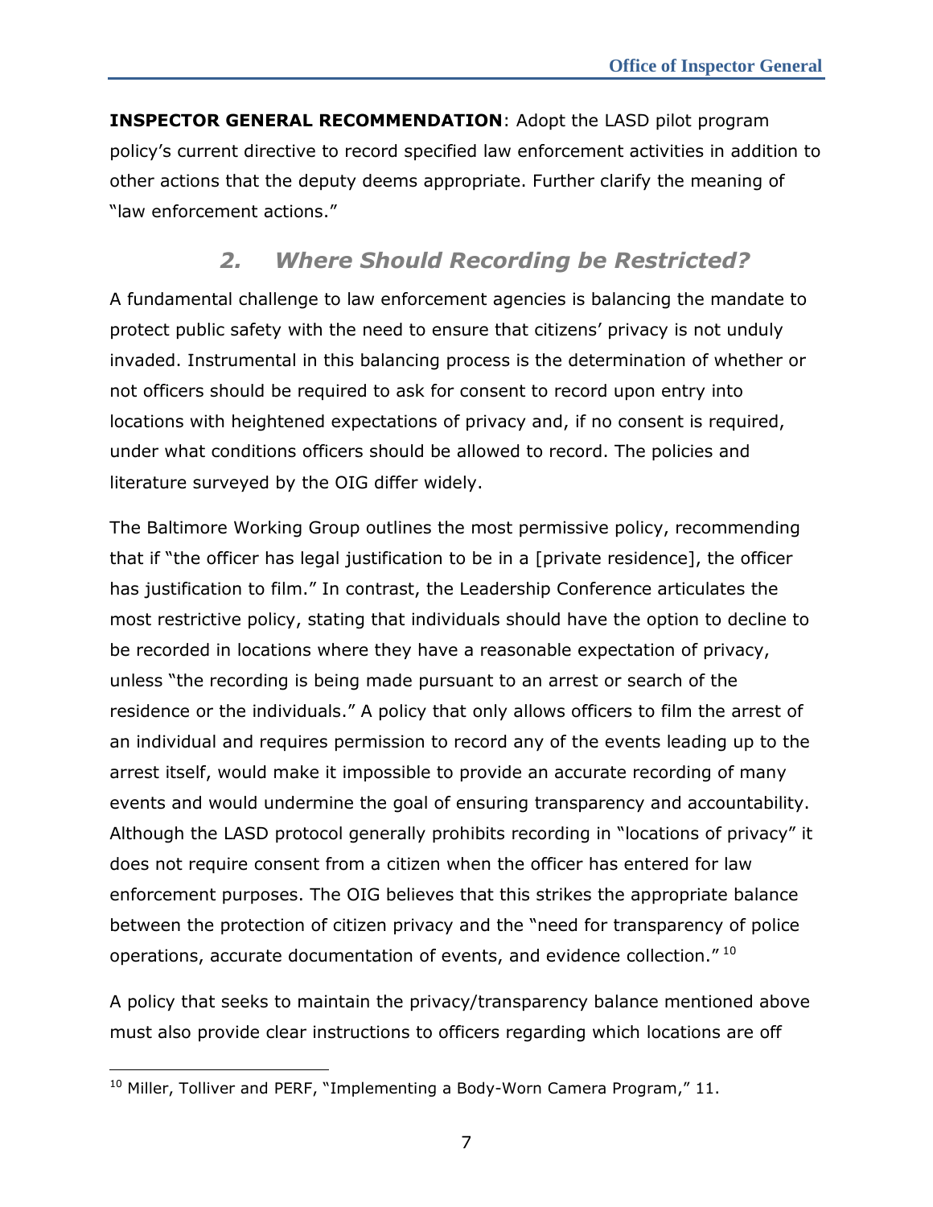**INSPECTOR GENERAL RECOMMENDATION**: Adopt the LASD pilot program policy's current directive to record specified law enforcement activities in addition to other actions that the deputy deems appropriate. Further clarify the meaning of "law enforcement actions."

## *2. Where Should Recording be Restricted?*

A fundamental challenge to law enforcement agencies is balancing the mandate to protect public safety with the need to ensure that citizens' privacy is not unduly invaded. Instrumental in this balancing process is the determination of whether or not officers should be required to ask for consent to record upon entry into locations with heightened expectations of privacy and, if no consent is required, under what conditions officers should be allowed to record. The policies and literature surveyed by the OIG differ widely.

The Baltimore Working Group outlines the most permissive policy, recommending that if "the officer has legal justification to be in a [private residence], the officer has justification to film." In contrast, the Leadership Conference articulates the most restrictive policy, stating that individuals should have the option to decline to be recorded in locations where they have a reasonable expectation of privacy, unless "the recording is being made pursuant to an arrest or search of the residence or the individuals." A policy that only allows officers to film the arrest of an individual and requires permission to record any of the events leading up to the arrest itself, would make it impossible to provide an accurate recording of many events and would undermine the goal of ensuring transparency and accountability. Although the LASD protocol generally prohibits recording in "locations of privacy" it does not require consent from a citizen when the officer has entered for law enforcement purposes. The OIG believes that this strikes the appropriate balance between the protection of citizen privacy and the "need for transparency of police operations, accurate documentation of events, and evidence collection." [10]

A policy that seeks to maintain the privacy/transparency balance mentioned above must also provide clear instructions to officers regarding which locations are off

[10] Miller, Tolliver and PERF, "Implementing a Body-Worn Camera Program," 11.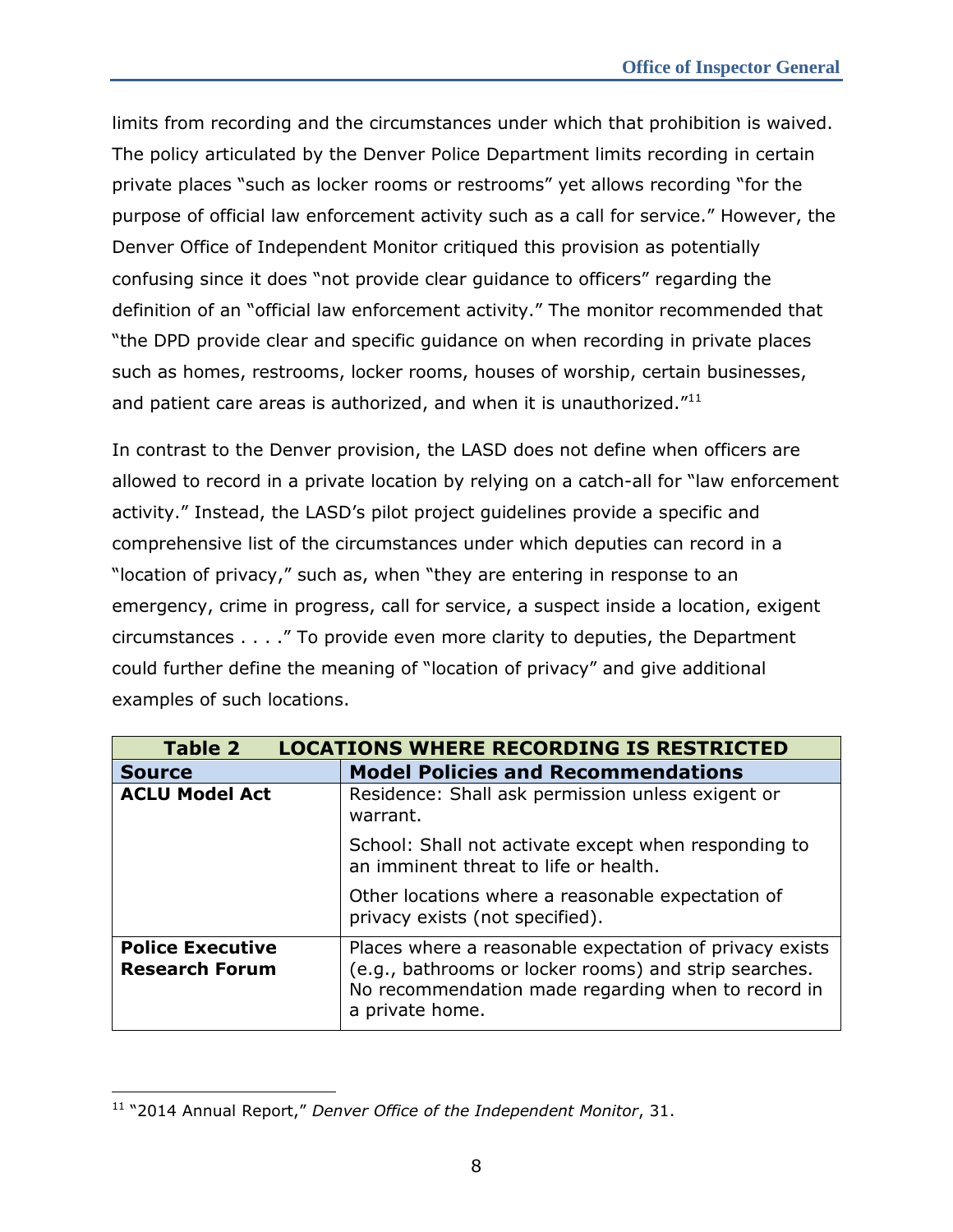limits from recording and the circumstances under which that prohibition is waived. The policy articulated by the Denver Police Department limits recording in certain private places "such as locker rooms or restrooms" yet allows recording "for the purpose of official law enforcement activity such as a call for service." However, the Denver Office of Independent Monitor critiqued this provision as potentially confusing since it does "not provide clear guidance to officers" regarding the definition of an "official law enforcement activity." The monitor recommended that "the DPD provide clear and specific guidance on when recording in private places such as homes, restrooms, locker rooms, houses of worship, certain businesses, and patient care areas is authorized, and when it is unauthorized."[11]

In contrast to the Denver provision, the LASD does not define when officers are allowed to record in a private location by relying on a catch-all for "law enforcement activity." Instead, the LASD's pilot project guidelines provide a specific and comprehensive list of the circumstances under which deputies can record in a "location of privacy," such as, when "they are entering in response to an emergency, crime in progress, call for service, a suspect inside a location, exigent circumstances . . . ." To provide even more clarity to deputies, the Department could further define the meaning of "location of privacy" and give additional examples of such locations.

**Table 2 LOCATIONS WHERE RECORDING IS RESTRICTED**

| Source | Model Policies and Recommendations |
|---|---|
| **ACLU Model Act** | Residence: Shall ask permission unless exigent or warrant.<br><br>School: Shall not activate except when responding to an imminent threat to life or health.<br><br>Other locations where a reasonable expectation of privacy exists (not specified). |
| **Police Executive Research Forum** | Places where a reasonable expectation of privacy exists (e.g., bathrooms or locker rooms) and strip searches. No recommendation made regarding when to record in a private home. |

[11] "2014 Annual Report," *Denver Office of the Independent Monitor*, 31.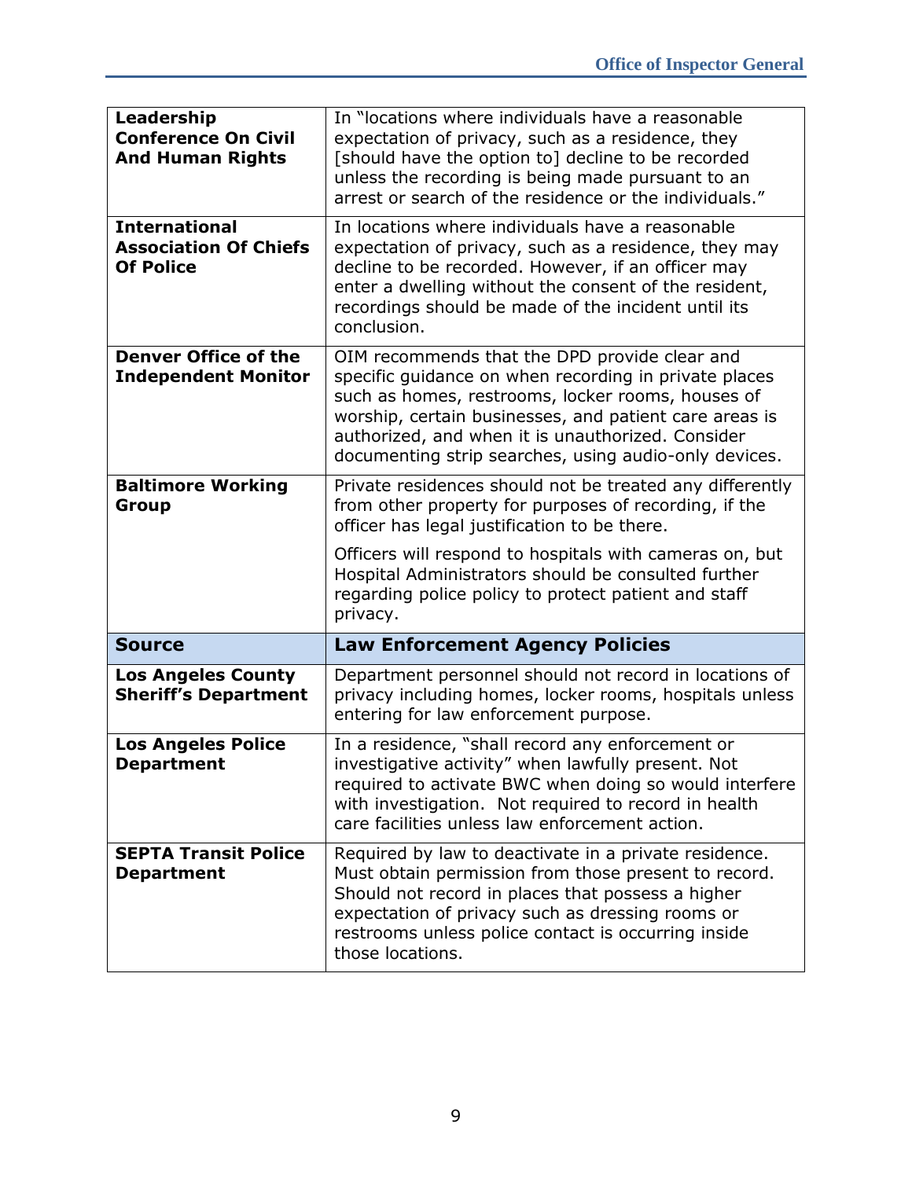| | |
|---|---|
| **Leadership Conference On Civil And Human Rights** | In "locations where individuals have a reasonable expectation of privacy, such as a residence, they [should have the option to] decline to be recorded unless the recording is being made pursuant to an arrest or search of the residence or the individuals." |
| **International Association Of Chiefs Of Police** | In locations where individuals have a reasonable expectation of privacy, such as a residence, they may decline to be recorded. However, if an officer may enter a dwelling without the consent of the resident, recordings should be made of the incident until its conclusion. |
| **Denver Office of the Independent Monitor** | OIM recommends that the DPD provide clear and specific guidance on when recording in private places such as homes, restrooms, locker rooms, houses of worship, certain businesses, and patient care areas is authorized, and when it is unauthorized. Consider documenting strip searches, using audio-only devices. |
| **Baltimore Working Group** | Private residences should not be treated any differently from other property for purposes of recording, if the officer has legal justification to be there.<br><br>Officers will respond to hospitals with cameras on, but Hospital Administrators should be consulted further regarding police policy to protect patient and staff privacy. |
| **Source** | **Law Enforcement Agency Policies** |
| **Los Angeles County Sheriff's Department** | Department personnel should not record in locations of privacy including homes, locker rooms, hospitals unless entering for law enforcement purpose. |
| **Los Angeles Police Department** | In a residence, "shall record any enforcement or investigative activity" when lawfully present. Not required to activate BWC when doing so would interfere with investigation. Not required to record in health care facilities unless law enforcement action. |
| **SEPTA Transit Police Department** | Required by law to deactivate in a private residence. Must obtain permission from those present to record. Should not record in places that possess a higher expectation of privacy such as dressing rooms or restrooms unless police contact is occurring inside those locations. |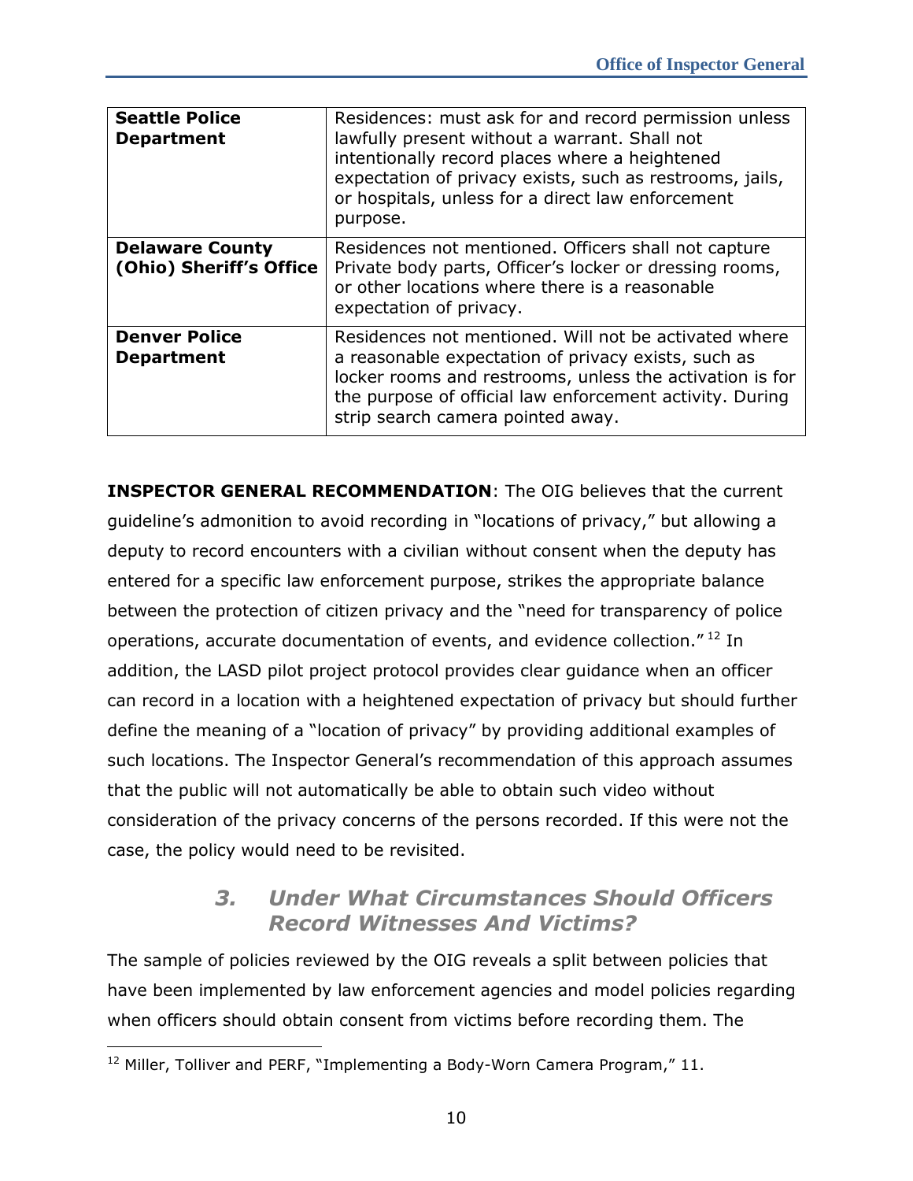| | |
|---|---|
| **Seattle Police Department** | Residences: must ask for and record permission unless lawfully present without a warrant. Shall not intentionally record places where a heightened expectation of privacy exists, such as restrooms, jails, or hospitals, unless for a direct law enforcement purpose. |
| **Delaware County (Ohio) Sheriff's Office** | Residences not mentioned. Officers shall not capture Private body parts, Officer's locker or dressing rooms, or other locations where there is a reasonable expectation of privacy. |
| **Denver Police Department** | Residences not mentioned. Will not be activated where a reasonable expectation of privacy exists, such as locker rooms and restrooms, unless the activation is for the purpose of official law enforcement activity. During strip search camera pointed away. |

**INSPECTOR GENERAL RECOMMENDATION**: The OIG believes that the current guideline's admonition to avoid recording in "locations of privacy," but allowing a deputy to record encounters with a civilian without consent when the deputy has entered for a specific law enforcement purpose, strikes the appropriate balance between the protection of citizen privacy and the "need for transparency of police operations, accurate documentation of events, and evidence collection."[12] In addition, the LASD pilot project protocol provides clear guidance when an officer can record in a location with a heightened expectation of privacy but should further define the meaning of a "location of privacy" by providing additional examples of such locations. The Inspector General's recommendation of this approach assumes that the public will not automatically be able to obtain such video without consideration of the privacy concerns of the persons recorded. If this were not the case, the policy would need to be revisited.

### *3. Under What Circumstances Should Officers Record Witnesses And Victims?*

The sample of policies reviewed by the OIG reveals a split between policies that have been implemented by law enforcement agencies and model policies regarding when officers should obtain consent from victims before recording them. The

[12] Miller, Tolliver and PERF, "Implementing a Body-Worn Camera Program," 11.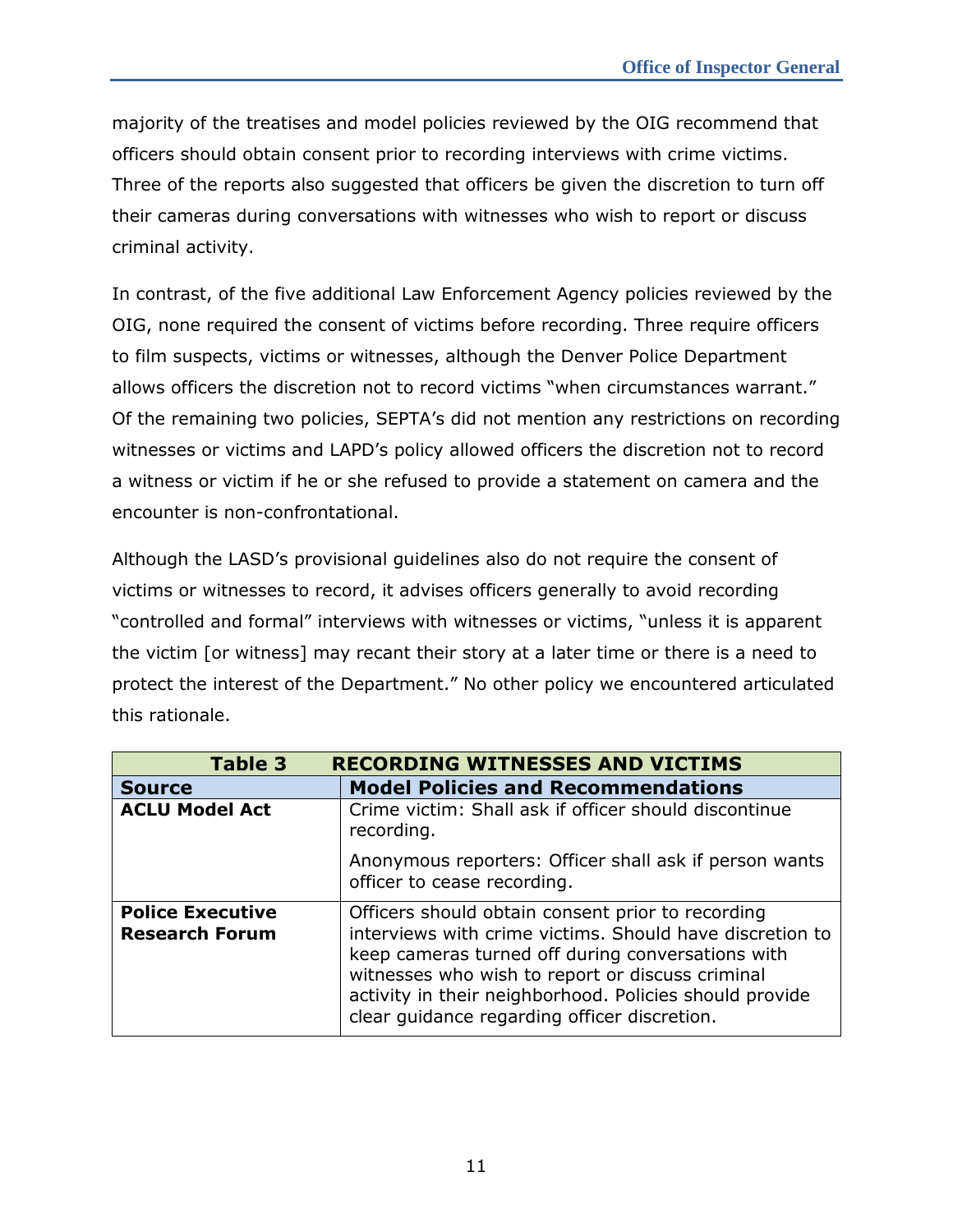majority of the treatises and model policies reviewed by the OIG recommend that officers should obtain consent prior to recording interviews with crime victims. Three of the reports also suggested that officers be given the discretion to turn off their cameras during conversations with witnesses who wish to report or discuss criminal activity.

In contrast, of the five additional Law Enforcement Agency policies reviewed by the OIG, none required the consent of victims before recording. Three require officers to film suspects, victims or witnesses, although the Denver Police Department allows officers the discretion not to record victims "when circumstances warrant." Of the remaining two policies, SEPTA's did not mention any restrictions on recording witnesses or victims and LAPD's policy allowed officers the discretion not to record a witness or victim if he or she refused to provide a statement on camera and the encounter is non-confrontational.

Although the LASD's provisional guidelines also do not require the consent of victims or witnesses to record, it advises officers generally to avoid recording "controlled and formal" interviews with witnesses or victims, "unless it is apparent the victim [or witness] may recant their story at a later time or there is a need to protect the interest of the Department." No other policy we encountered articulated this rationale.

| **Table 3 RECORDING WITNESSES AND VICTIMS** | |
|---|---|
| **Source** | **Model Policies and Recommendations** |
| **ACLU Model Act** | Crime victim: Shall ask if officer should discontinue recording.<br><br>Anonymous reporters: Officer shall ask if person wants officer to cease recording. |
| **Police Executive Research Forum** | Officers should obtain consent prior to recording interviews with crime victims. Should have discretion to keep cameras turned off during conversations with witnesses who wish to report or discuss criminal activity in their neighborhood. Policies should provide clear guidance regarding officer discretion. |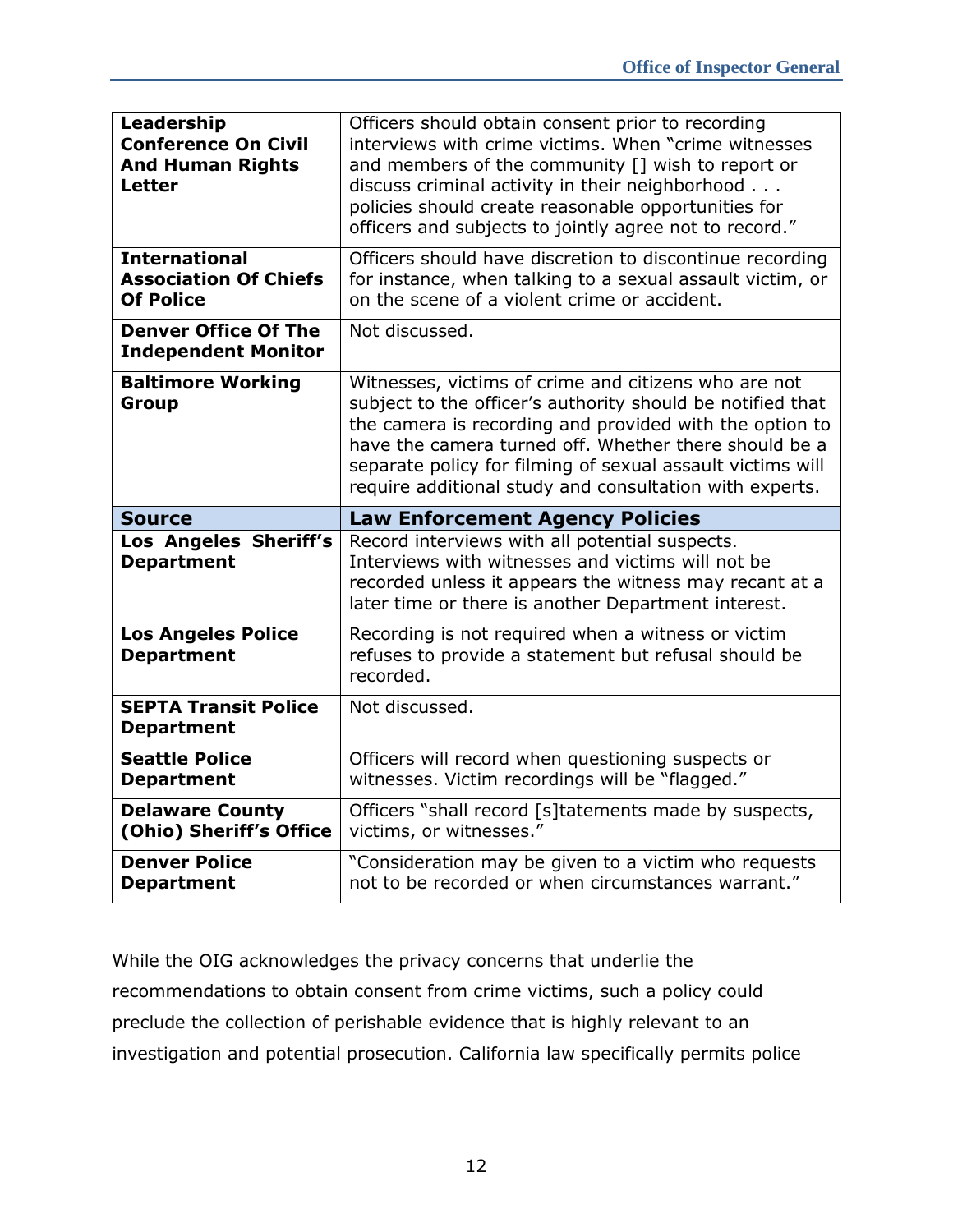| | |
|---|---|
| **Leadership Conference On Civil And Human Rights Letter** | Officers should obtain consent prior to recording interviews with crime victims. When "crime witnesses and members of the community [] wish to report or discuss criminal activity in their neighborhood . . . policies should create reasonable opportunities for officers and subjects to jointly agree not to record." |
| **International Association Of Chiefs Of Police** | Officers should have discretion to discontinue recording for instance, when talking to a sexual assault victim, or on the scene of a violent crime or accident. |
| **Denver Office Of The Independent Monitor** | Not discussed. |
| **Baltimore Working Group** | Witnesses, victims of crime and citizens who are not subject to the officer's authority should be notified that the camera is recording and provided with the option to have the camera turned off. Whether there should be a separate policy for filming of sexual assault victims will require additional study and consultation with experts. |
| **Source** | **Law Enforcement Agency Policies** |
| **Los Angeles Sheriff's Department** | Record interviews with all potential suspects. Interviews with witnesses and victims will not be recorded unless it appears the witness may recant at a later time or there is another Department interest. |
| **Los Angeles Police Department** | Recording is not required when a witness or victim refuses to provide a statement but refusal should be recorded. |
| **SEPTA Transit Police Department** | Not discussed. |
| **Seattle Police Department** | Officers will record when questioning suspects or witnesses. Victim recordings will be "flagged." |
| **Delaware County (Ohio) Sheriff's Office** | Officers "shall record [s]tatements made by suspects, victims, or witnesses." |
| **Denver Police Department** | "Consideration may be given to a victim who requests not to be recorded or when circumstances warrant." |

While the OIG acknowledges the privacy concerns that underlie the recommendations to obtain consent from crime victims, such a policy could preclude the collection of perishable evidence that is highly relevant to an investigation and potential prosecution. California law specifically permits police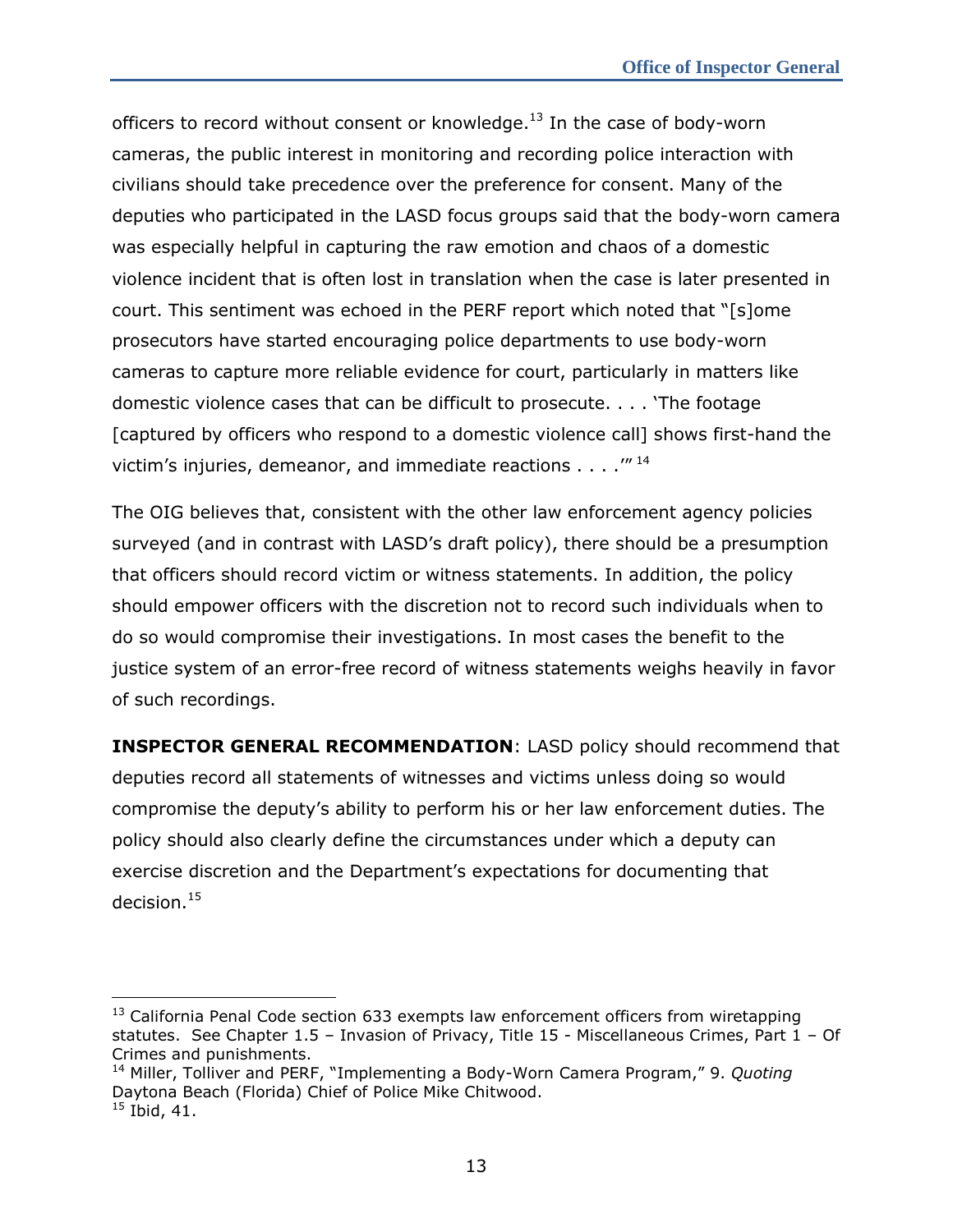officers to record without consent or knowledge.[13] In the case of body-worn cameras, the public interest in monitoring and recording police interaction with civilians should take precedence over the preference for consent. Many of the deputies who participated in the LASD focus groups said that the body-worn camera was especially helpful in capturing the raw emotion and chaos of a domestic violence incident that is often lost in translation when the case is later presented in court. This sentiment was echoed in the PERF report which noted that "[s]ome prosecutors have started encouraging police departments to use body-worn cameras to capture more reliable evidence for court, particularly in matters like domestic violence cases that can be difficult to prosecute. . . . 'The footage [captured by officers who respond to a domestic violence call] shows first-hand the victim's injuries, demeanor, and immediate reactions . . . .'"[14]

The OIG believes that, consistent with the other law enforcement agency policies surveyed (and in contrast with LASD's draft policy), there should be a presumption that officers should record victim or witness statements. In addition, the policy should empower officers with the discretion not to record such individuals when to do so would compromise their investigations. In most cases the benefit to the justice system of an error-free record of witness statements weighs heavily in favor of such recordings.

**INSPECTOR GENERAL RECOMMENDATION**: LASD policy should recommend that deputies record all statements of witnesses and victims unless doing so would compromise the deputy's ability to perform his or her law enforcement duties. The policy should also clearly define the circumstances under which a deputy can exercise discretion and the Department's expectations for documenting that decision.[15]

---

[13] California Penal Code section 633 exempts law enforcement officers from wiretapping statutes. See Chapter 1.5 – Invasion of Privacy, Title 15 - Miscellaneous Crimes, Part 1 – Of Crimes and punishments.

[14] Miller, Tolliver and PERF, "Implementing a Body-Worn Camera Program," 9. *Quoting* Daytona Beach (Florida) Chief of Police Mike Chitwood.

[15] Ibid, 41.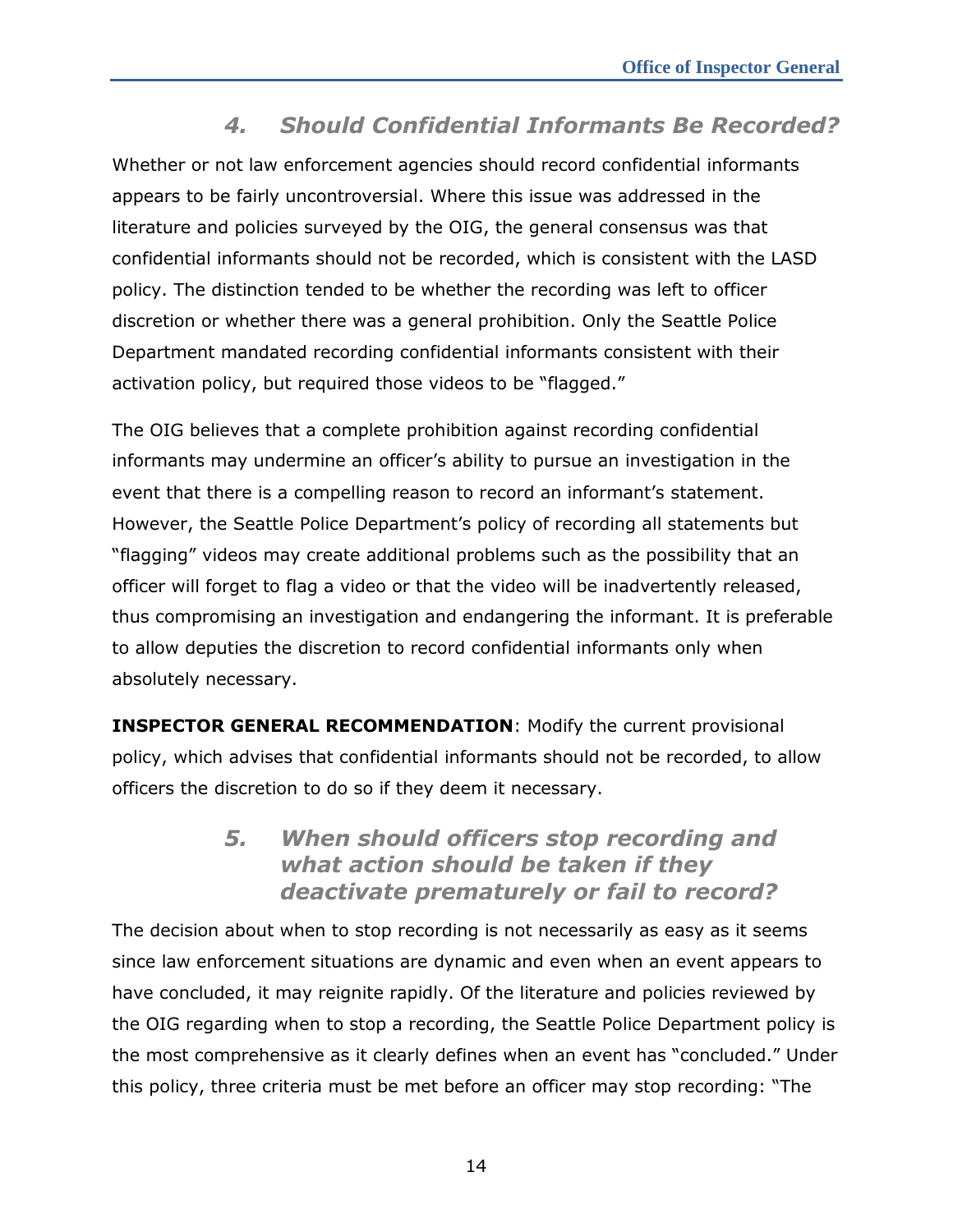### 4. Should Confidential Informants Be Recorded?

Whether or not law enforcement agencies should record confidential informants appears to be fairly uncontroversial. Where this issue was addressed in the literature and policies surveyed by the OIG, the general consensus was that confidential informants should not be recorded, which is consistent with the LASD policy. The distinction tended to be whether the recording was left to officer discretion or whether there was a general prohibition. Only the Seattle Police Department mandated recording confidential informants consistent with their activation policy, but required those videos to be "flagged."

The OIG believes that a complete prohibition against recording confidential informants may undermine an officer's ability to pursue an investigation in the event that there is a compelling reason to record an informant's statement. However, the Seattle Police Department's policy of recording all statements but "flagging" videos may create additional problems such as the possibility that an officer will forget to flag a video or that the video will be inadvertently released, thus compromising an investigation and endangering the informant. It is preferable to allow deputies the discretion to record confidential informants only when absolutely necessary.

**INSPECTOR GENERAL RECOMMENDATION**: Modify the current provisional policy, which advises that confidential informants should not be recorded, to allow officers the discretion to do so if they deem it necessary.

### 5. When should officers stop recording and what action should be taken if they deactivate prematurely or fail to record?

The decision about when to stop recording is not necessarily as easy as it seems since law enforcement situations are dynamic and even when an event appears to have concluded, it may reignite rapidly. Of the literature and policies reviewed by the OIG regarding when to stop a recording, the Seattle Police Department policy is the most comprehensive as it clearly defines when an event has "concluded." Under this policy, three criteria must be met before an officer may stop recording: "The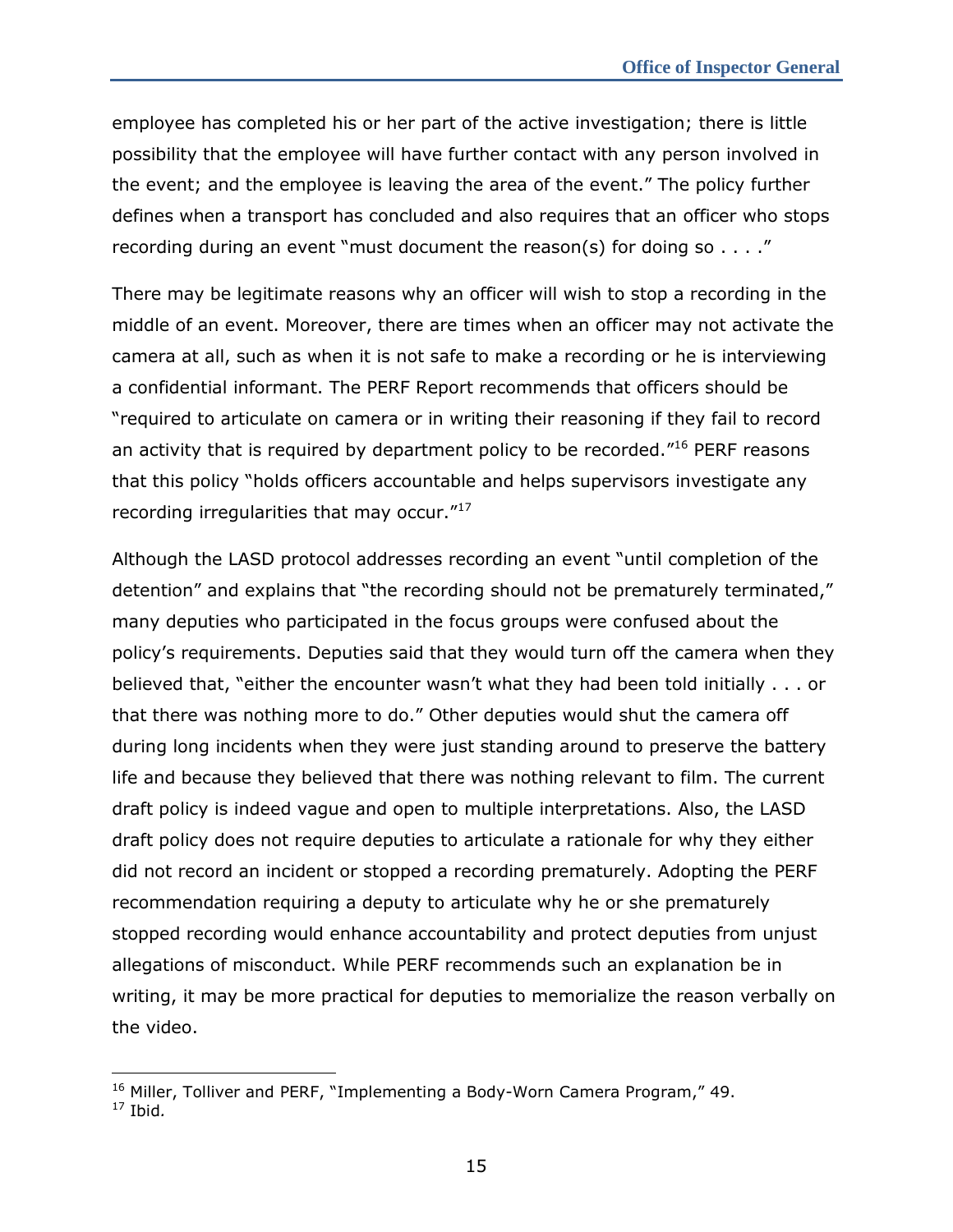employee has completed his or her part of the active investigation; there is little possibility that the employee will have further contact with any person involved in the event; and the employee is leaving the area of the event." The policy further defines when a transport has concluded and also requires that an officer who stops recording during an event "must document the reason(s) for doing so . . . ."

There may be legitimate reasons why an officer will wish to stop a recording in the middle of an event. Moreover, there are times when an officer may not activate the camera at all, such as when it is not safe to make a recording or he is interviewing a confidential informant. The PERF Report recommends that officers should be "required to articulate on camera or in writing their reasoning if they fail to record an activity that is required by department policy to be recorded."[16] PERF reasons that this policy "holds officers accountable and helps supervisors investigate any recording irregularities that may occur."[17]

Although the LASD protocol addresses recording an event "until completion of the detention" and explains that "the recording should not be prematurely terminated," many deputies who participated in the focus groups were confused about the policy's requirements. Deputies said that they would turn off the camera when they believed that, "either the encounter wasn't what they had been told initially . . . or that there was nothing more to do." Other deputies would shut the camera off during long incidents when they were just standing around to preserve the battery life and because they believed that there was nothing relevant to film. The current draft policy is indeed vague and open to multiple interpretations. Also, the LASD draft policy does not require deputies to articulate a rationale for why they either did not record an incident or stopped a recording prematurely. Adopting the PERF recommendation requiring a deputy to articulate why he or she prematurely stopped recording would enhance accountability and protect deputies from unjust allegations of misconduct. While PERF recommends such an explanation be in writing, it may be more practical for deputies to memorialize the reason verbally on the video.

---

[16] Miller, Tolliver and PERF, "Implementing a Body-Worn Camera Program," 49.
[17] Ibid.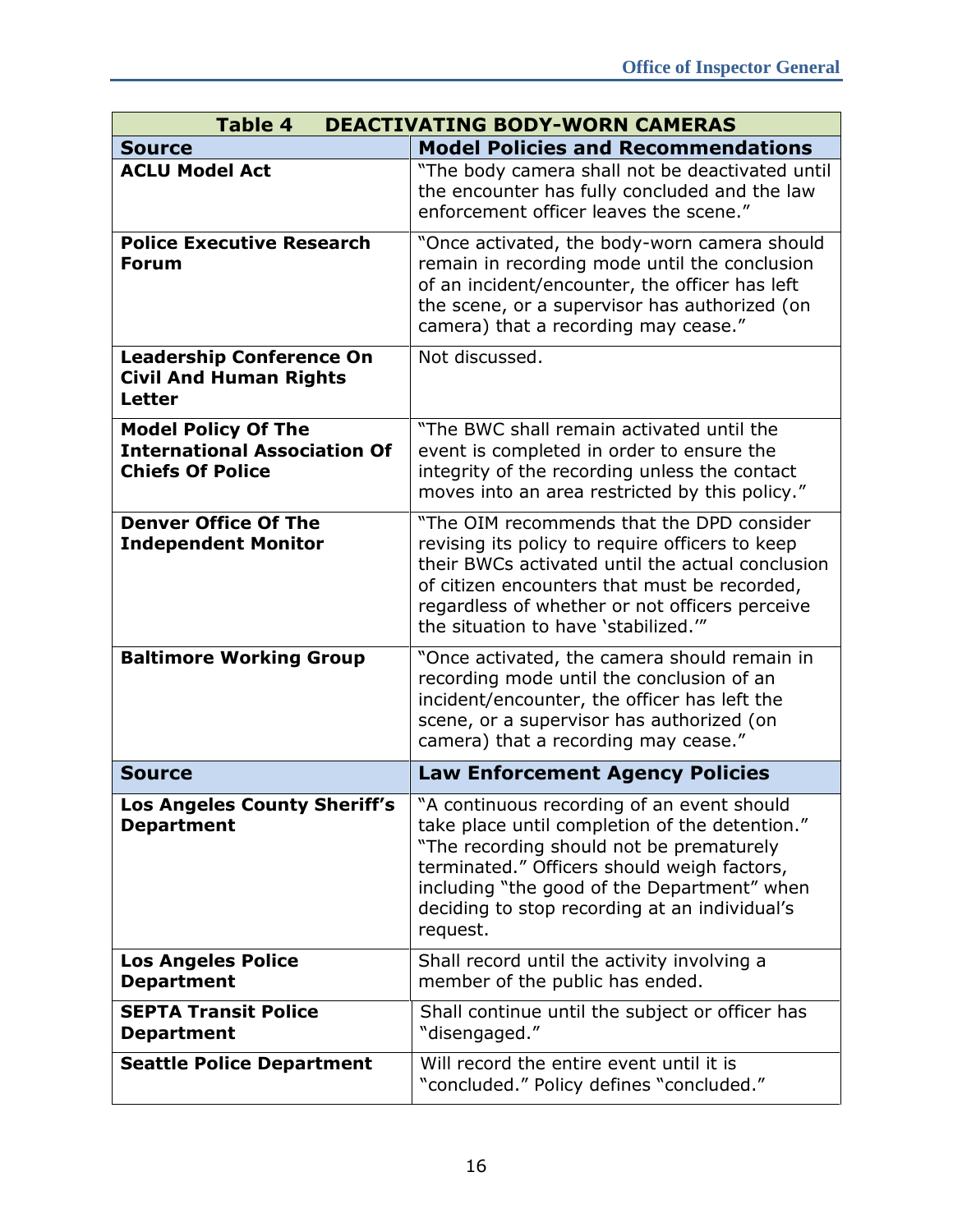| Table 4 DEACTIVATING BODY-WORN CAMERAS | |
|---|---|
| **Source** | **Model Policies and Recommendations** |
| **ACLU Model Act** | "The body camera shall not be deactivated until the encounter has fully concluded and the law enforcement officer leaves the scene." |
| **Police Executive Research Forum** | "Once activated, the body-worn camera should remain in recording mode until the conclusion of an incident/encounter, the officer has left the scene, or a supervisor has authorized (on camera) that a recording may cease." |
| **Leadership Conference On Civil And Human Rights Letter** | Not discussed. |
| **Model Policy Of The International Association Of Chiefs Of Police** | "The BWC shall remain activated until the event is completed in order to ensure the integrity of the recording unless the contact moves into an area restricted by this policy." |
| **Denver Office Of The Independent Monitor** | "The OIM recommends that the DPD consider revising its policy to require officers to keep their BWCs activated until the actual conclusion of citizen encounters that must be recorded, regardless of whether or not officers perceive the situation to have 'stabilized.'" |
| **Baltimore Working Group** | "Once activated, the camera should remain in recording mode until the conclusion of an incident/encounter, the officer has left the scene, or a supervisor has authorized (on camera) that a recording may cease." |
| **Source** | **Law Enforcement Agency Policies** |
| **Los Angeles County Sheriff's Department** | "A continuous recording of an event should take place until completion of the detention." "The recording should not be prematurely terminated." Officers should weigh factors, including "the good of the Department" when deciding to stop recording at an individual's request. |
| **Los Angeles Police Department** | Shall record until the activity involving a member of the public has ended. |
| **SEPTA Transit Police Department** | Shall continue until the subject or officer has "disengaged." |
| **Seattle Police Department** | Will record the entire event until it is "concluded." Policy defines "concluded." |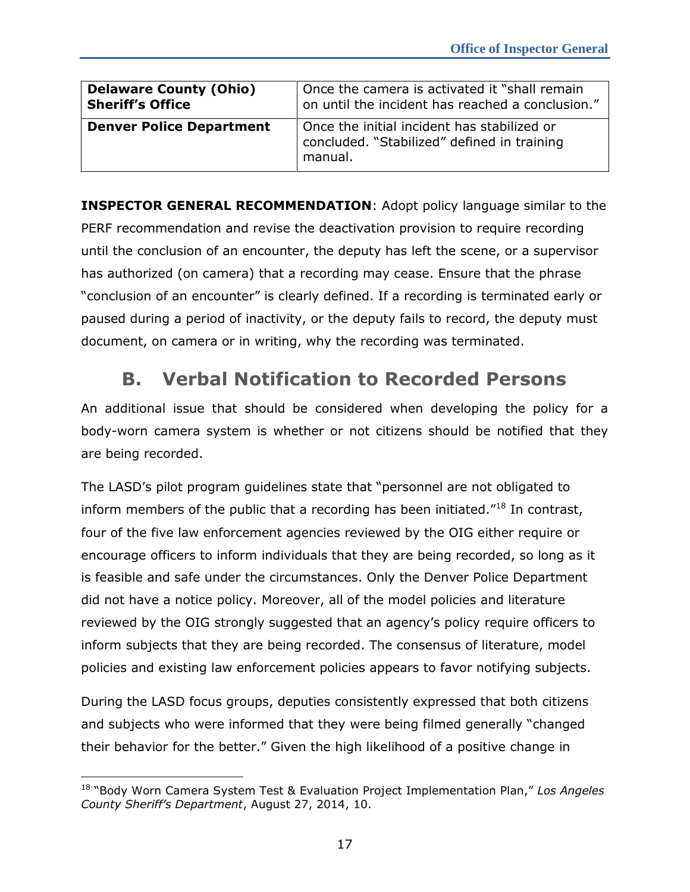| **Delaware County (Ohio) Sheriff's Office** | Once the camera is activated it "shall remain on until the incident has reached a conclusion." |
|---|---|
| **Denver Police Department** | Once the initial incident has stabilized or concluded. "Stabilized" defined in training manual. |

**INSPECTOR GENERAL RECOMMENDATION**: Adopt policy language similar to the PERF recommendation and revise the deactivation provision to require recording until the conclusion of an encounter, the deputy has left the scene, or a supervisor has authorized (on camera) that a recording may cease. Ensure that the phrase "conclusion of an encounter" is clearly defined. If a recording is terminated early or paused during a period of inactivity, or the deputy fails to record, the deputy must document, on camera or in writing, why the recording was terminated.

## B. Verbal Notification to Recorded Persons

An additional issue that should be considered when developing the policy for a body-worn camera system is whether or not citizens should be notified that they are being recorded.

The LASD's pilot program guidelines state that "personnel are not obligated to inform members of the public that a recording has been initiated."[18] In contrast, four of the five law enforcement agencies reviewed by the OIG either require or encourage officers to inform individuals that they are being recorded, so long as it is feasible and safe under the circumstances. Only the Denver Police Department did not have a notice policy. Moreover, all of the model policies and literature reviewed by the OIG strongly suggested that an agency's policy require officers to inform subjects that they are being recorded. The consensus of literature, model policies and existing law enforcement policies appears to favor notifying subjects.

During the LASD focus groups, deputies consistently expressed that both citizens and subjects who were informed that they were being filmed generally "changed their behavior for the better." Given the high likelihood of a positive change in

[18] "Body Worn Camera System Test & Evaluation Project Implementation Plan," *Los Angeles County Sheriff's Department*, August 27, 2014, 10.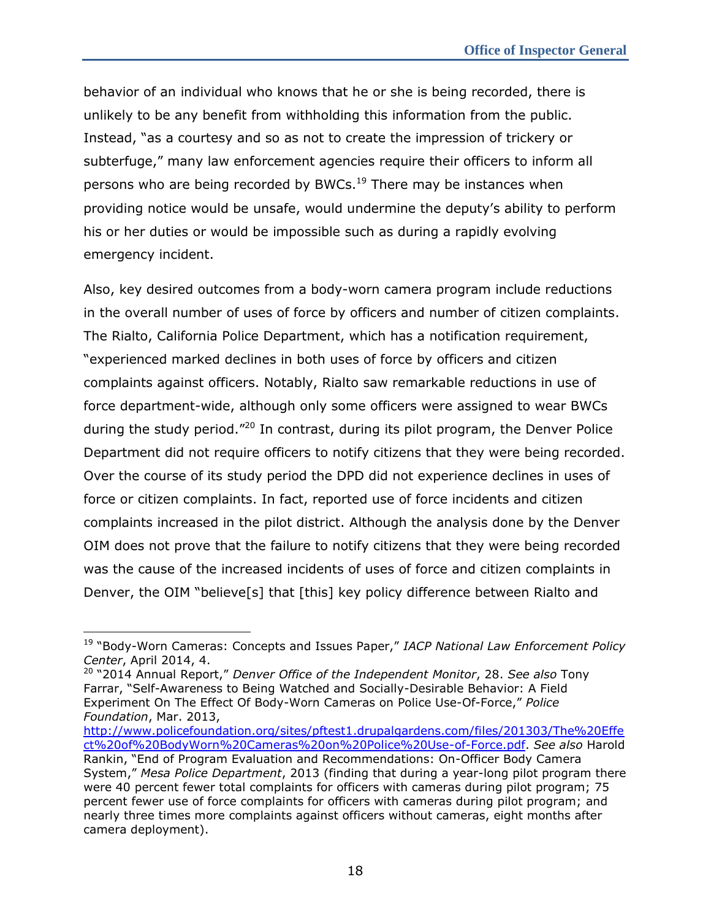behavior of an individual who knows that he or she is being recorded, there is unlikely to be any benefit from withholding this information from the public. Instead, "as a courtesy and so as not to create the impression of trickery or subterfuge," many law enforcement agencies require their officers to inform all persons who are being recorded by BWCs.[19] There may be instances when providing notice would be unsafe, would undermine the deputy's ability to perform his or her duties or would be impossible such as during a rapidly evolving emergency incident.

Also, key desired outcomes from a body-worn camera program include reductions in the overall number of uses of force by officers and number of citizen complaints. The Rialto, California Police Department, which has a notification requirement, "experienced marked declines in both uses of force by officers and citizen complaints against officers. Notably, Rialto saw remarkable reductions in use of force department-wide, although only some officers were assigned to wear BWCs during the study period."[20] In contrast, during its pilot program, the Denver Police Department did not require officers to notify citizens that they were being recorded. Over the course of its study period the DPD did not experience declines in uses of force or citizen complaints. In fact, reported use of force incidents and citizen complaints increased in the pilot district. Although the analysis done by the Denver OIM does not prove that the failure to notify citizens that they were being recorded was the cause of the increased incidents of uses of force and citizen complaints in Denver, the OIM "believe[s] that [this] key policy difference between Rialto and

---

[19] "Body-Worn Cameras: Concepts and Issues Paper," *IACP National Law Enforcement Policy Center*, April 2014, 4.

[20] "2014 Annual Report," *Denver Office of the Independent Monitor*, 28. *See also* Tony Farrar, "Self-Awareness to Being Watched and Socially-Desirable Behavior: A Field Experiment On The Effect Of Body-Worn Cameras on Police Use-Of-Force," *Police Foundation*, Mar. 2013, http://www.policefoundation.org/sites/pftest1.drupalgardens.com/files/201303/The%20Effect%20of%20BodyWorn%20Cameras%20on%20Police%20Use-of-Force.pdf. *See also* Harold Rankin, "End of Program Evaluation and Recommendations: On-Officer Body Camera System," *Mesa Police Department*, 2013 (finding that during a year-long pilot program there were 40 percent fewer total complaints for officers with cameras during pilot program; 75 percent fewer use of force complaints for officers with cameras during pilot program; and nearly three times more complaints against officers without cameras, eight months after camera deployment).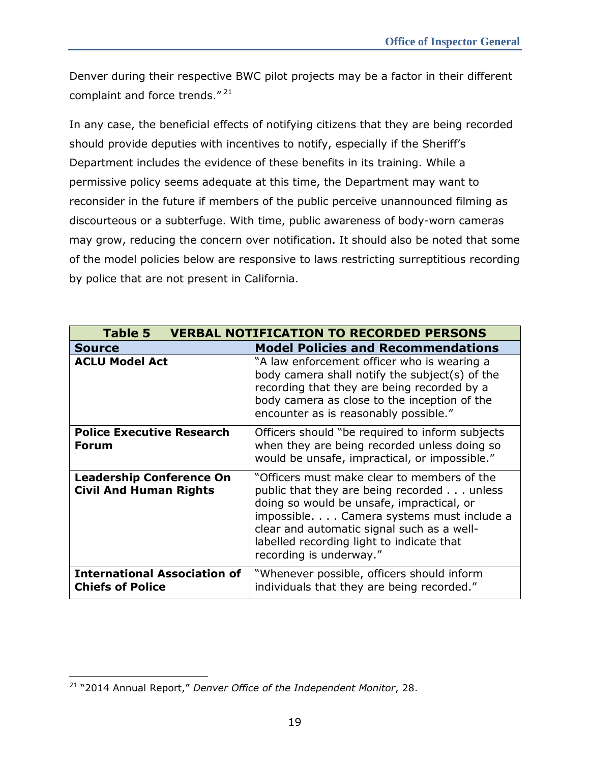Denver during their respective BWC pilot projects may be a factor in their different complaint and force trends."[21]

In any case, the beneficial effects of notifying citizens that they are being recorded should provide deputies with incentives to notify, especially if the Sheriff's Department includes the evidence of these benefits in its training. While a permissive policy seems adequate at this time, the Department may want to reconsider in the future if members of the public perceive unannounced filming as discourteous or a subterfuge. With time, public awareness of body-worn cameras may grow, reducing the concern over notification. It should also be noted that some of the model policies below are responsive to laws restricting surreptitious recording by police that are not present in California.

| **Table 5 VERBAL NOTIFICATION TO RECORDED PERSONS** | |
|---|---|
| **Source** | **Model Policies and Recommendations** |
| **ACLU Model Act** | "A law enforcement officer who is wearing a body camera shall notify the subject(s) of the recording that they are being recorded by a body camera as close to the inception of the encounter as is reasonably possible." |
| **Police Executive Research Forum** | Officers should "be required to inform subjects when they are being recorded unless doing so would be unsafe, impractical, or impossible." |
| **Leadership Conference On Civil And Human Rights** | "Officers must make clear to members of the public that they are being recorded . . . unless doing so would be unsafe, impractical, or impossible. . . . Camera systems must include a clear and automatic signal such as a well-labelled recording light to indicate that recording is underway." |
| **International Association of Chiefs of Police** | "Whenever possible, officers should inform individuals that they are being recorded." |

[21] "2014 Annual Report," *Denver Office of the Independent Monitor*, 28.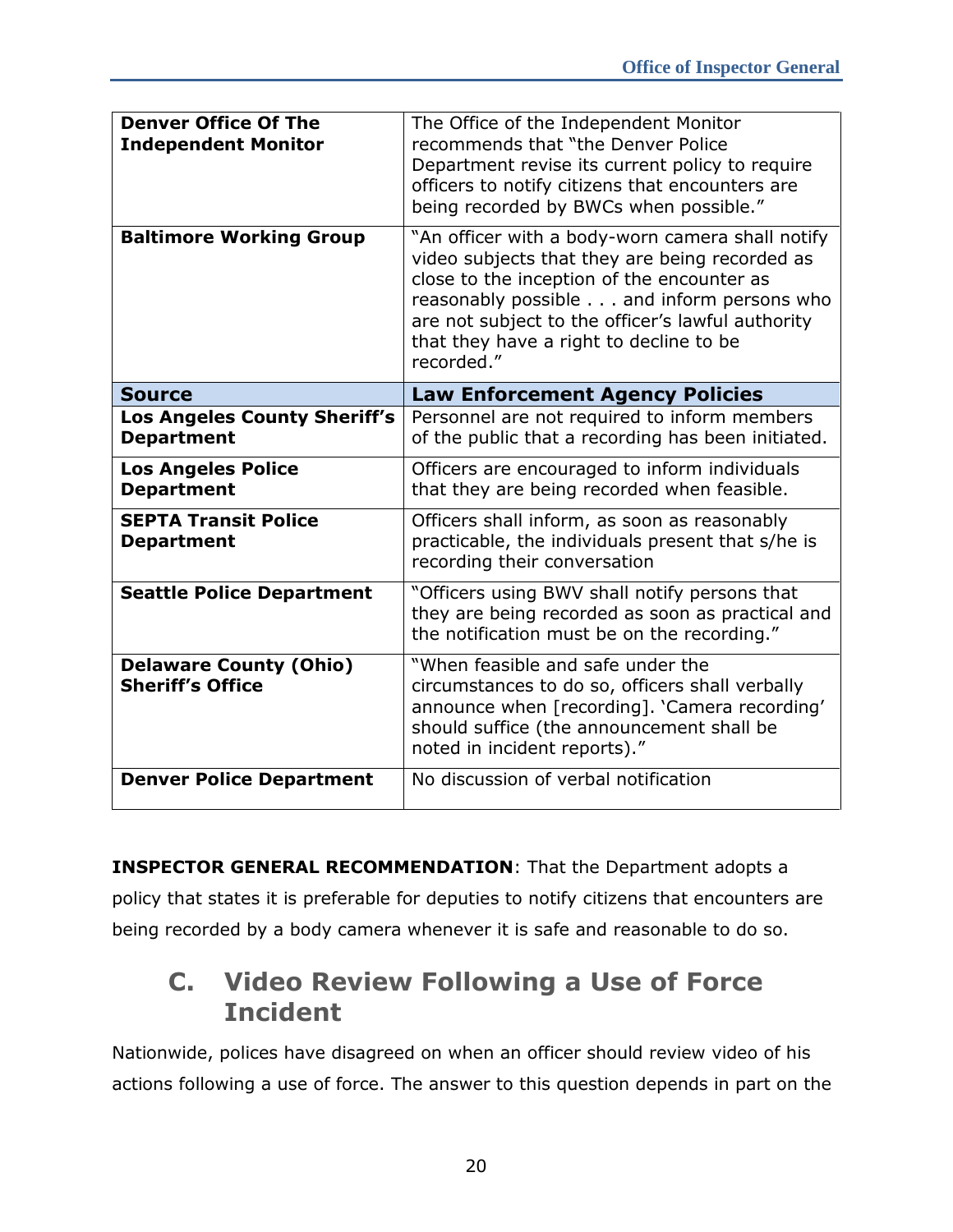| | |
|---|---|
| **Denver Office Of The Independent Monitor** | The Office of the Independent Monitor recommends that "the Denver Police Department revise its current policy to require officers to notify citizens that encounters are being recorded by BWCs when possible." |
| **Baltimore Working Group** | "An officer with a body-worn camera shall notify video subjects that they are being recorded as close to the inception of the encounter as reasonably possible . . . and inform persons who are not subject to the officer's lawful authority that they have a right to decline to be recorded." |
| **Source** | **Law Enforcement Agency Policies** |
| **Los Angeles County Sheriff's Department** | Personnel are not required to inform members of the public that a recording has been initiated. |
| **Los Angeles Police Department** | Officers are encouraged to inform individuals that they are being recorded when feasible. |
| **SEPTA Transit Police Department** | Officers shall inform, as soon as reasonably practicable, the individuals present that s/he is recording their conversation |
| **Seattle Police Department** | "Officers using BWV shall notify persons that they are being recorded as soon as practical and the notification must be on the recording." |
| **Delaware County (Ohio) Sheriff's Office** | "When feasible and safe under the circumstances to do so, officers shall verbally announce when [recording]. 'Camera recording' should suffice (the announcement shall be noted in incident reports)." |
| **Denver Police Department** | No discussion of verbal notification |

**INSPECTOR GENERAL RECOMMENDATION**: That the Department adopts a policy that states it is preferable for deputies to notify citizens that encounters are being recorded by a body camera whenever it is safe and reasonable to do so.

## C. Video Review Following a Use of Force Incident

Nationwide, polices have disagreed on when an officer should review video of his actions following a use of force. The answer to this question depends in part on the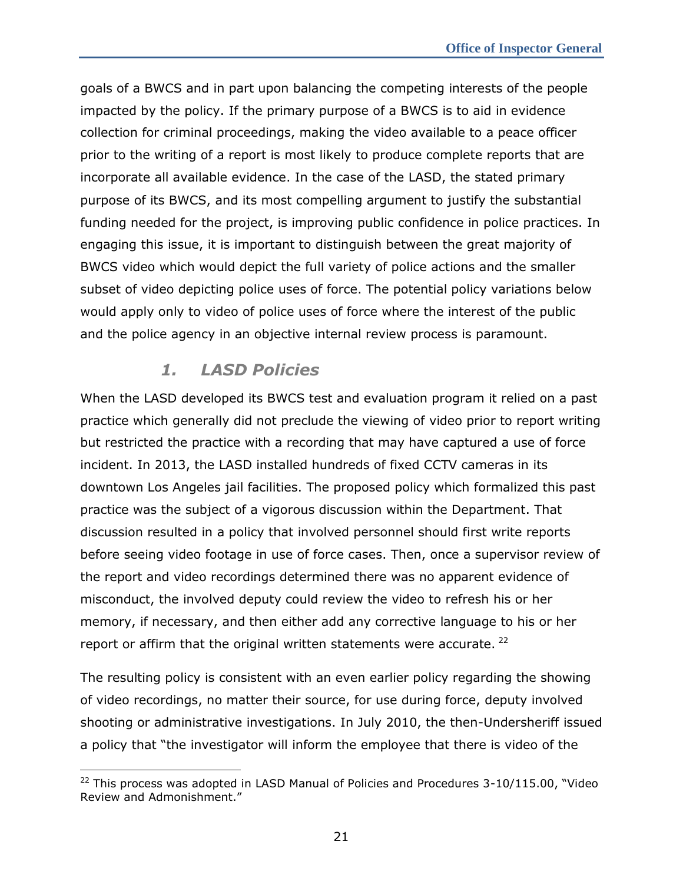goals of a BWCS and in part upon balancing the competing interests of the people impacted by the policy. If the primary purpose of a BWCS is to aid in evidence collection for criminal proceedings, making the video available to a peace officer prior to the writing of a report is most likely to produce complete reports that are incorporate all available evidence. In the case of the LASD, the stated primary purpose of its BWCS, and its most compelling argument to justify the substantial funding needed for the project, is improving public confidence in police practices. In engaging this issue, it is important to distinguish between the great majority of BWCS video which would depict the full variety of police actions and the smaller subset of video depicting police uses of force. The potential policy variations below would apply only to video of police uses of force where the interest of the public and the police agency in an objective internal review process is paramount.

### *1. LASD Policies*

When the LASD developed its BWCS test and evaluation program it relied on a past practice which generally did not preclude the viewing of video prior to report writing but restricted the practice with a recording that may have captured a use of force incident. In 2013, the LASD installed hundreds of fixed CCTV cameras in its downtown Los Angeles jail facilities. The proposed policy which formalized this past practice was the subject of a vigorous discussion within the Department. That discussion resulted in a policy that involved personnel should first write reports before seeing video footage in use of force cases. Then, once a supervisor review of the report and video recordings determined there was no apparent evidence of misconduct, the involved deputy could review the video to refresh his or her memory, if necessary, and then either add any corrective language to his or her report or affirm that the original written statements were accurate. [22]

The resulting policy is consistent with an even earlier policy regarding the showing of video recordings, no matter their source, for use during force, deputy involved shooting or administrative investigations. In July 2010, the then-Undersheriff issued a policy that "the investigator will inform the employee that there is video of the

[22] This process was adopted in LASD Manual of Policies and Procedures 3-10/115.00, "Video Review and Admonishment."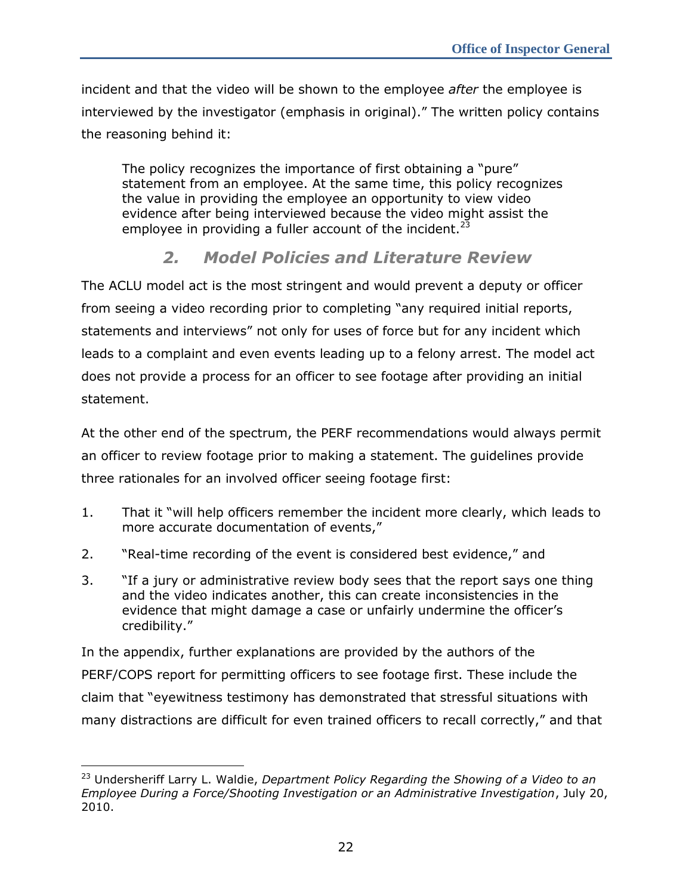incident and that the video will be shown to the employee *after* the employee is interviewed by the investigator (emphasis in original)." The written policy contains the reasoning behind it:

> The policy recognizes the importance of first obtaining a "pure" statement from an employee. At the same time, this policy recognizes the value in providing the employee an opportunity to view video evidence after being interviewed because the video might assist the employee in providing a fuller account of the incident.[23]

### *2. Model Policies and Literature Review*

The ACLU model act is the most stringent and would prevent a deputy or officer from seeing a video recording prior to completing "any required initial reports, statements and interviews" not only for uses of force but for any incident which leads to a complaint and even events leading up to a felony arrest. The model act does not provide a process for an officer to see footage after providing an initial statement.

At the other end of the spectrum, the PERF recommendations would always permit an officer to review footage prior to making a statement. The guidelines provide three rationales for an involved officer seeing footage first:

1. That it "will help officers remember the incident more clearly, which leads to more accurate documentation of events,"
2. "Real-time recording of the event is considered best evidence," and
3. "If a jury or administrative review body sees that the report says one thing and the video indicates another, this can create inconsistencies in the evidence that might damage a case or unfairly undermine the officer's credibility."

In the appendix, further explanations are provided by the authors of the PERF/COPS report for permitting officers to see footage first. These include the claim that "eyewitness testimony has demonstrated that stressful situations with many distractions are difficult for even trained officers to recall correctly," and that

---

[23] Undersheriff Larry L. Waldie, *Department Policy Regarding the Showing of a Video to an Employee During a Force/Shooting Investigation or an Administrative Investigation*, July 20, 2010.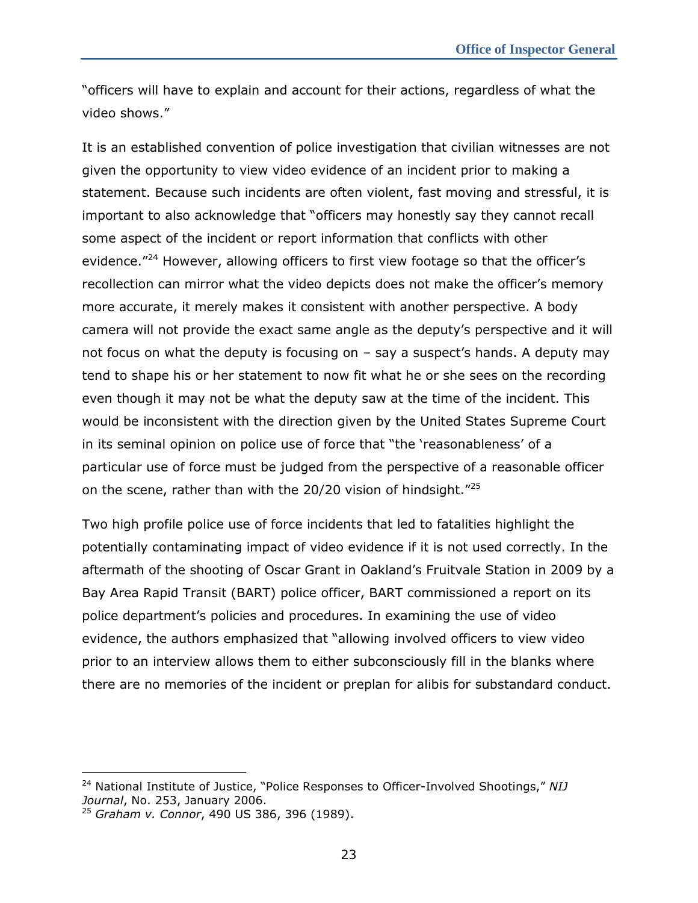"officers will have to explain and account for their actions, regardless of what the video shows."

It is an established convention of police investigation that civilian witnesses are not given the opportunity to view video evidence of an incident prior to making a statement. Because such incidents are often violent, fast moving and stressful, it is important to also acknowledge that "officers may honestly say they cannot recall some aspect of the incident or report information that conflicts with other evidence."[24] However, allowing officers to first view footage so that the officer's recollection can mirror what the video depicts does not make the officer's memory more accurate, it merely makes it consistent with another perspective. A body camera will not provide the exact same angle as the deputy's perspective and it will not focus on what the deputy is focusing on – say a suspect's hands. A deputy may tend to shape his or her statement to now fit what he or she sees on the recording even though it may not be what the deputy saw at the time of the incident. This would be inconsistent with the direction given by the United States Supreme Court in its seminal opinion on police use of force that "the 'reasonableness' of a particular use of force must be judged from the perspective of a reasonable officer on the scene, rather than with the 20/20 vision of hindsight."[25]

Two high profile police use of force incidents that led to fatalities highlight the potentially contaminating impact of video evidence if it is not used correctly. In the aftermath of the shooting of Oscar Grant in Oakland's Fruitvale Station in 2009 by a Bay Area Rapid Transit (BART) police officer, BART commissioned a report on its police department's policies and procedures. In examining the use of video evidence, the authors emphasized that "allowing involved officers to view video prior to an interview allows them to either subconsciously fill in the blanks where there are no memories of the incident or preplan for alibis for substandard conduct.

---

[24] National Institute of Justice, "Police Responses to Officer-Involved Shootings," *NIJ Journal*, No. 253, January 2006.

[25] *Graham v. Connor*, 490 US 386, 396 (1989).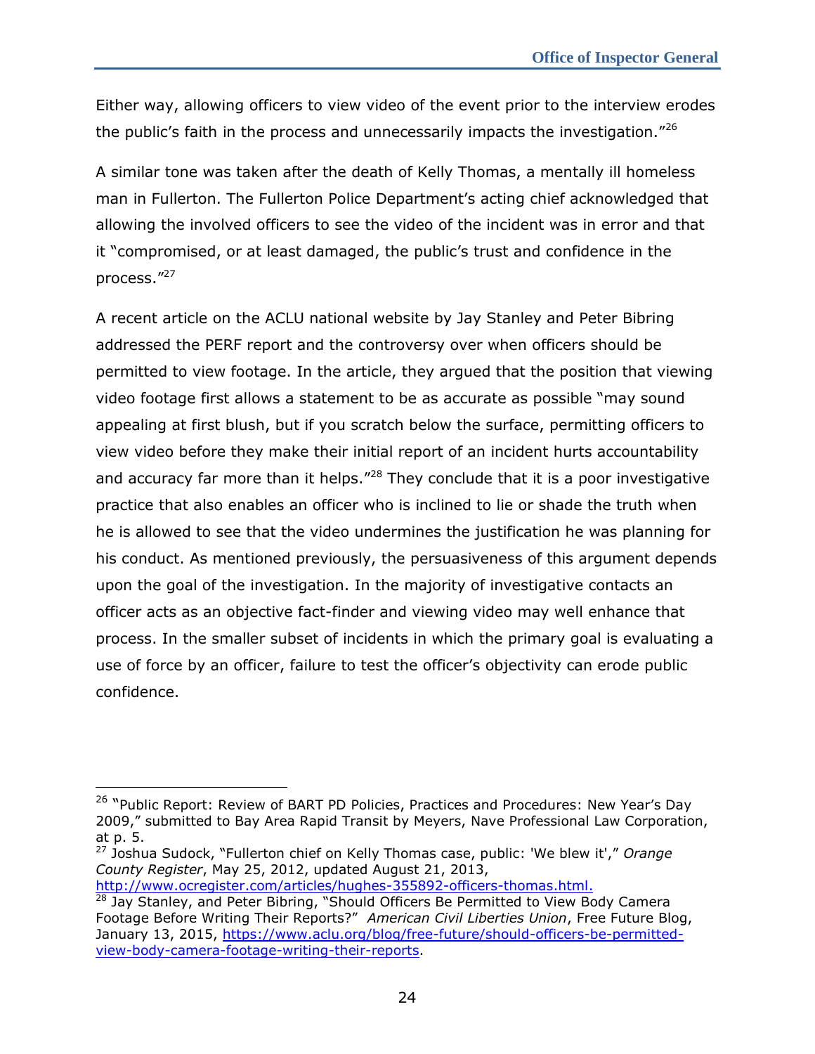Either way, allowing officers to view video of the event prior to the interview erodes the public's faith in the process and unnecessarily impacts the investigation."[26]

A similar tone was taken after the death of Kelly Thomas, a mentally ill homeless man in Fullerton. The Fullerton Police Department's acting chief acknowledged that allowing the involved officers to see the video of the incident was in error and that it "compromised, or at least damaged, the public's trust and confidence in the process."[27]

A recent article on the ACLU national website by Jay Stanley and Peter Bibring addressed the PERF report and the controversy over when officers should be permitted to view footage. In the article, they argued that the position that viewing video footage first allows a statement to be as accurate as possible "may sound appealing at first blush, but if you scratch below the surface, permitting officers to view video before they make their initial report of an incident hurts accountability and accuracy far more than it helps."[28] They conclude that it is a poor investigative practice that also enables an officer who is inclined to lie or shade the truth when he is allowed to see that the video undermines the justification he was planning for his conduct. As mentioned previously, the persuasiveness of this argument depends upon the goal of the investigation. In the majority of investigative contacts an officer acts as an objective fact-finder and viewing video may well enhance that process. In the smaller subset of incidents in which the primary goal is evaluating a use of force by an officer, failure to test the officer's objectivity can erode public confidence.

---

[26] "Public Report: Review of BART PD Policies, Practices and Procedures: New Year's Day 2009," submitted to Bay Area Rapid Transit by Meyers, Nave Professional Law Corporation, at p. 5.

[27] Joshua Sudock, "Fullerton chief on Kelly Thomas case, public: 'We blew it'," *Orange County Register*, May 25, 2012, updated August 21, 2013, http://www.ocregister.com/articles/hughes-355892-officers-thomas.html.

[28] Jay Stanley, and Peter Bibring, "Should Officers Be Permitted to View Body Camera Footage Before Writing Their Reports?" *American Civil Liberties Union*, Free Future Blog, January 13, 2015, https://www.aclu.org/blog/free-future/should-officers-be-permitted-view-body-camera-footage-writing-their-reports.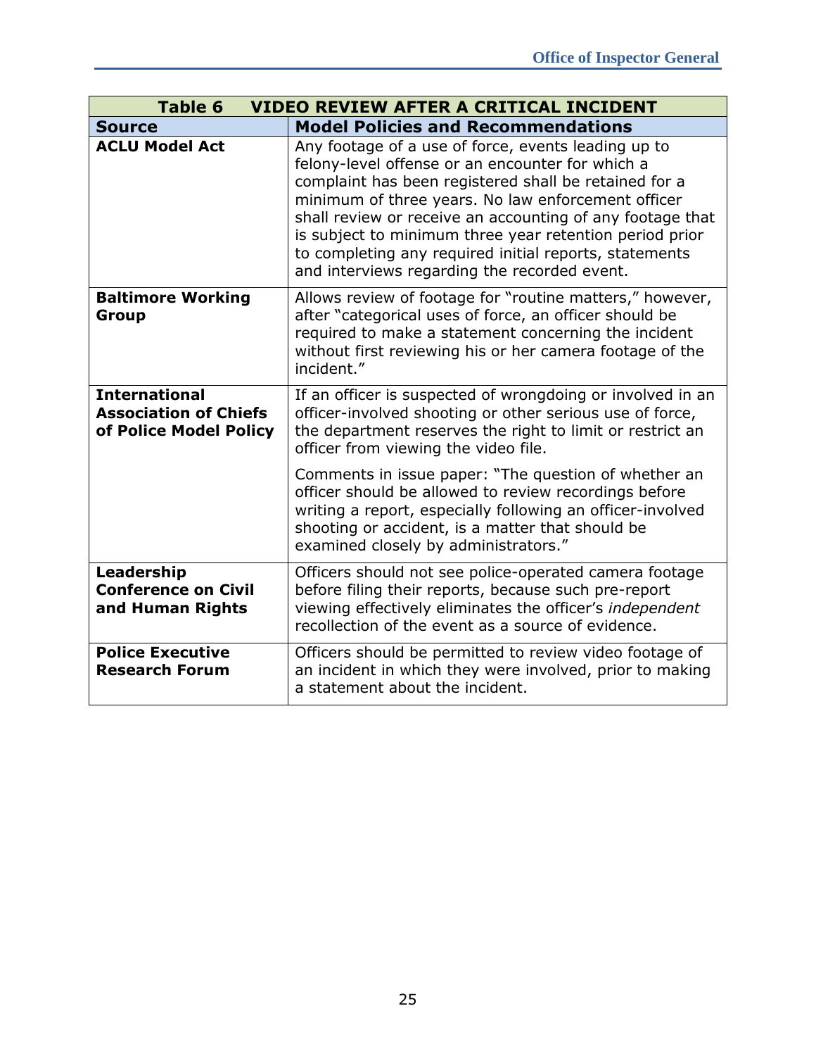| Table 6 VIDEO REVIEW AFTER A CRITICAL INCIDENT | |
|---|---|
| **Source** | **Model Policies and Recommendations** |
| **ACLU Model Act** | Any footage of a use of force, events leading up to felony-level offense or an encounter for which a complaint has been registered shall be retained for a minimum of three years. No law enforcement officer shall review or receive an accounting of any footage that is subject to minimum three year retention period prior to completing any required initial reports, statements and interviews regarding the recorded event. |
| **Baltimore Working Group** | Allows review of footage for "routine matters," however, after "categorical uses of force, an officer should be required to make a statement concerning the incident without first reviewing his or her camera footage of the incident." |
| **International Association of Chiefs of Police Model Policy** | If an officer is suspected of wrongdoing or involved in an officer-involved shooting or other serious use of force, the department reserves the right to limit or restrict an officer from viewing the video file.<br><br>Comments in issue paper: "The question of whether an officer should be allowed to review recordings before writing a report, especially following an officer-involved shooting or accident, is a matter that should be examined closely by administrators." |
| **Leadership Conference on Civil and Human Rights** | Officers should not see police-operated camera footage before filing their reports, because such pre-report viewing effectively eliminates the officer's *independent* recollection of the event as a source of evidence. |
| **Police Executive Research Forum** | Officers should be permitted to review video footage of an incident in which they were involved, prior to making a statement about the incident. |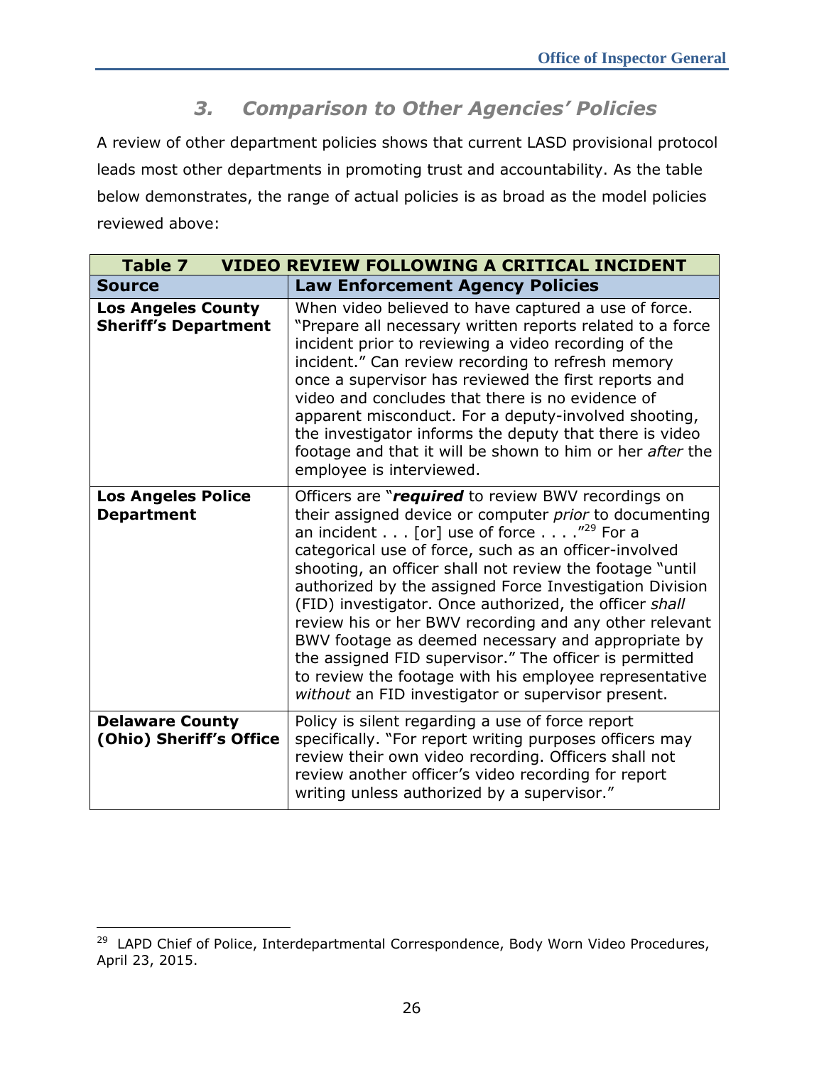### 3. *Comparison to Other Agencies' Policies*

A review of other department policies shows that current LASD provisional protocol leads most other departments in promoting trust and accountability. As the table below demonstrates, the range of actual policies is as broad as the model policies reviewed above:

| **Table 7 VIDEO REVIEW FOLLOWING A CRITICAL INCIDENT** | |
|---|---|
| **Source** | **Law Enforcement Agency Policies** |
| **Los Angeles County Sheriff's Department** | When video believed to have captured a use of force. "Prepare all necessary written reports related to a force incident prior to reviewing a video recording of the incident." Can review recording to refresh memory once a supervisor has reviewed the first reports and video and concludes that there is no evidence of apparent misconduct. For a deputy-involved shooting, the investigator informs the deputy that there is video footage and that it will be shown to him or her *after* the employee is interviewed. |
| **Los Angeles Police Department** | Officers are "***required*** to review BWV recordings on their assigned device or computer *prior* to documenting an incident . . . [or] use of force . . . ."[29] For a categorical use of force, such as an officer-involved shooting, an officer shall not review the footage "until authorized by the assigned Force Investigation Division (FID) investigator. Once authorized, the officer *shall* review his or her BWV recording and any other relevant BWV footage as deemed necessary and appropriate by the assigned FID supervisor." The officer is permitted to review the footage with his employee representative *without* an FID investigator or supervisor present. |
| **Delaware County (Ohio) Sheriff's Office** | Policy is silent regarding a use of force report specifically. "For report writing purposes officers may review their own video recording. Officers shall not review another officer's video recording for report writing unless authorized by a supervisor." |

[29] LAPD Chief of Police, Interdepartmental Correspondence, Body Worn Video Procedures, April 23, 2015.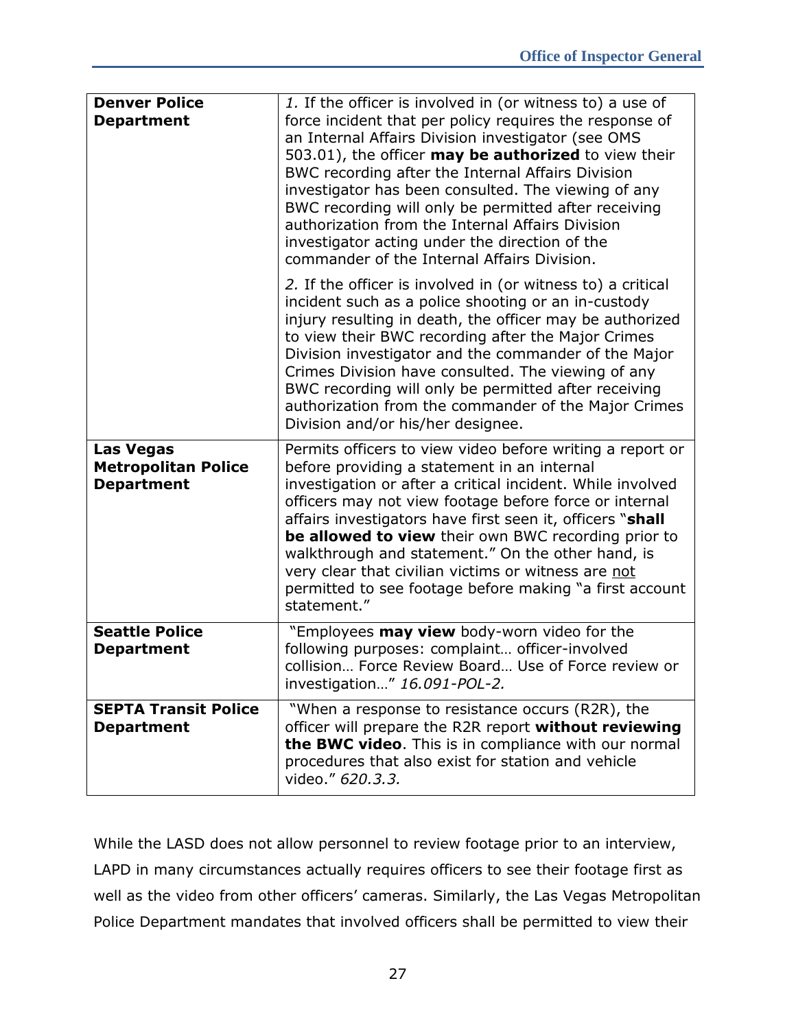| | |
|---|---|
| **Denver Police Department** | *1.* If the officer is involved in (or witness to) a use of force incident that per policy requires the response of an Internal Affairs Division investigator (see OMS 503.01), the officer **may be authorized** to view their BWC recording after the Internal Affairs Division investigator has been consulted. The viewing of any BWC recording will only be permitted after receiving authorization from the Internal Affairs Division investigator acting under the direction of the commander of the Internal Affairs Division.<br><br>*2.* If the officer is involved in (or witness to) a critical incident such as a police shooting or an in-custody injury resulting in death, the officer may be authorized to view their BWC recording after the Major Crimes Division investigator and the commander of the Major Crimes Division have consulted. The viewing of any BWC recording will only be permitted after receiving authorization from the commander of the Major Crimes Division and/or his/her designee. |
| **Las Vegas Metropolitan Police Department** | Permits officers to view video before writing a report or before providing a statement in an internal investigation or after a critical incident. While involved officers may not view footage before force or internal affairs investigators have first seen it, officers "**shall be allowed to view** their own BWC recording prior to walkthrough and statement." On the other hand, is very clear that civilian victims or witness are <u>not</u> permitted to see footage before making "a first account statement." |
| **Seattle Police Department** | "Employees **may view** body-worn video for the following purposes: complaint… officer-involved collision… Force Review Board… Use of Force review or investigation…" *16.091-POL-2.* |
| **SEPTA Transit Police Department** | "When a response to resistance occurs (R2R), the officer will prepare the R2R report **without reviewing the BWC video**. This is in compliance with our normal procedures that also exist for station and vehicle video." *620.3.3.* |

While the LASD does not allow personnel to review footage prior to an interview, LAPD in many circumstances actually requires officers to see their footage first as well as the video from other officers' cameras. Similarly, the Las Vegas Metropolitan Police Department mandates that involved officers shall be permitted to view their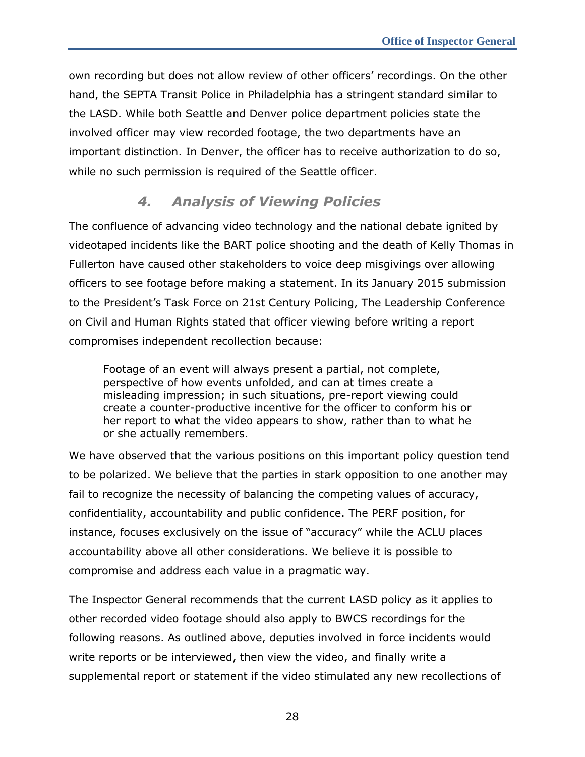own recording but does not allow review of other officers' recordings. On the other hand, the SEPTA Transit Police in Philadelphia has a stringent standard similar to the LASD. While both Seattle and Denver police department policies state the involved officer may view recorded footage, the two departments have an important distinction. In Denver, the officer has to receive authorization to do so, while no such permission is required of the Seattle officer.

### *4. Analysis of Viewing Policies*

The confluence of advancing video technology and the national debate ignited by videotaped incidents like the BART police shooting and the death of Kelly Thomas in Fullerton have caused other stakeholders to voice deep misgivings over allowing officers to see footage before making a statement. In its January 2015 submission to the President's Task Force on 21st Century Policing, The Leadership Conference on Civil and Human Rights stated that officer viewing before writing a report compromises independent recollection because:

> Footage of an event will always present a partial, not complete, perspective of how events unfolded, and can at times create a misleading impression; in such situations, pre-report viewing could create a counter-productive incentive for the officer to conform his or her report to what the video appears to show, rather than to what he or she actually remembers.

We have observed that the various positions on this important policy question tend to be polarized. We believe that the parties in stark opposition to one another may fail to recognize the necessity of balancing the competing values of accuracy, confidentiality, accountability and public confidence. The PERF position, for instance, focuses exclusively on the issue of "accuracy" while the ACLU places accountability above all other considerations. We believe it is possible to compromise and address each value in a pragmatic way.

The Inspector General recommends that the current LASD policy as it applies to other recorded video footage should also apply to BWCS recordings for the following reasons. As outlined above, deputies involved in force incidents would write reports or be interviewed, then view the video, and finally write a supplemental report or statement if the video stimulated any new recollections of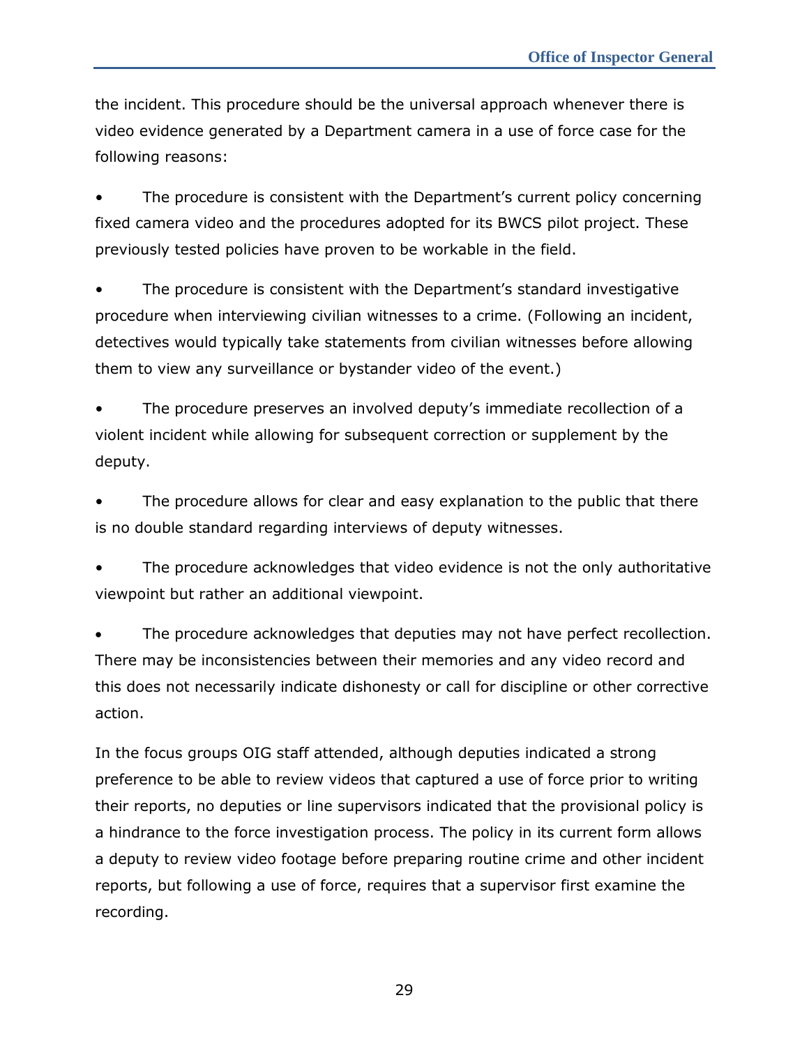the incident. This procedure should be the universal approach whenever there is video evidence generated by a Department camera in a use of force case for the following reasons:

- The procedure is consistent with the Department's current policy concerning fixed camera video and the procedures adopted for its BWCS pilot project. These previously tested policies have proven to be workable in the field.

- The procedure is consistent with the Department's standard investigative procedure when interviewing civilian witnesses to a crime. (Following an incident, detectives would typically take statements from civilian witnesses before allowing them to view any surveillance or bystander video of the event.)

- The procedure preserves an involved deputy's immediate recollection of a violent incident while allowing for subsequent correction or supplement by the deputy.

- The procedure allows for clear and easy explanation to the public that there is no double standard regarding interviews of deputy witnesses.

- The procedure acknowledges that video evidence is not the only authoritative viewpoint but rather an additional viewpoint.

- The procedure acknowledges that deputies may not have perfect recollection. There may be inconsistencies between their memories and any video record and this does not necessarily indicate dishonesty or call for discipline or other corrective action.

In the focus groups OIG staff attended, although deputies indicated a strong preference to be able to review videos that captured a use of force prior to writing their reports, no deputies or line supervisors indicated that the provisional policy is a hindrance to the force investigation process. The policy in its current form allows a deputy to review video footage before preparing routine crime and other incident reports, but following a use of force, requires that a supervisor first examine the recording.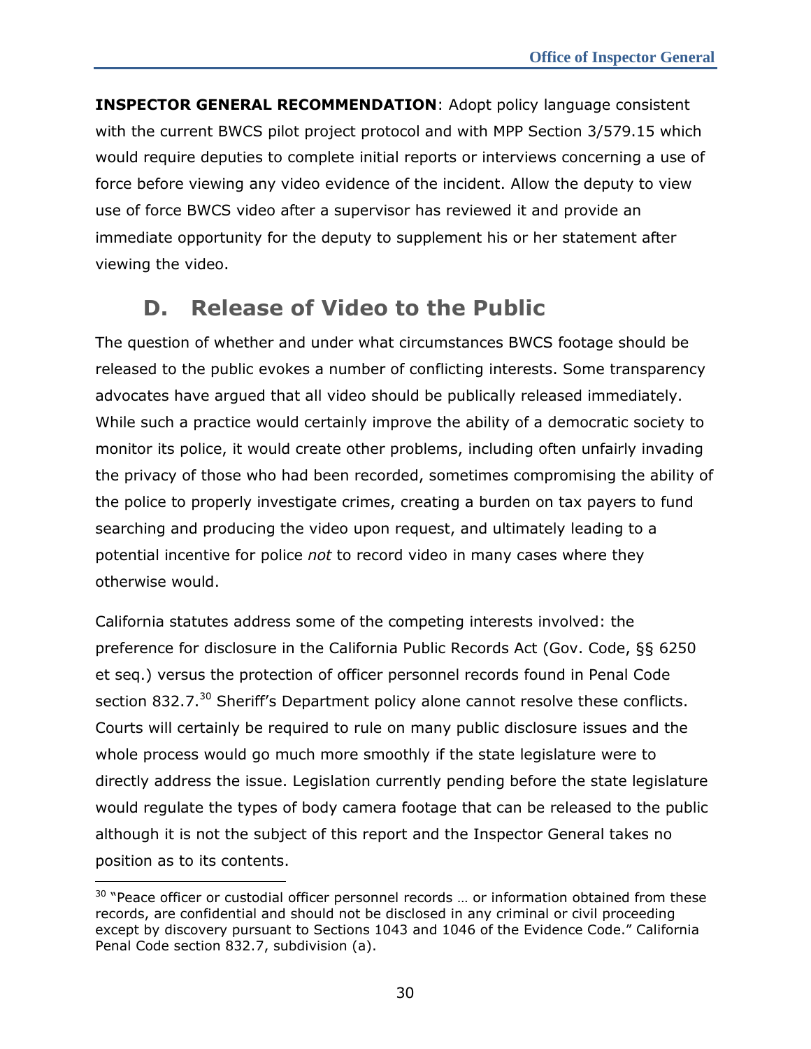**INSPECTOR GENERAL RECOMMENDATION**: Adopt policy language consistent with the current BWCS pilot project protocol and with MPP Section 3/579.15 which would require deputies to complete initial reports or interviews concerning a use of force before viewing any video evidence of the incident. Allow the deputy to view use of force BWCS video after a supervisor has reviewed it and provide an immediate opportunity for the deputy to supplement his or her statement after viewing the video.

## D. Release of Video to the Public

The question of whether and under what circumstances BWCS footage should be released to the public evokes a number of conflicting interests. Some transparency advocates have argued that all video should be publically released immediately. While such a practice would certainly improve the ability of a democratic society to monitor its police, it would create other problems, including often unfairly invading the privacy of those who had been recorded, sometimes compromising the ability of the police to properly investigate crimes, creating a burden on tax payers to fund searching and producing the video upon request, and ultimately leading to a potential incentive for police *not* to record video in many cases where they otherwise would.

California statutes address some of the competing interests involved: the preference for disclosure in the California Public Records Act (Gov. Code, §§ 6250 et seq.) versus the protection of officer personnel records found in Penal Code section 832.7.[30] Sheriff's Department policy alone cannot resolve these conflicts. Courts will certainly be required to rule on many public disclosure issues and the whole process would go much more smoothly if the state legislature were to directly address the issue. Legislation currently pending before the state legislature would regulate the types of body camera footage that can be released to the public although it is not the subject of this report and the Inspector General takes no position as to its contents.

[30] "Peace officer or custodial officer personnel records … or information obtained from these records, are confidential and should not be disclosed in any criminal or civil proceeding except by discovery pursuant to Sections 1043 and 1046 of the Evidence Code." California Penal Code section 832.7, subdivision (a).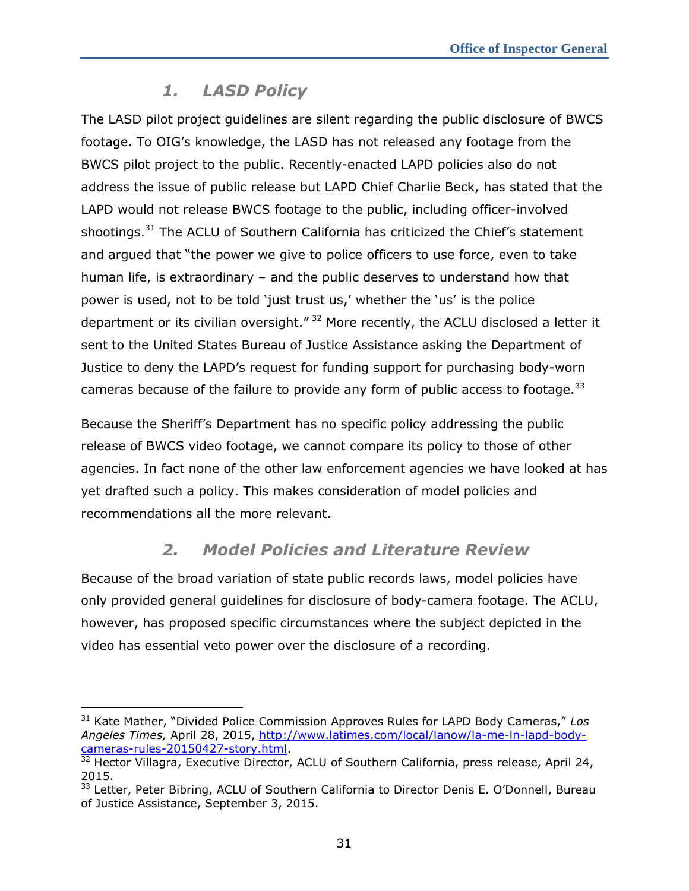### 1. LASD Policy

The LASD pilot project guidelines are silent regarding the public disclosure of BWCS footage. To OIG's knowledge, the LASD has not released any footage from the BWCS pilot project to the public. Recently-enacted LAPD policies also do not address the issue of public release but LAPD Chief Charlie Beck, has stated that the LAPD would not release BWCS footage to the public, including officer-involved shootings.[31] The ACLU of Southern California has criticized the Chief's statement and argued that "the power we give to police officers to use force, even to take human life, is extraordinary – and the public deserves to understand how that power is used, not to be told 'just trust us,' whether the 'us' is the police department or its civilian oversight." [32] More recently, the ACLU disclosed a letter it sent to the United States Bureau of Justice Assistance asking the Department of Justice to deny the LAPD's request for funding support for purchasing body-worn cameras because of the failure to provide any form of public access to footage.[33]

Because the Sheriff's Department has no specific policy addressing the public release of BWCS video footage, we cannot compare its policy to those of other agencies. In fact none of the other law enforcement agencies we have looked at has yet drafted such a policy. This makes consideration of model policies and recommendations all the more relevant.

### 2. Model Policies and Literature Review

Because of the broad variation of state public records laws, model policies have only provided general guidelines for disclosure of body-camera footage. The ACLU, however, has proposed specific circumstances where the subject depicted in the video has essential veto power over the disclosure of a recording.

---

[31] Kate Mather, "Divided Police Commission Approves Rules for LAPD Body Cameras," *Los Angeles Times,* April 28, 2015, http://www.latimes.com/local/lanow/la-me-ln-lapd-body-cameras-rules-20150427-story.html.

[32] Hector Villagra, Executive Director, ACLU of Southern California, press release, April 24, 2015.

[33] Letter, Peter Bibring, ACLU of Southern California to Director Denis E. O'Donnell, Bureau of Justice Assistance, September 3, 2015.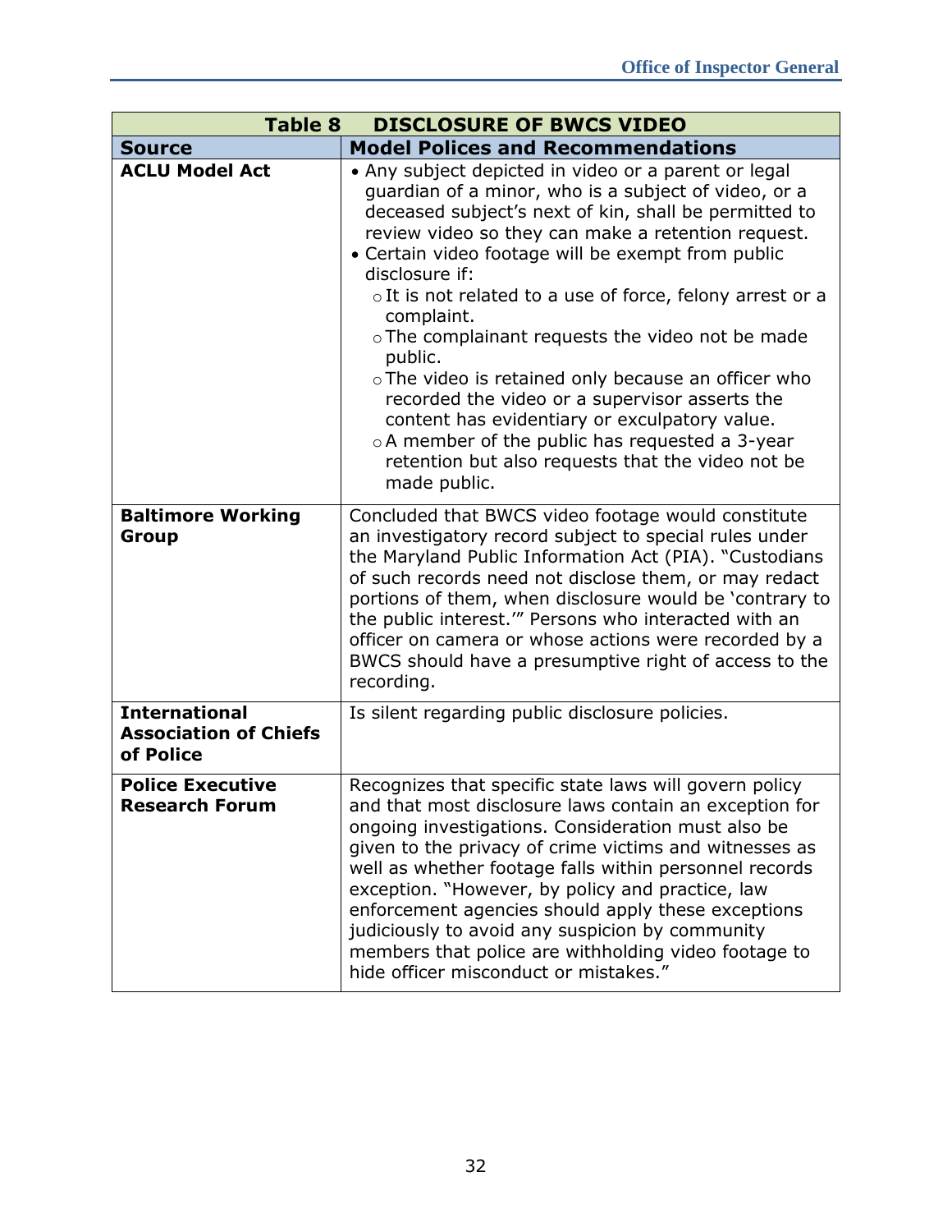| Table 8 DISCLOSURE OF BWCS VIDEO | |
|---|---|
| **Source** | **Model Polices and Recommendations** |
| **ACLU Model Act** | • Any subject depicted in video or a parent or legal guardian of a minor, who is a subject of video, or a deceased subject's next of kin, shall be permitted to review video so they can make a retention request.<br>• Certain video footage will be exempt from public disclosure if:<br>○ It is not related to a use of force, felony arrest or a complaint.<br>○ The complainant requests the video not be made public.<br>○ The video is retained only because an officer who recorded the video or a supervisor asserts the content has evidentiary or exculpatory value.<br>○ A member of the public has requested a 3-year retention but also requests that the video not be made public. |
| **Baltimore Working Group** | Concluded that BWCS video footage would constitute an investigatory record subject to special rules under the Maryland Public Information Act (PIA). "Custodians of such records need not disclose them, or may redact portions of them, when disclosure would be 'contrary to the public interest.'" Persons who interacted with an officer on camera or whose actions were recorded by a BWCS should have a presumptive right of access to the recording. |
| **International Association of Chiefs of Police** | Is silent regarding public disclosure policies. |
| **Police Executive Research Forum** | Recognizes that specific state laws will govern policy and that most disclosure laws contain an exception for ongoing investigations. Consideration must also be given to the privacy of crime victims and witnesses as well as whether footage falls within personnel records exception. "However, by policy and practice, law enforcement agencies should apply these exceptions judiciously to avoid any suspicion by community members that police are withholding video footage to hide officer misconduct or mistakes." |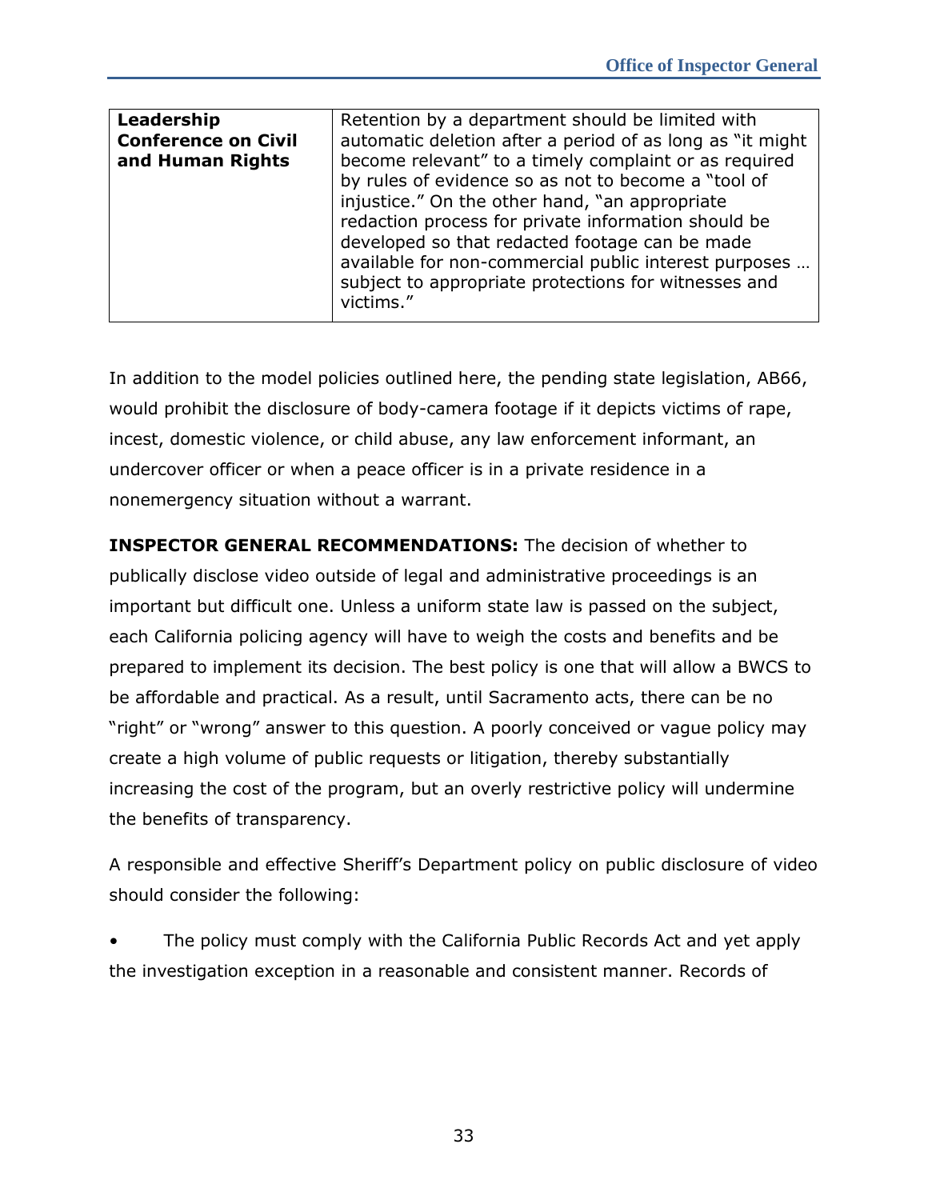| Leadership Conference on Civil and Human Rights | Retention by a department should be limited with automatic deletion after a period of as long as "it might become relevant" to a timely complaint or as required by rules of evidence so as not to become a "tool of injustice." On the other hand, "an appropriate redaction process for private information should be developed so that redacted footage can be made available for non-commercial public interest purposes … subject to appropriate protections for witnesses and victims." |
|---|---|

In addition to the model policies outlined here, the pending state legislation, AB66, would prohibit the disclosure of body-camera footage if it depicts victims of rape, incest, domestic violence, or child abuse, any law enforcement informant, an undercover officer or when a peace officer is in a private residence in a nonemergency situation without a warrant.

**INSPECTOR GENERAL RECOMMENDATIONS:** The decision of whether to publically disclose video outside of legal and administrative proceedings is an important but difficult one. Unless a uniform state law is passed on the subject, each California policing agency will have to weigh the costs and benefits and be prepared to implement its decision. The best policy is one that will allow a BWCS to be affordable and practical. As a result, until Sacramento acts, there can be no "right" or "wrong" answer to this question. A poorly conceived or vague policy may create a high volume of public requests or litigation, thereby substantially increasing the cost of the program, but an overly restrictive policy will undermine the benefits of transparency.

A responsible and effective Sheriff's Department policy on public disclosure of video should consider the following:

- The policy must comply with the California Public Records Act and yet apply the investigation exception in a reasonable and consistent manner. Records of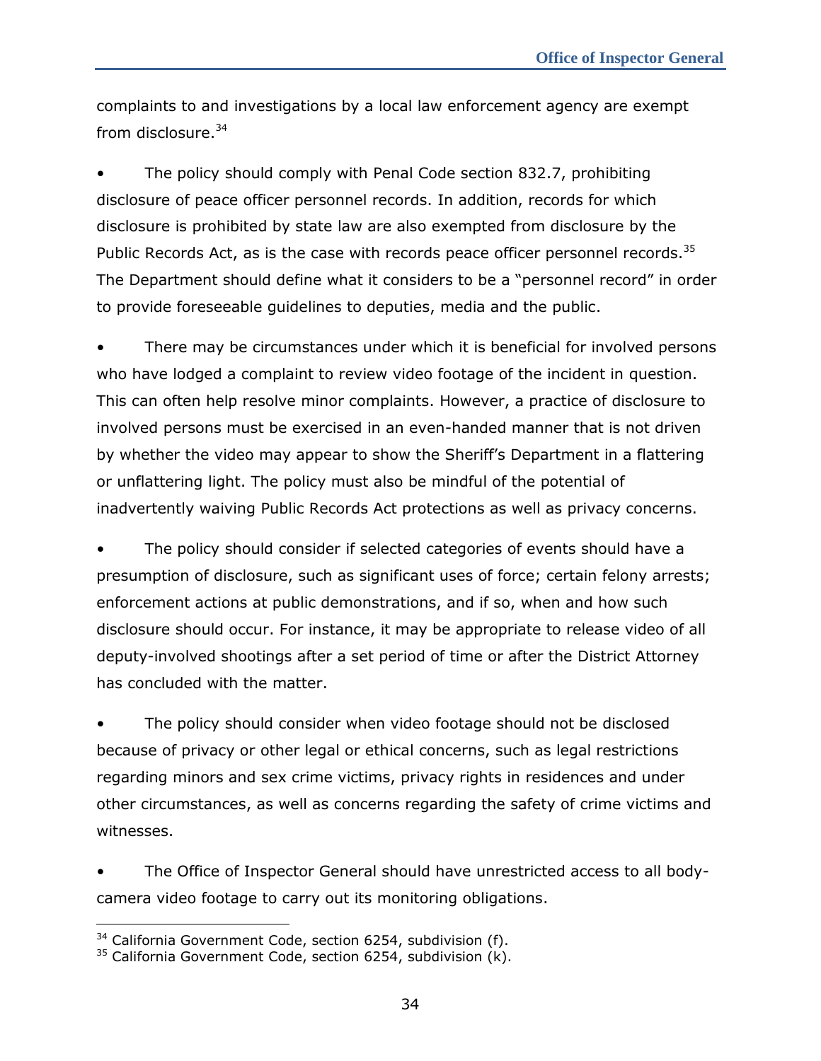complaints to and investigations by a local law enforcement agency are exempt from disclosure.[34]

- The policy should comply with Penal Code section 832.7, prohibiting disclosure of peace officer personnel records. In addition, records for which disclosure is prohibited by state law are also exempted from disclosure by the Public Records Act, as is the case with records peace officer personnel records.[35] The Department should define what it considers to be a "personnel record" in order to provide foreseeable guidelines to deputies, media and the public.

- There may be circumstances under which it is beneficial for involved persons who have lodged a complaint to review video footage of the incident in question. This can often help resolve minor complaints. However, a practice of disclosure to involved persons must be exercised in an even-handed manner that is not driven by whether the video may appear to show the Sheriff's Department in a flattering or unflattering light. The policy must also be mindful of the potential of inadvertently waiving Public Records Act protections as well as privacy concerns.

- The policy should consider if selected categories of events should have a presumption of disclosure, such as significant uses of force; certain felony arrests; enforcement actions at public demonstrations, and if so, when and how such disclosure should occur. For instance, it may be appropriate to release video of all deputy-involved shootings after a set period of time or after the District Attorney has concluded with the matter.

- The policy should consider when video footage should not be disclosed because of privacy or other legal or ethical concerns, such as legal restrictions regarding minors and sex crime victims, privacy rights in residences and under other circumstances, as well as concerns regarding the safety of crime victims and witnesses.

- The Office of Inspector General should have unrestricted access to all body-camera video footage to carry out its monitoring obligations.

---

[34] California Government Code, section 6254, subdivision (f).

[35] California Government Code, section 6254, subdivision (k).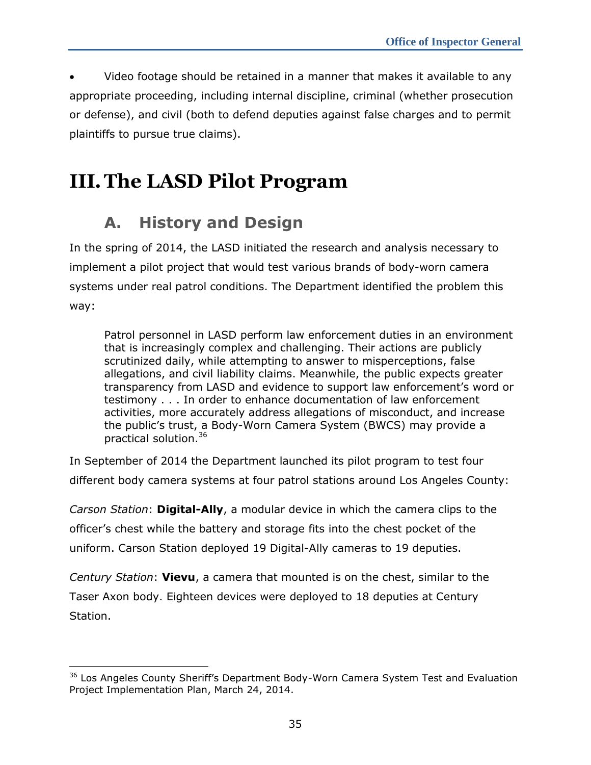- Video footage should be retained in a manner that makes it available to any appropriate proceeding, including internal discipline, criminal (whether prosecution or defense), and civil (both to defend deputies against false charges and to permit plaintiffs to pursue true claims).

# III. The LASD Pilot Program

## A. History and Design

In the spring of 2014, the LASD initiated the research and analysis necessary to implement a pilot project that would test various brands of body-worn camera systems under real patrol conditions. The Department identified the problem this way:

> Patrol personnel in LASD perform law enforcement duties in an environment that is increasingly complex and challenging. Their actions are publicly scrutinized daily, while attempting to answer to misperceptions, false allegations, and civil liability claims. Meanwhile, the public expects greater transparency from LASD and evidence to support law enforcement's word or testimony . . . In order to enhance documentation of law enforcement activities, more accurately address allegations of misconduct, and increase the public's trust, a Body-Worn Camera System (BWCS) may provide a practical solution.[36]

In September of 2014 the Department launched its pilot program to test four different body camera systems at four patrol stations around Los Angeles County:

*Carson Station*: **Digital-Ally**, a modular device in which the camera clips to the officer's chest while the battery and storage fits into the chest pocket of the uniform. Carson Station deployed 19 Digital-Ally cameras to 19 deputies.

*Century Station*: **Vievu**, a camera that mounted is on the chest, similar to the Taser Axon body. Eighteen devices were deployed to 18 deputies at Century Station.

---

[36] Los Angeles County Sheriff's Department Body-Worn Camera System Test and Evaluation Project Implementation Plan, March 24, 2014.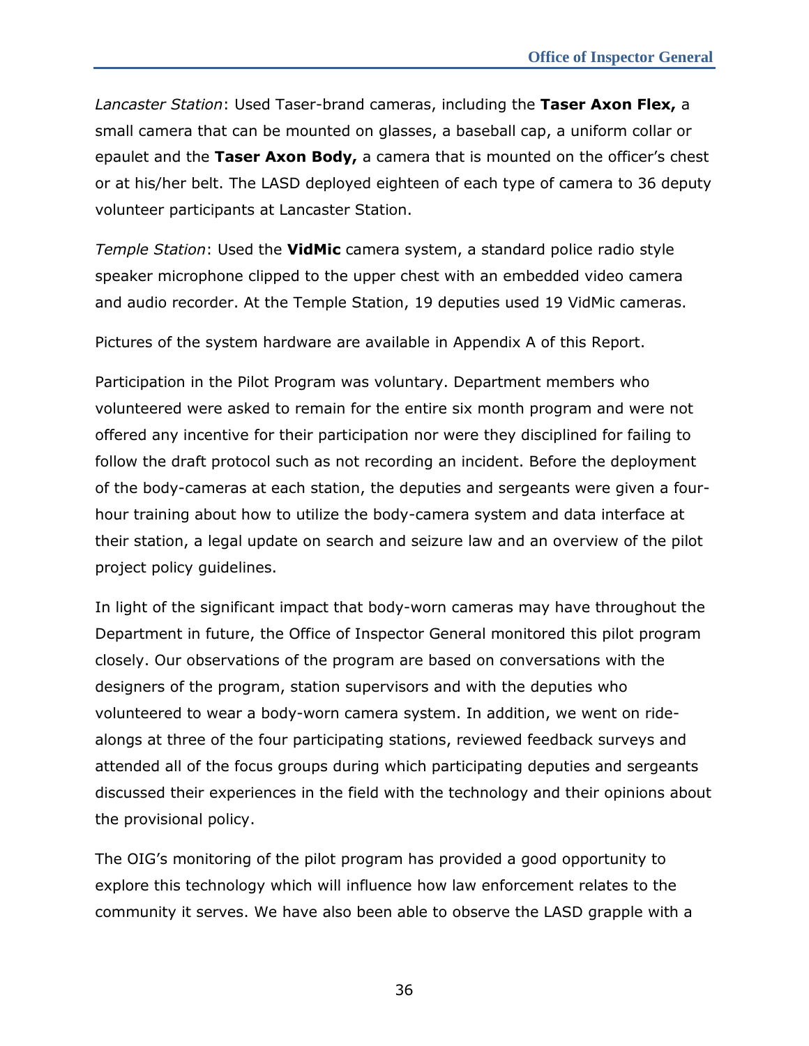*Lancaster Station*: Used Taser-brand cameras, including the **Taser Axon Flex,** a small camera that can be mounted on glasses, a baseball cap, a uniform collar or epaulet and the **Taser Axon Body,** a camera that is mounted on the officer's chest or at his/her belt. The LASD deployed eighteen of each type of camera to 36 deputy volunteer participants at Lancaster Station.

*Temple Station*: Used the **VidMic** camera system, a standard police radio style speaker microphone clipped to the upper chest with an embedded video camera and audio recorder. At the Temple Station, 19 deputies used 19 VidMic cameras.

Pictures of the system hardware are available in Appendix A of this Report.

Participation in the Pilot Program was voluntary. Department members who volunteered were asked to remain for the entire six month program and were not offered any incentive for their participation nor were they disciplined for failing to follow the draft protocol such as not recording an incident. Before the deployment of the body-cameras at each station, the deputies and sergeants were given a four-hour training about how to utilize the body-camera system and data interface at their station, a legal update on search and seizure law and an overview of the pilot project policy guidelines.

In light of the significant impact that body-worn cameras may have throughout the Department in future, the Office of Inspector General monitored this pilot program closely. Our observations of the program are based on conversations with the designers of the program, station supervisors and with the deputies who volunteered to wear a body-worn camera system. In addition, we went on ride-alongs at three of the four participating stations, reviewed feedback surveys and attended all of the focus groups during which participating deputies and sergeants discussed their experiences in the field with the technology and their opinions about the provisional policy.

The OIG's monitoring of the pilot program has provided a good opportunity to explore this technology which will influence how law enforcement relates to the community it serves. We have also been able to observe the LASD grapple with a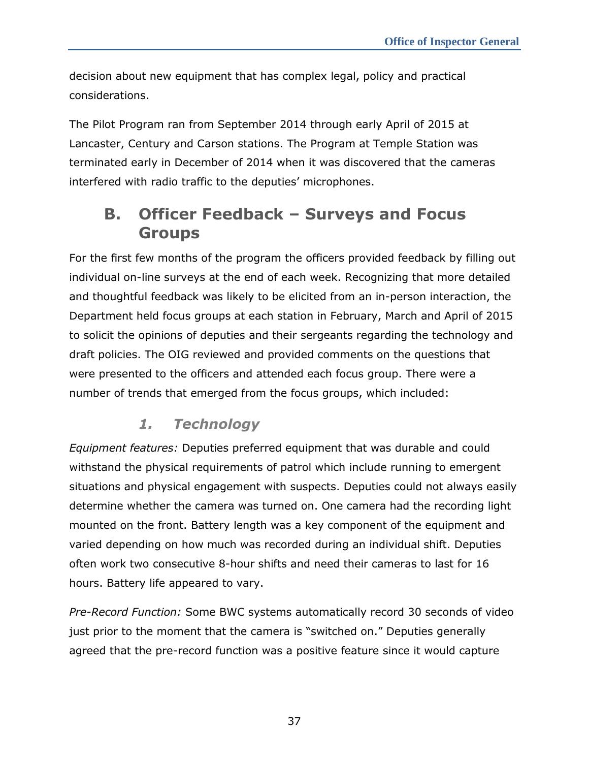decision about new equipment that has complex legal, policy and practical considerations.

The Pilot Program ran from September 2014 through early April of 2015 at Lancaster, Century and Carson stations. The Program at Temple Station was terminated early in December of 2014 when it was discovered that the cameras interfered with radio traffic to the deputies' microphones.

## B. Officer Feedback – Surveys and Focus Groups

For the first few months of the program the officers provided feedback by filling out individual on-line surveys at the end of each week. Recognizing that more detailed and thoughtful feedback was likely to be elicited from an in-person interaction, the Department held focus groups at each station in February, March and April of 2015 to solicit the opinions of deputies and their sergeants regarding the technology and draft policies. The OIG reviewed and provided comments on the questions that were presented to the officers and attended each focus group. There were a number of trends that emerged from the focus groups, which included:

### *1. Technology*

*Equipment features:* Deputies preferred equipment that was durable and could withstand the physical requirements of patrol which include running to emergent situations and physical engagement with suspects. Deputies could not always easily determine whether the camera was turned on. One camera had the recording light mounted on the front. Battery length was a key component of the equipment and varied depending on how much was recorded during an individual shift. Deputies often work two consecutive 8-hour shifts and need their cameras to last for 16 hours. Battery life appeared to vary.

*Pre-Record Function:* Some BWC systems automatically record 30 seconds of video just prior to the moment that the camera is "switched on." Deputies generally agreed that the pre-record function was a positive feature since it would capture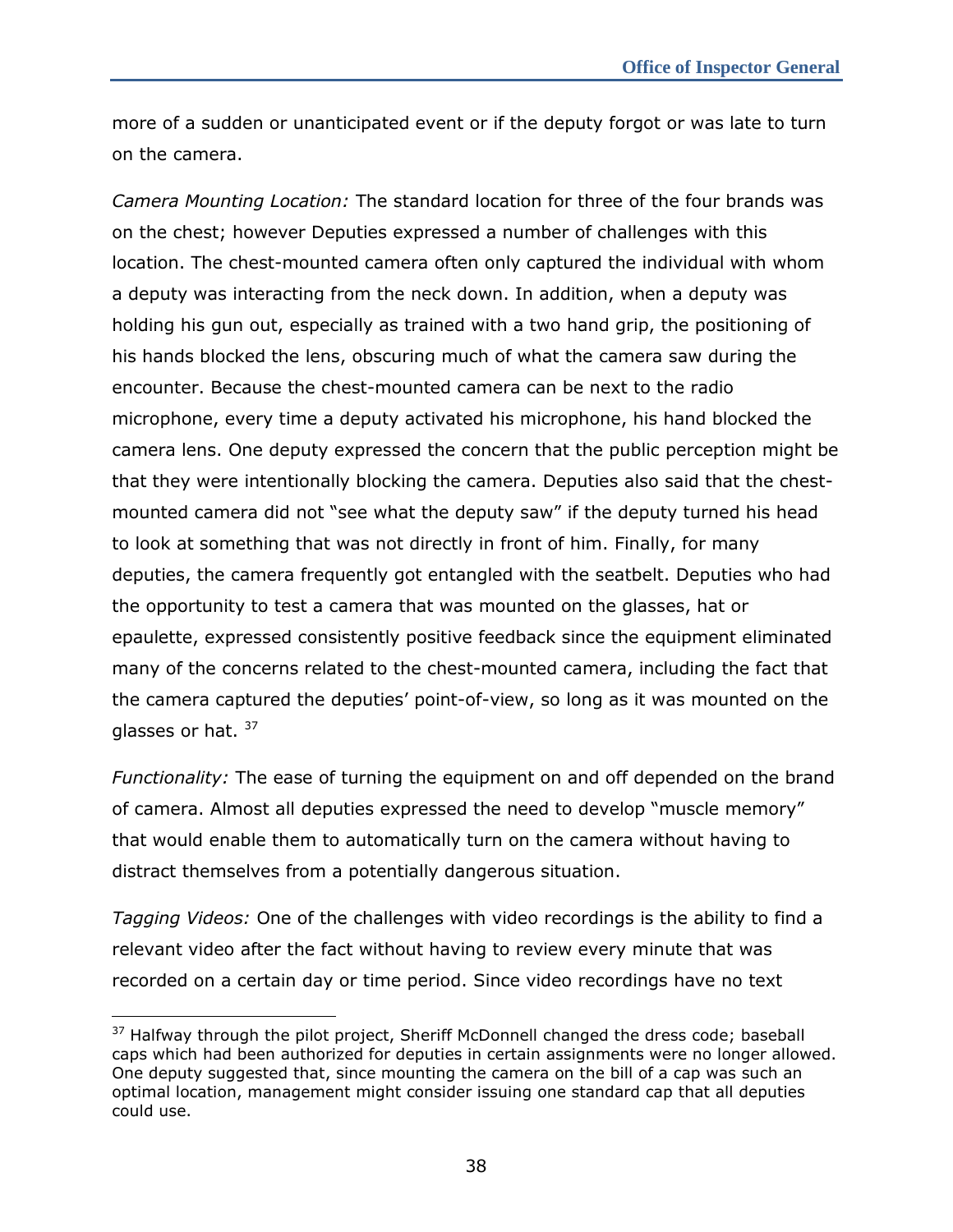more of a sudden or unanticipated event or if the deputy forgot or was late to turn on the camera.

*Camera Mounting Location:* The standard location for three of the four brands was on the chest; however Deputies expressed a number of challenges with this location. The chest-mounted camera often only captured the individual with whom a deputy was interacting from the neck down. In addition, when a deputy was holding his gun out, especially as trained with a two hand grip, the positioning of his hands blocked the lens, obscuring much of what the camera saw during the encounter. Because the chest-mounted camera can be next to the radio microphone, every time a deputy activated his microphone, his hand blocked the camera lens. One deputy expressed the concern that the public perception might be that they were intentionally blocking the camera. Deputies also said that the chest-mounted camera did not "see what the deputy saw" if the deputy turned his head to look at something that was not directly in front of him. Finally, for many deputies, the camera frequently got entangled with the seatbelt. Deputies who had the opportunity to test a camera that was mounted on the glasses, hat or epaulette, expressed consistently positive feedback since the equipment eliminated many of the concerns related to the chest-mounted camera, including the fact that the camera captured the deputies' point-of-view, so long as it was mounted on the glasses or hat. [37]

*Functionality:* The ease of turning the equipment on and off depended on the brand of camera. Almost all deputies expressed the need to develop "muscle memory" that would enable them to automatically turn on the camera without having to distract themselves from a potentially dangerous situation.

*Tagging Videos:* One of the challenges with video recordings is the ability to find a relevant video after the fact without having to review every minute that was recorded on a certain day or time period. Since video recordings have no text

---

[37] Halfway through the pilot project, Sheriff McDonnell changed the dress code; baseball caps which had been authorized for deputies in certain assignments were no longer allowed. One deputy suggested that, since mounting the camera on the bill of a cap was such an optimal location, management might consider issuing one standard cap that all deputies could use.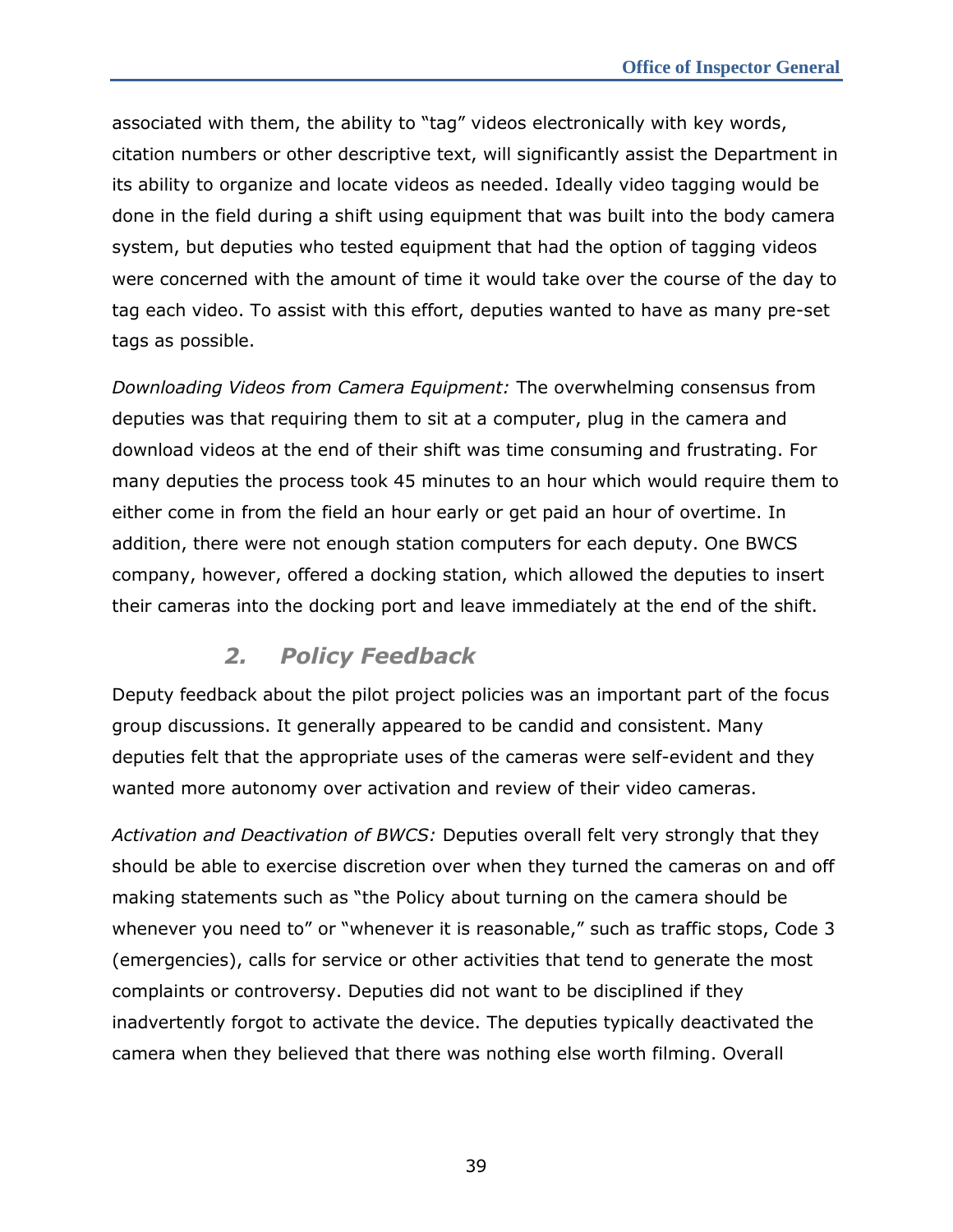associated with them, the ability to "tag" videos electronically with key words, citation numbers or other descriptive text, will significantly assist the Department in its ability to organize and locate videos as needed. Ideally video tagging would be done in the field during a shift using equipment that was built into the body camera system, but deputies who tested equipment that had the option of tagging videos were concerned with the amount of time it would take over the course of the day to tag each video. To assist with this effort, deputies wanted to have as many pre-set tags as possible.

*Downloading Videos from Camera Equipment:* The overwhelming consensus from deputies was that requiring them to sit at a computer, plug in the camera and download videos at the end of their shift was time consuming and frustrating. For many deputies the process took 45 minutes to an hour which would require them to either come in from the field an hour early or get paid an hour of overtime. In addition, there were not enough station computers for each deputy. One BWCS company, however, offered a docking station, which allowed the deputies to insert their cameras into the docking port and leave immediately at the end of the shift.

### 2. Policy Feedback

Deputy feedback about the pilot project policies was an important part of the focus group discussions. It generally appeared to be candid and consistent. Many deputies felt that the appropriate uses of the cameras were self-evident and they wanted more autonomy over activation and review of their video cameras.

*Activation and Deactivation of BWCS:* Deputies overall felt very strongly that they should be able to exercise discretion over when they turned the cameras on and off making statements such as "the Policy about turning on the camera should be whenever you need to" or "whenever it is reasonable," such as traffic stops, Code 3 (emergencies), calls for service or other activities that tend to generate the most complaints or controversy. Deputies did not want to be disciplined if they inadvertently forgot to activate the device. The deputies typically deactivated the camera when they believed that there was nothing else worth filming. Overall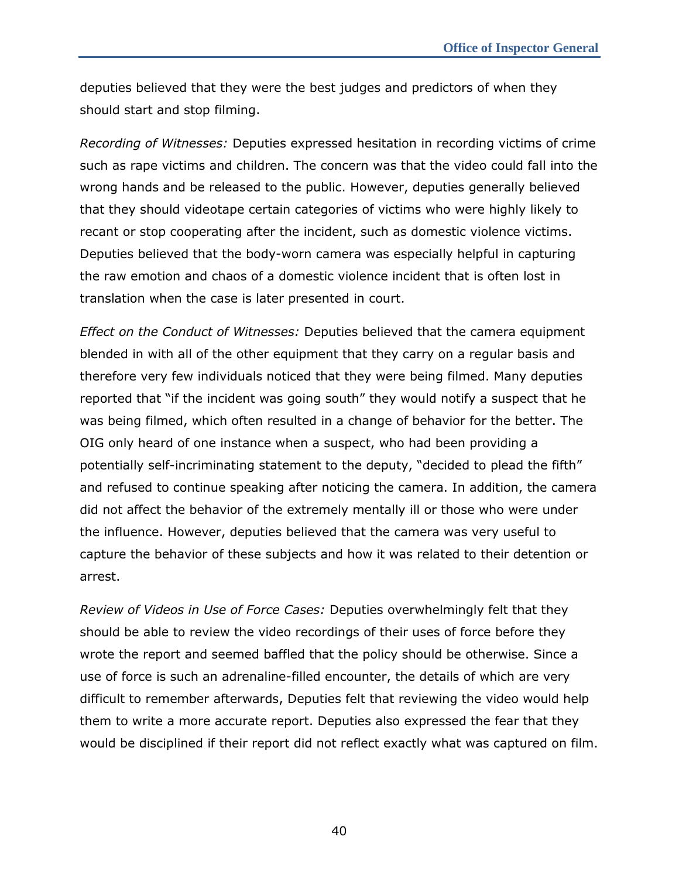deputies believed that they were the best judges and predictors of when they should start and stop filming.

*Recording of Witnesses:* Deputies expressed hesitation in recording victims of crime such as rape victims and children. The concern was that the video could fall into the wrong hands and be released to the public. However, deputies generally believed that they should videotape certain categories of victims who were highly likely to recant or stop cooperating after the incident, such as domestic violence victims. Deputies believed that the body-worn camera was especially helpful in capturing the raw emotion and chaos of a domestic violence incident that is often lost in translation when the case is later presented in court.

*Effect on the Conduct of Witnesses:* Deputies believed that the camera equipment blended in with all of the other equipment that they carry on a regular basis and therefore very few individuals noticed that they were being filmed. Many deputies reported that "if the incident was going south" they would notify a suspect that he was being filmed, which often resulted in a change of behavior for the better. The OIG only heard of one instance when a suspect, who had been providing a potentially self-incriminating statement to the deputy, "decided to plead the fifth" and refused to continue speaking after noticing the camera. In addition, the camera did not affect the behavior of the extremely mentally ill or those who were under the influence. However, deputies believed that the camera was very useful to capture the behavior of these subjects and how it was related to their detention or arrest.

*Review of Videos in Use of Force Cases:* Deputies overwhelmingly felt that they should be able to review the video recordings of their uses of force before they wrote the report and seemed baffled that the policy should be otherwise. Since a use of force is such an adrenaline-filled encounter, the details of which are very difficult to remember afterwards, Deputies felt that reviewing the video would help them to write a more accurate report. Deputies also expressed the fear that they would be disciplined if their report did not reflect exactly what was captured on film.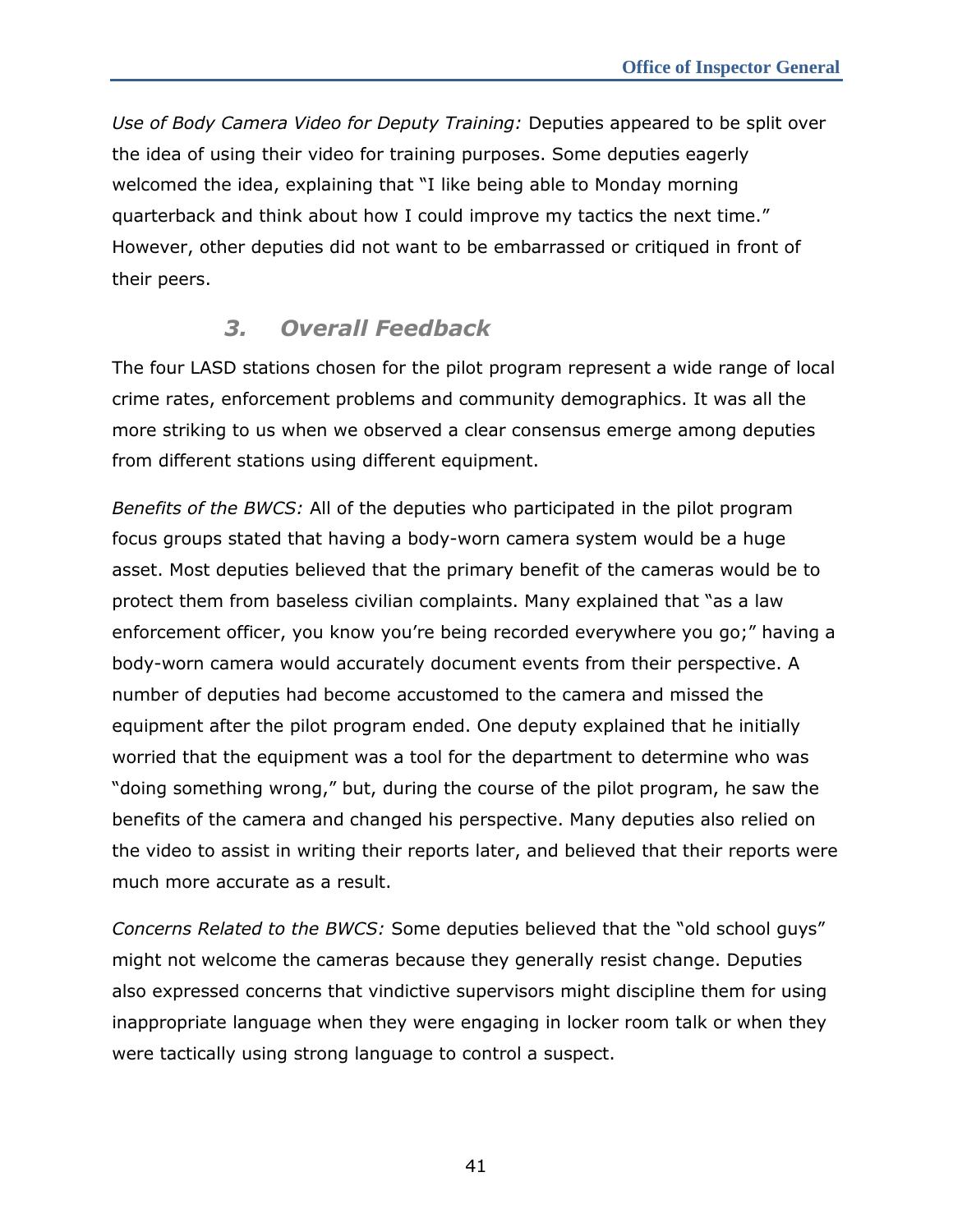*Use of Body Camera Video for Deputy Training:* Deputies appeared to be split over the idea of using their video for training purposes. Some deputies eagerly welcomed the idea, explaining that "I like being able to Monday morning quarterback and think about how I could improve my tactics the next time." However, other deputies did not want to be embarrassed or critiqued in front of their peers.

### *3. Overall Feedback*

The four LASD stations chosen for the pilot program represent a wide range of local crime rates, enforcement problems and community demographics. It was all the more striking to us when we observed a clear consensus emerge among deputies from different stations using different equipment.

*Benefits of the BWCS:* All of the deputies who participated in the pilot program focus groups stated that having a body-worn camera system would be a huge asset. Most deputies believed that the primary benefit of the cameras would be to protect them from baseless civilian complaints. Many explained that "as a law enforcement officer, you know you're being recorded everywhere you go;" having a body-worn camera would accurately document events from their perspective. A number of deputies had become accustomed to the camera and missed the equipment after the pilot program ended. One deputy explained that he initially worried that the equipment was a tool for the department to determine who was "doing something wrong," but, during the course of the pilot program, he saw the benefits of the camera and changed his perspective. Many deputies also relied on the video to assist in writing their reports later, and believed that their reports were much more accurate as a result.

*Concerns Related to the BWCS:* Some deputies believed that the "old school guys" might not welcome the cameras because they generally resist change. Deputies also expressed concerns that vindictive supervisors might discipline them for using inappropriate language when they were engaging in locker room talk or when they were tactically using strong language to control a suspect.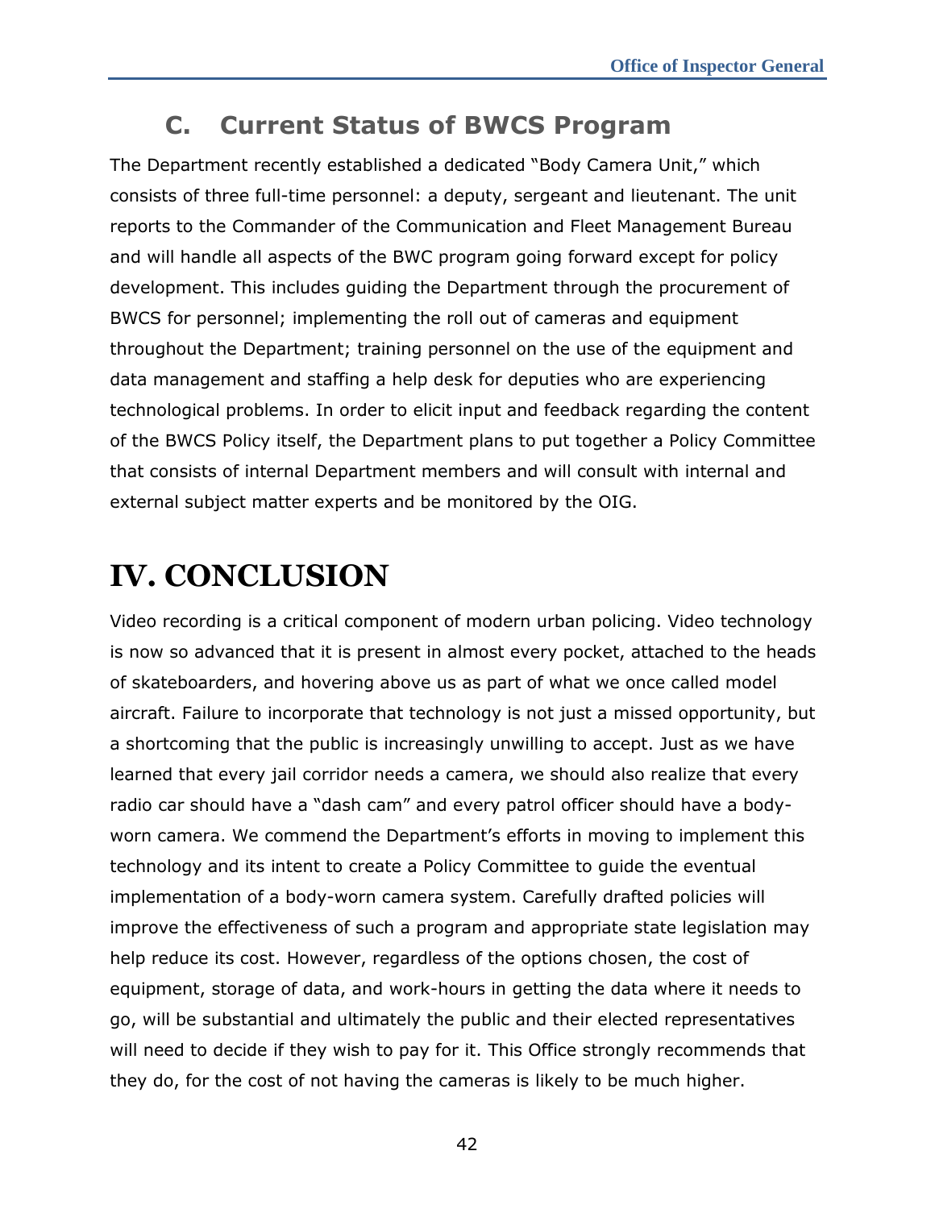## C. Current Status of BWCS Program

The Department recently established a dedicated "Body Camera Unit," which consists of three full-time personnel: a deputy, sergeant and lieutenant. The unit reports to the Commander of the Communication and Fleet Management Bureau and will handle all aspects of the BWC program going forward except for policy development. This includes guiding the Department through the procurement of BWCS for personnel; implementing the roll out of cameras and equipment throughout the Department; training personnel on the use of the equipment and data management and staffing a help desk for deputies who are experiencing technological problems. In order to elicit input and feedback regarding the content of the BWCS Policy itself, the Department plans to put together a Policy Committee that consists of internal Department members and will consult with internal and external subject matter experts and be monitored by the OIG.

# IV. CONCLUSION

Video recording is a critical component of modern urban policing. Video technology is now so advanced that it is present in almost every pocket, attached to the heads of skateboarders, and hovering above us as part of what we once called model aircraft. Failure to incorporate that technology is not just a missed opportunity, but a shortcoming that the public is increasingly unwilling to accept. Just as we have learned that every jail corridor needs a camera, we should also realize that every radio car should have a "dash cam" and every patrol officer should have a body-worn camera. We commend the Department's efforts in moving to implement this technology and its intent to create a Policy Committee to guide the eventual implementation of a body-worn camera system. Carefully drafted policies will improve the effectiveness of such a program and appropriate state legislation may help reduce its cost. However, regardless of the options chosen, the cost of equipment, storage of data, and work-hours in getting the data where it needs to go, will be substantial and ultimately the public and their elected representatives will need to decide if they wish to pay for it. This Office strongly recommends that they do, for the cost of not having the cameras is likely to be much higher.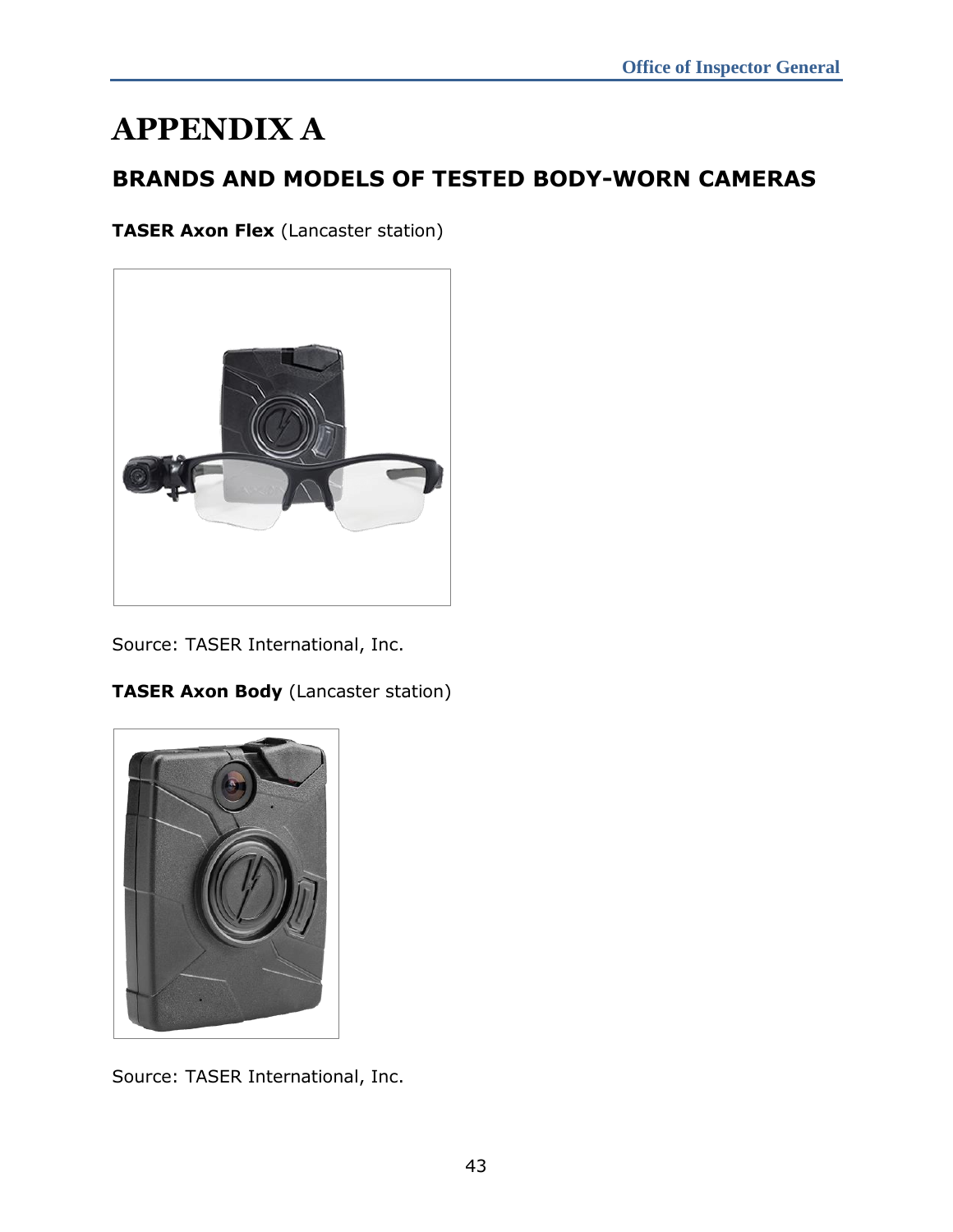# APPENDIX A

## BRANDS AND MODELS OF TESTED BODY-WORN CAMERAS

**TASER Axon Flex** (Lancaster station)

Source: TASER International, Inc.

**TASER Axon Body** (Lancaster station)

Source: TASER International, Inc.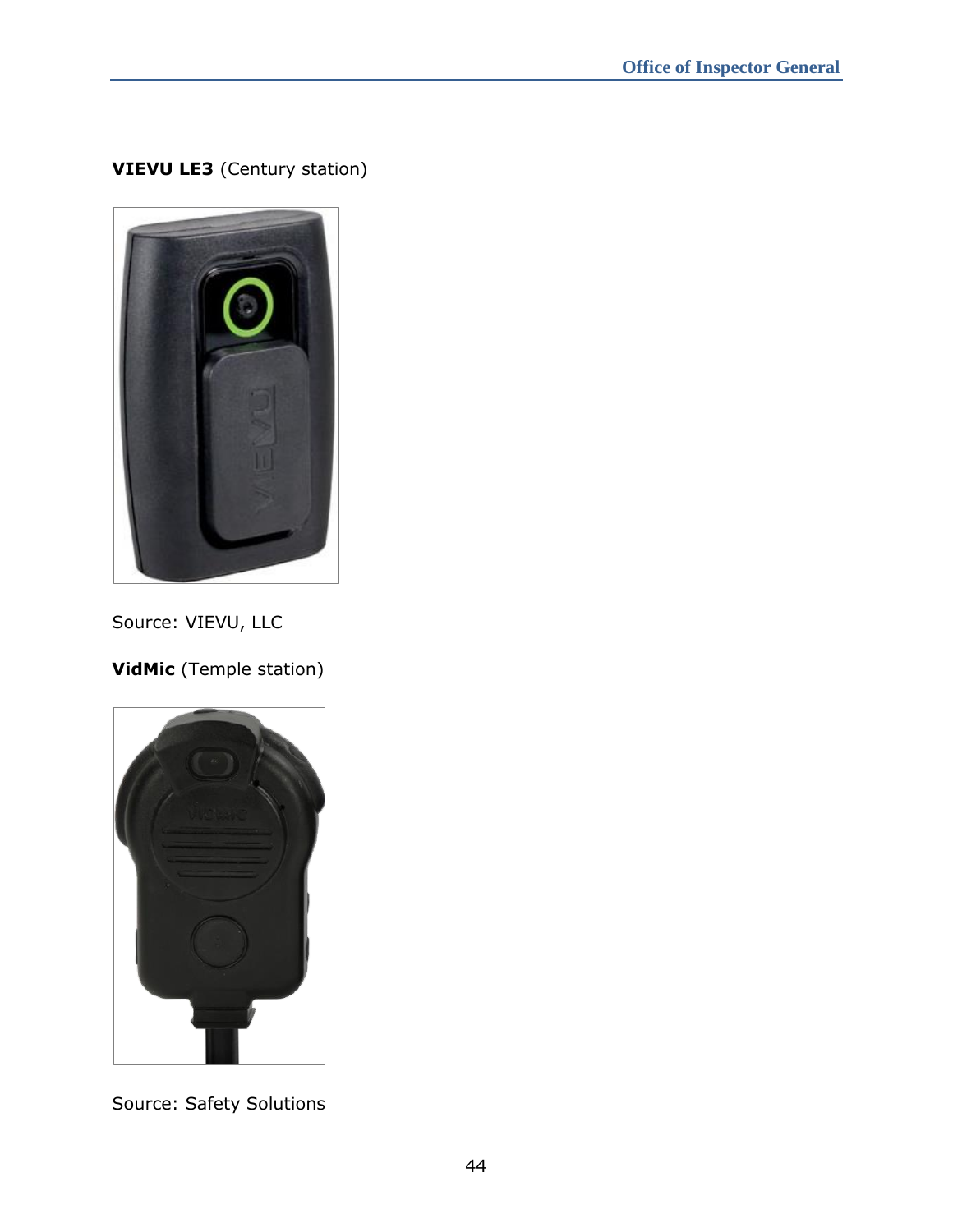**VIEVU LE3** (Century station)

Source: VIEVU, LLC

**VidMic** (Temple station)

Source: Safety Solutions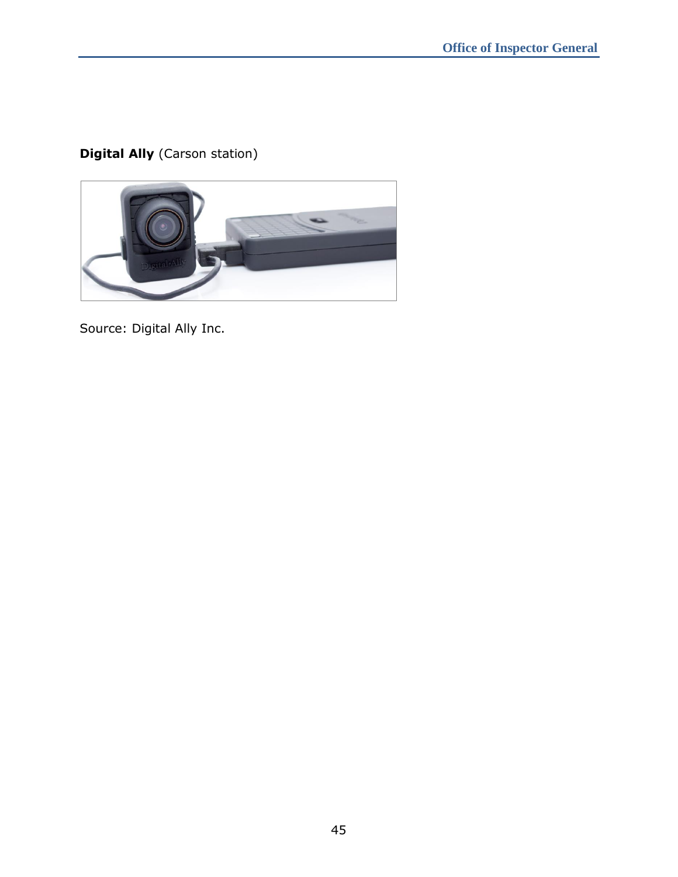**Digital Ally** (Carson station)

Source: Digital Ally Inc.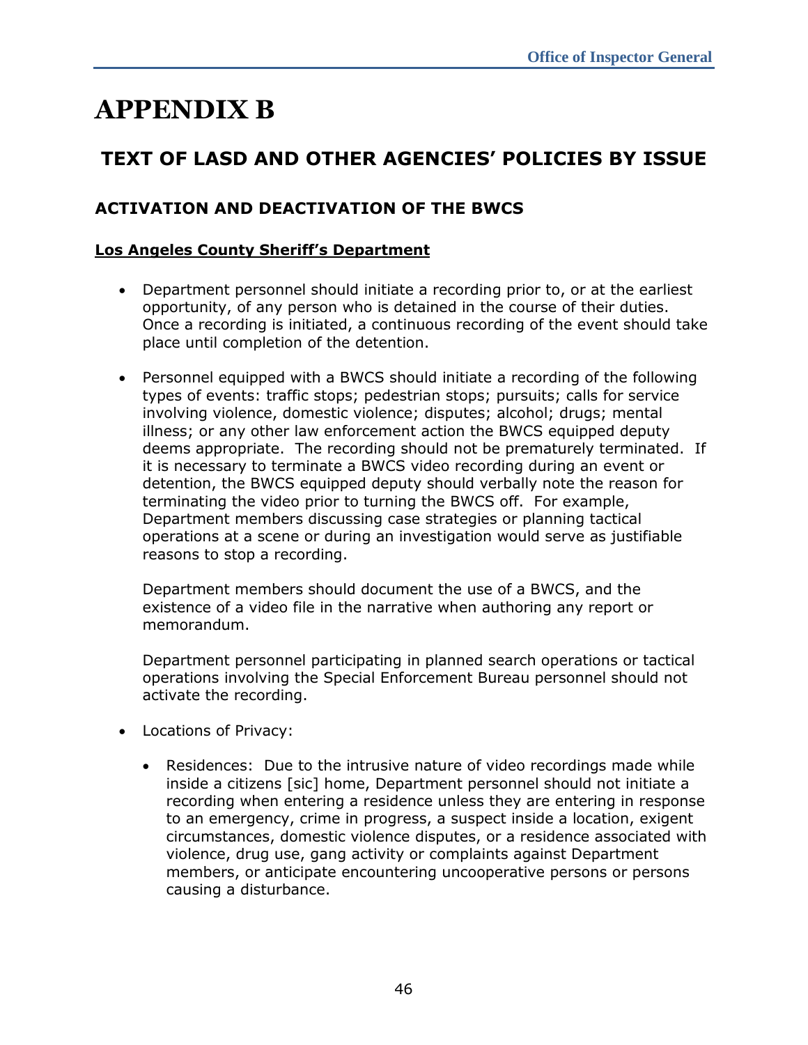# APPENDIX B

## TEXT OF LASD AND OTHER AGENCIES' POLICIES BY ISSUE

### ACTIVATION AND DEACTIVATION OF THE BWCS

**<u>Los Angeles County Sheriff's Department</u>**

- Department personnel should initiate a recording prior to, or at the earliest opportunity, of any person who is detained in the course of their duties. Once a recording is initiated, a continuous recording of the event should take place until completion of the detention.

- Personnel equipped with a BWCS should initiate a recording of the following types of events: traffic stops; pedestrian stops; pursuits; calls for service involving violence, domestic violence; disputes; alcohol; drugs; mental illness; or any other law enforcement action the BWCS equipped deputy deems appropriate. The recording should not be prematurely terminated. If it is necessary to terminate a BWCS video recording during an event or detention, the BWCS equipped deputy should verbally note the reason for terminating the video prior to turning the BWCS off. For example, Department members discussing case strategies or planning tactical operations at a scene or during an investigation would serve as justifiable reasons to stop a recording.

  Department members should document the use of a BWCS, and the existence of a video file in the narrative when authoring any report or memorandum.

  Department personnel participating in planned search operations or tactical operations involving the Special Enforcement Bureau personnel should not activate the recording.

- Locations of Privacy:

  - Residences: Due to the intrusive nature of video recordings made while inside a citizens [sic] home, Department personnel should not initiate a recording when entering a residence unless they are entering in response to an emergency, crime in progress, a suspect inside a location, exigent circumstances, domestic violence disputes, or a residence associated with violence, drug use, gang activity or complaints against Department members, or anticipate encountering uncooperative persons or persons causing a disturbance.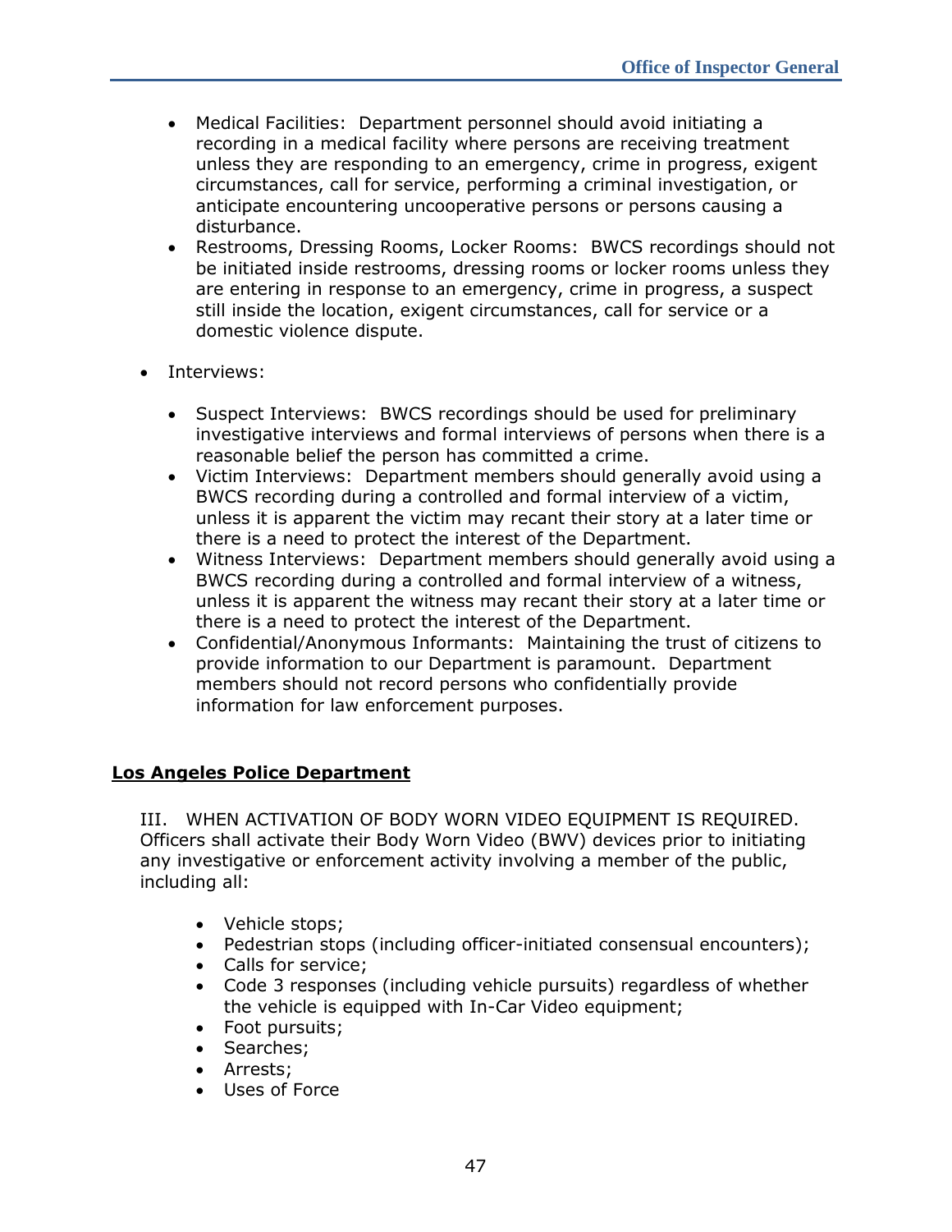- Medical Facilities: Department personnel should avoid initiating a recording in a medical facility where persons are receiving treatment unless they are responding to an emergency, crime in progress, exigent circumstances, call for service, performing a criminal investigation, or anticipate encountering uncooperative persons or persons causing a disturbance.
- Restrooms, Dressing Rooms, Locker Rooms: BWCS recordings should not be initiated inside restrooms, dressing rooms or locker rooms unless they are entering in response to an emergency, crime in progress, a suspect still inside the location, exigent circumstances, call for service or a domestic violence dispute.

- Interviews:
  - Suspect Interviews: BWCS recordings should be used for preliminary investigative interviews and formal interviews of persons when there is a reasonable belief the person has committed a crime.
  - Victim Interviews: Department members should generally avoid using a BWCS recording during a controlled and formal interview of a victim, unless it is apparent the victim may recant their story at a later time or there is a need to protect the interest of the Department.
  - Witness Interviews: Department members should generally avoid using a BWCS recording during a controlled and formal interview of a witness, unless it is apparent the witness may recant their story at a later time or there is a need to protect the interest of the Department.
  - Confidential/Anonymous Informants: Maintaining the trust of citizens to provide information to our Department is paramount. Department members should not record persons who confidentially provide information for law enforcement purposes.

**Los Angeles Police Department**

III. WHEN ACTIVATION OF BODY WORN VIDEO EQUIPMENT IS REQUIRED. Officers shall activate their Body Worn Video (BWV) devices prior to initiating any investigative or enforcement activity involving a member of the public, including all:

- Vehicle stops;
- Pedestrian stops (including officer-initiated consensual encounters);
- Calls for service;
- Code 3 responses (including vehicle pursuits) regardless of whether the vehicle is equipped with In-Car Video equipment;
- Foot pursuits;
- Searches;
- Arrests;
- Uses of Force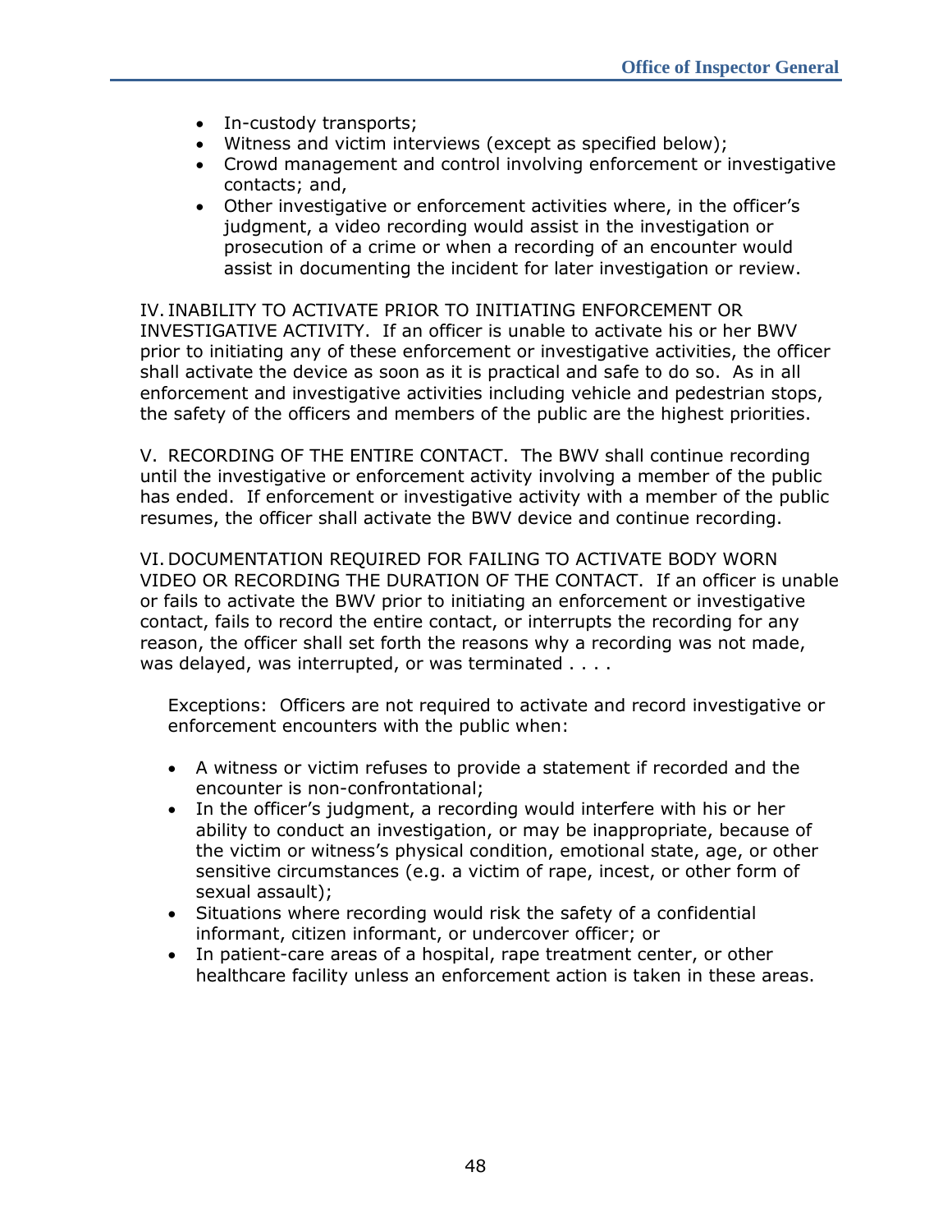- In-custody transports;
- Witness and victim interviews (except as specified below);
- Crowd management and control involving enforcement or investigative contacts; and,
- Other investigative or enforcement activities where, in the officer's judgment, a video recording would assist in the investigation or prosecution of a crime or when a recording of an encounter would assist in documenting the incident for later investigation or review.

IV. INABILITY TO ACTIVATE PRIOR TO INITIATING ENFORCEMENT OR INVESTIGATIVE ACTIVITY. If an officer is unable to activate his or her BWV prior to initiating any of these enforcement or investigative activities, the officer shall activate the device as soon as it is practical and safe to do so. As in all enforcement and investigative activities including vehicle and pedestrian stops, the safety of the officers and members of the public are the highest priorities.

V. RECORDING OF THE ENTIRE CONTACT. The BWV shall continue recording until the investigative or enforcement activity involving a member of the public has ended. If enforcement or investigative activity with a member of the public resumes, the officer shall activate the BWV device and continue recording.

VI. DOCUMENTATION REQUIRED FOR FAILING TO ACTIVATE BODY WORN VIDEO OR RECORDING THE DURATION OF THE CONTACT. If an officer is unable or fails to activate the BWV prior to initiating an enforcement or investigative contact, fails to record the entire contact, or interrupts the recording for any reason, the officer shall set forth the reasons why a recording was not made, was delayed, was interrupted, or was terminated . . . .

Exceptions: Officers are not required to activate and record investigative or enforcement encounters with the public when:

- A witness or victim refuses to provide a statement if recorded and the encounter is non-confrontational;
- In the officer's judgment, a recording would interfere with his or her ability to conduct an investigation, or may be inappropriate, because of the victim or witness's physical condition, emotional state, age, or other sensitive circumstances (e.g. a victim of rape, incest, or other form of sexual assault);
- Situations where recording would risk the safety of a confidential informant, citizen informant, or undercover officer; or
- In patient-care areas of a hospital, rape treatment center, or other healthcare facility unless an enforcement action is taken in these areas.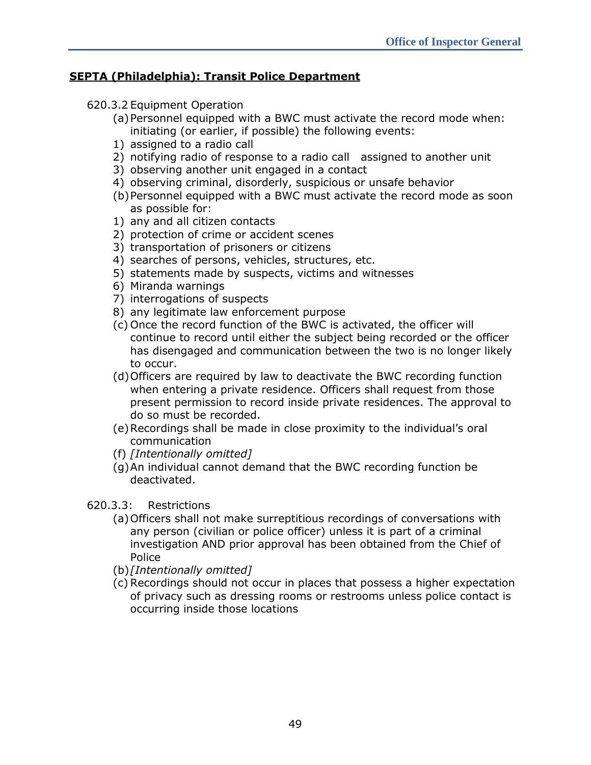**SEPTA (Philadelphia): Transit Police Department**

620.3.2 Equipment Operation

(a) Personnel equipped with a BWC must activate the record mode when: initiating (or earlier, if possible) the following events:

1) assigned to a radio call
2) notifying radio of response to a radio call assigned to another unit
3) observing another unit engaged in a contact
4) observing criminal, disorderly, suspicious or unsafe behavior

(b) Personnel equipped with a BWC must activate the record mode as soon as possible for:

1) any and all citizen contacts
2) protection of crime or accident scenes
3) transportation of prisoners or citizens
4) searches of persons, vehicles, structures, etc.
5) statements made by suspects, victims and witnesses
6) Miranda warnings
7) interrogations of suspects
8) any legitimate law enforcement purpose

(c) Once the record function of the BWC is activated, the officer will continue to record until either the subject being recorded or the officer has disengaged and communication between the two is no longer likely to occur.

(d) Officers are required by law to deactivate the BWC recording function when entering a private residence. Officers shall request from those present permission to record inside private residences. The approval to do so must be recorded.

(e) Recordings shall be made in close proximity to the individual's oral communication

(f) *[Intentionally omitted]*

(g) An individual cannot demand that the BWC recording function be deactivated.

620.3.3: Restrictions

(a) Officers shall not make surreptitious recordings of conversations with any person (civilian or police officer) unless it is part of a criminal investigation AND prior approval has been obtained from the Chief of Police

(b) *[Intentionally omitted]*

(c) Recordings should not occur in places that possess a higher expectation of privacy such as dressing rooms or restrooms unless police contact is occurring inside those locations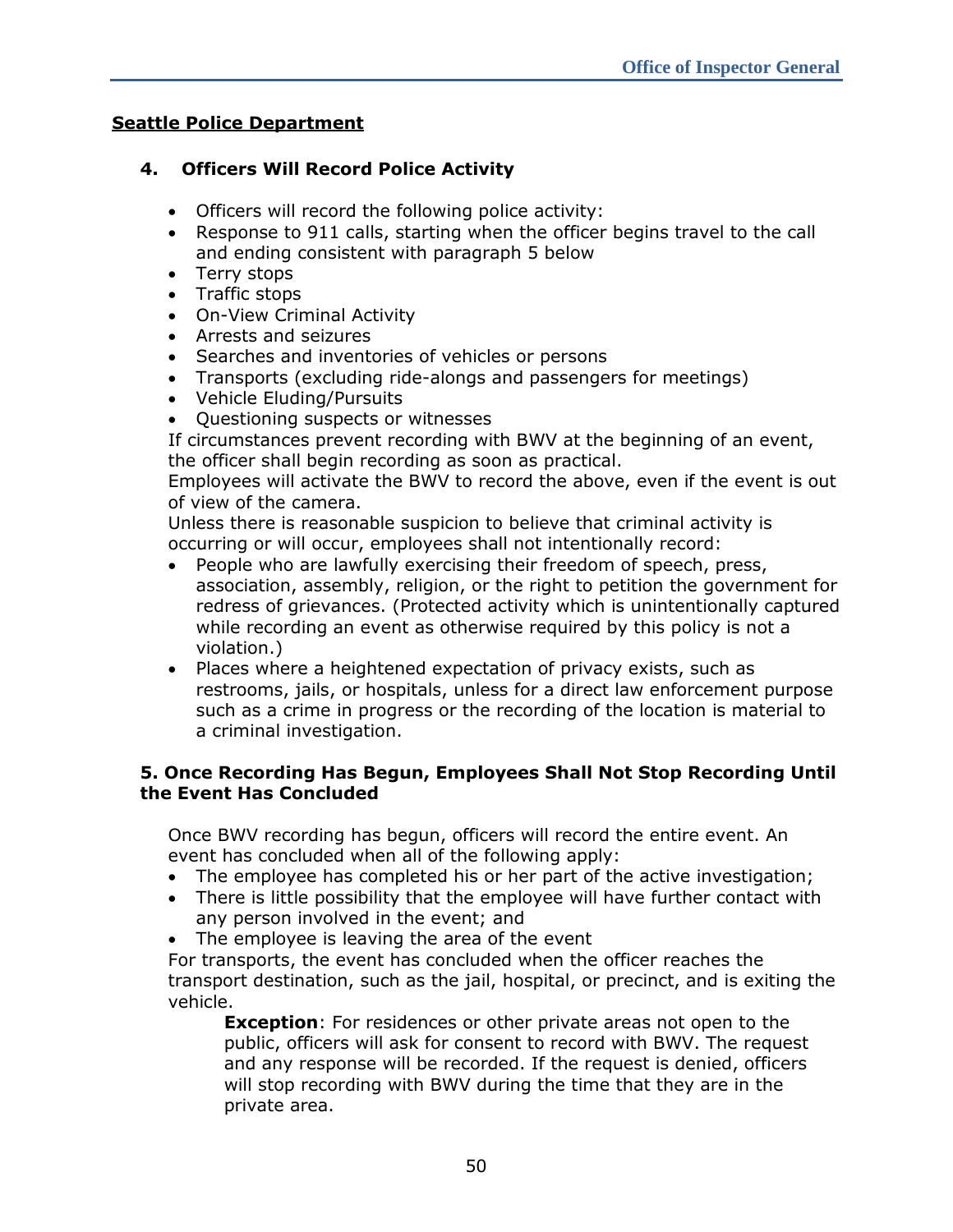**Seattle Police Department**

### 4. Officers Will Record Police Activity

- Officers will record the following police activity:
- Response to 911 calls, starting when the officer begins travel to the call and ending consistent with paragraph 5 below
- Terry stops
- Traffic stops
- On-View Criminal Activity
- Arrests and seizures
- Searches and inventories of vehicles or persons
- Transports (excluding ride-alongs and passengers for meetings)
- Vehicle Eluding/Pursuits
- Questioning suspects or witnesses

If circumstances prevent recording with BWV at the beginning of an event, the officer shall begin recording as soon as practical.

Employees will activate the BWV to record the above, even if the event is out of view of the camera.

Unless there is reasonable suspicion to believe that criminal activity is occurring or will occur, employees shall not intentionally record:

- People who are lawfully exercising their freedom of speech, press, association, assembly, religion, or the right to petition the government for redress of grievances. (Protected activity which is unintentionally captured while recording an event as otherwise required by this policy is not a violation.)
- Places where a heightened expectation of privacy exists, such as restrooms, jails, or hospitals, unless for a direct law enforcement purpose such as a crime in progress or the recording of the location is material to a criminal investigation.

### 5. Once Recording Has Begun, Employees Shall Not Stop Recording Until the Event Has Concluded

Once BWV recording has begun, officers will record the entire event. An event has concluded when all of the following apply:

- The employee has completed his or her part of the active investigation;
- There is little possibility that the employee will have further contact with any person involved in the event; and
- The employee is leaving the area of the event

For transports, the event has concluded when the officer reaches the transport destination, such as the jail, hospital, or precinct, and is exiting the vehicle.

> **Exception**: For residences or other private areas not open to the public, officers will ask for consent to record with BWV. The request and any response will be recorded. If the request is denied, officers will stop recording with BWV during the time that they are in the private area.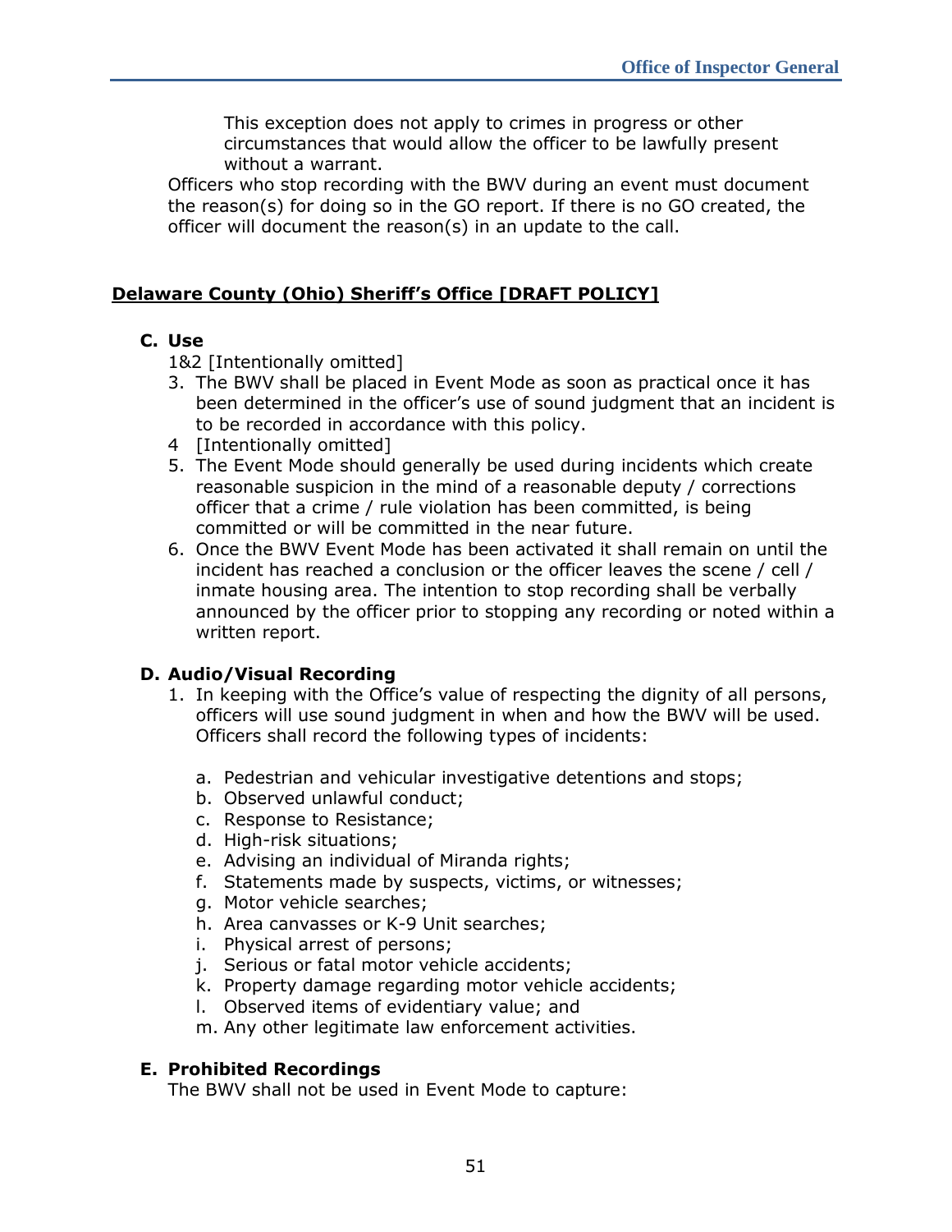This exception does not apply to crimes in progress or other circumstances that would allow the officer to be lawfully present without a warrant.

Officers who stop recording with the BWV during an event must document the reason(s) for doing so in the GO report. If there is no GO created, the officer will document the reason(s) in an update to the call.

**Delaware County (Ohio) Sheriff's Office [DRAFT POLICY]**

**C. Use**

1&2 [Intentionally omitted]

3. The BWV shall be placed in Event Mode as soon as practical once it has been determined in the officer's use of sound judgment that an incident is to be recorded in accordance with this policy.
4. [Intentionally omitted]
5. The Event Mode should generally be used during incidents which create reasonable suspicion in the mind of a reasonable deputy / corrections officer that a crime / rule violation has been committed, is being committed or will be committed in the near future.
6. Once the BWV Event Mode has been activated it shall remain on until the incident has reached a conclusion or the officer leaves the scene / cell / inmate housing area. The intention to stop recording shall be verbally announced by the officer prior to stopping any recording or noted within a written report.

**D. Audio/Visual Recording**

1. In keeping with the Office's value of respecting the dignity of all persons, officers will use sound judgment in when and how the BWV will be used. Officers shall record the following types of incidents:

   a. Pedestrian and vehicular investigative detentions and stops;
   b. Observed unlawful conduct;
   c. Response to Resistance;
   d. High-risk situations;
   e. Advising an individual of Miranda rights;
   f. Statements made by suspects, victims, or witnesses;
   g. Motor vehicle searches;
   h. Area canvasses or K-9 Unit searches;
   i. Physical arrest of persons;
   j. Serious or fatal motor vehicle accidents;
   k. Property damage regarding motor vehicle accidents;
   l. Observed items of evidentiary value; and
   m. Any other legitimate law enforcement activities.

**E. Prohibited Recordings**

The BWV shall not be used in Event Mode to capture: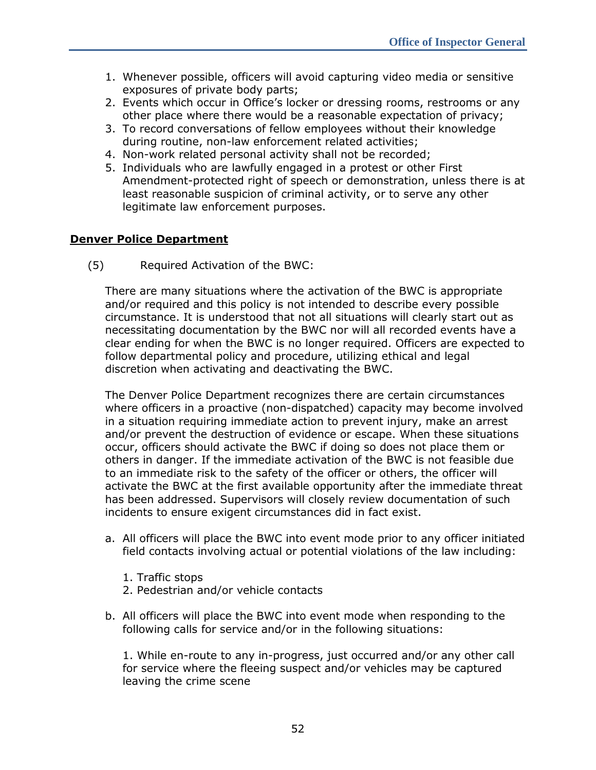1. Whenever possible, officers will avoid capturing video media or sensitive exposures of private body parts;
2. Events which occur in Office's locker or dressing rooms, restrooms or any other place where there would be a reasonable expectation of privacy;
3. To record conversations of fellow employees without their knowledge during routine, non-law enforcement related activities;
4. Non-work related personal activity shall not be recorded;
5. Individuals who are lawfully engaged in a protest or other First Amendment-protected right of speech or demonstration, unless there is at least reasonable suspicion of criminal activity, or to serve any other legitimate law enforcement purposes.

**Denver Police Department**

(5) Required Activation of the BWC:

There are many situations where the activation of the BWC is appropriate and/or required and this policy is not intended to describe every possible circumstance. It is understood that not all situations will clearly start out as necessitating documentation by the BWC nor will all recorded events have a clear ending for when the BWC is no longer required. Officers are expected to follow departmental policy and procedure, utilizing ethical and legal discretion when activating and deactivating the BWC.

The Denver Police Department recognizes there are certain circumstances where officers in a proactive (non-dispatched) capacity may become involved in a situation requiring immediate action to prevent injury, make an arrest and/or prevent the destruction of evidence or escape. When these situations occur, officers should activate the BWC if doing so does not place them or others in danger. If the immediate activation of the BWC is not feasible due to an immediate risk to the safety of the officer or others, the officer will activate the BWC at the first available opportunity after the immediate threat has been addressed. Supervisors will closely review documentation of such incidents to ensure exigent circumstances did in fact exist.

a. All officers will place the BWC into event mode prior to any officer initiated field contacts involving actual or potential violations of the law including:

   1. Traffic stops
   2. Pedestrian and/or vehicle contacts

b. All officers will place the BWC into event mode when responding to the following calls for service and/or in the following situations:

   1. While en-route to any in-progress, just occurred and/or any other call for service where the fleeing suspect and/or vehicles may be captured leaving the crime scene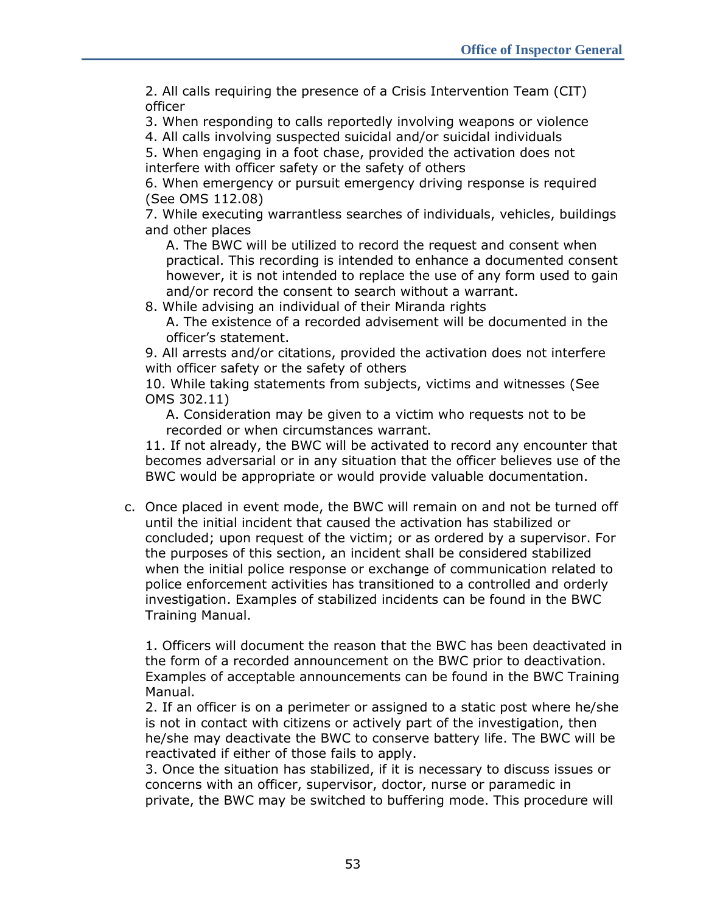2. All calls requiring the presence of a Crisis Intervention Team (CIT) officer
3. When responding to calls reportedly involving weapons or violence
4. All calls involving suspected suicidal and/or suicidal individuals
5. When engaging in a foot chase, provided the activation does not interfere with officer safety or the safety of others
6. When emergency or pursuit emergency driving response is required (See OMS 112.08)
7. While executing warrantless searches of individuals, vehicles, buildings and other places
   - A. The BWC will be utilized to record the request and consent when practical. This recording is intended to enhance a documented consent however, it is not intended to replace the use of any form used to gain and/or record the consent to search without a warrant.
8. While advising an individual of their Miranda rights
   - A. The existence of a recorded advisement will be documented in the officer's statement.
9. All arrests and/or citations, provided the activation does not interfere with officer safety or the safety of others
10. While taking statements from subjects, victims and witnesses (See OMS 302.11)
    - A. Consideration may be given to a victim who requests not to be recorded or when circumstances warrant.
11. If not already, the BWC will be activated to record any encounter that becomes adversarial or in any situation that the officer believes use of the BWC would be appropriate or would provide valuable documentation.

c. Once placed in event mode, the BWC will remain on and not be turned off until the initial incident that caused the activation has stabilized or concluded; upon request of the victim; or as ordered by a supervisor. For the purposes of this section, an incident shall be considered stabilized when the initial police response or exchange of communication related to police enforcement activities has transitioned to a controlled and orderly investigation. Examples of stabilized incidents can be found in the BWC Training Manual.

1. Officers will document the reason that the BWC has been deactivated in the form of a recorded announcement on the BWC prior to deactivation. Examples of acceptable announcements can be found in the BWC Training Manual.
2. If an officer is on a perimeter or assigned to a static post where he/she is not in contact with citizens or actively part of the investigation, then he/she may deactivate the BWC to conserve battery life. The BWC will be reactivated if either of those fails to apply.
3. Once the situation has stabilized, if it is necessary to discuss issues or concerns with an officer, supervisor, doctor, nurse or paramedic in private, the BWC may be switched to buffering mode. This procedure will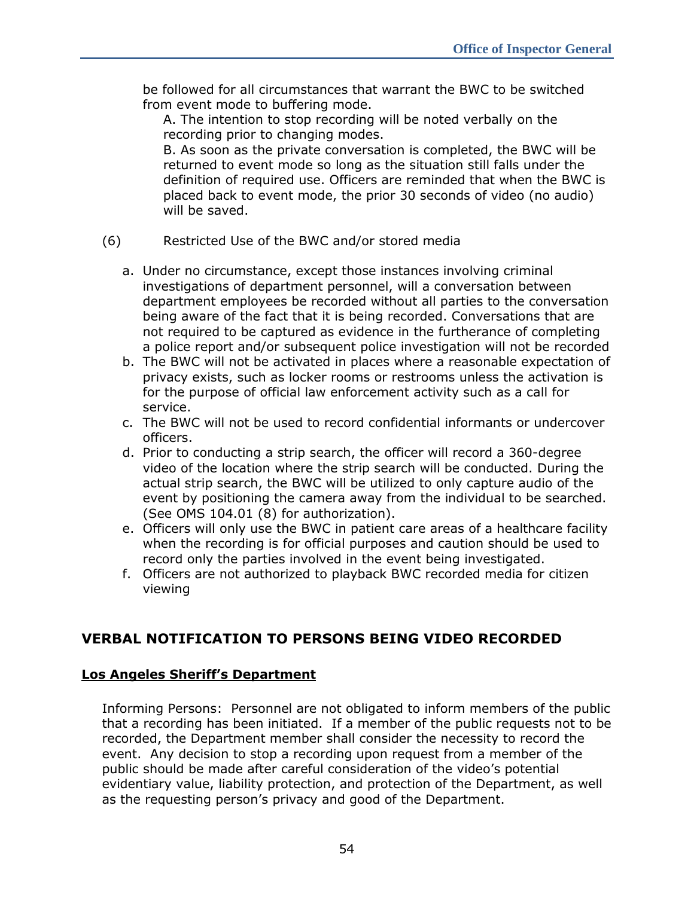be followed for all circumstances that warrant the BWC to be switched from event mode to buffering mode.

A. The intention to stop recording will be noted verbally on the recording prior to changing modes.

B. As soon as the private conversation is completed, the BWC will be returned to event mode so long as the situation still falls under the definition of required use. Officers are reminded that when the BWC is placed back to event mode, the prior 30 seconds of video (no audio) will be saved.

(6) Restricted Use of the BWC and/or stored media

a. Under no circumstance, except those instances involving criminal investigations of department personnel, will a conversation between department employees be recorded without all parties to the conversation being aware of the fact that it is being recorded. Conversations that are not required to be captured as evidence in the furtherance of completing a police report and/or subsequent police investigation will not be recorded
b. The BWC will not be activated in places where a reasonable expectation of privacy exists, such as locker rooms or restrooms unless the activation is for the purpose of official law enforcement activity such as a call for service.
c. The BWC will not be used to record confidential informants or undercover officers.
d. Prior to conducting a strip search, the officer will record a 360-degree video of the location where the strip search will be conducted. During the actual strip search, the BWC will be utilized to only capture audio of the event by positioning the camera away from the individual to be searched. (See OMS 104.01 (8) for authorization).
e. Officers will only use the BWC in patient care areas of a healthcare facility when the recording is for official purposes and caution should be used to record only the parties involved in the event being investigated.
f. Officers are not authorized to playback BWC recorded media for citizen viewing

## VERBAL NOTIFICATION TO PERSONS BEING VIDEO RECORDED

**Los Angeles Sheriff's Department**

Informing Persons: Personnel are not obligated to inform members of the public that a recording has been initiated. If a member of the public requests not to be recorded, the Department member shall consider the necessity to record the event. Any decision to stop a recording upon request from a member of the public should be made after careful consideration of the video's potential evidentiary value, liability protection, and protection of the Department, as well as the requesting person's privacy and good of the Department.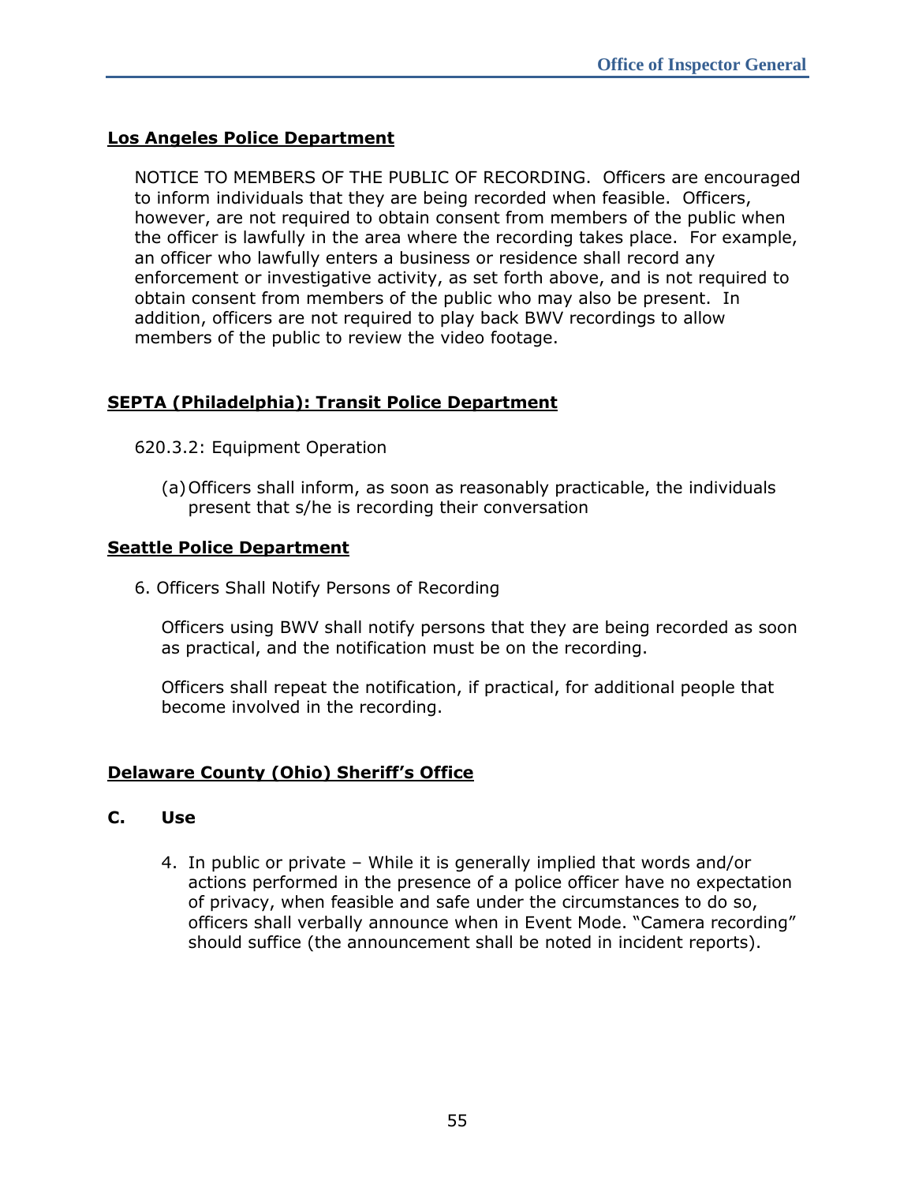**Los Angeles Police Department**

NOTICE TO MEMBERS OF THE PUBLIC OF RECORDING. Officers are encouraged to inform individuals that they are being recorded when feasible. Officers, however, are not required to obtain consent from members of the public when the officer is lawfully in the area where the recording takes place. For example, an officer who lawfully enters a business or residence shall record any enforcement or investigative activity, as set forth above, and is not required to obtain consent from members of the public who may also be present. In addition, officers are not required to play back BWV recordings to allow members of the public to review the video footage.

**SEPTA (Philadelphia): Transit Police Department**

620.3.2: Equipment Operation

(a) Officers shall inform, as soon as reasonably practicable, the individuals present that s/he is recording their conversation

**Seattle Police Department**

6. Officers Shall Notify Persons of Recording

Officers using BWV shall notify persons that they are being recorded as soon as practical, and the notification must be on the recording.

Officers shall repeat the notification, if practical, for additional people that become involved in the recording.

**Delaware County (Ohio) Sheriff's Office**

**C. Use**

4. In public or private – While it is generally implied that words and/or actions performed in the presence of a police officer have no expectation of privacy, when feasible and safe under the circumstances to do so, officers shall verbally announce when in Event Mode. "Camera recording" should suffice (the announcement shall be noted in incident reports).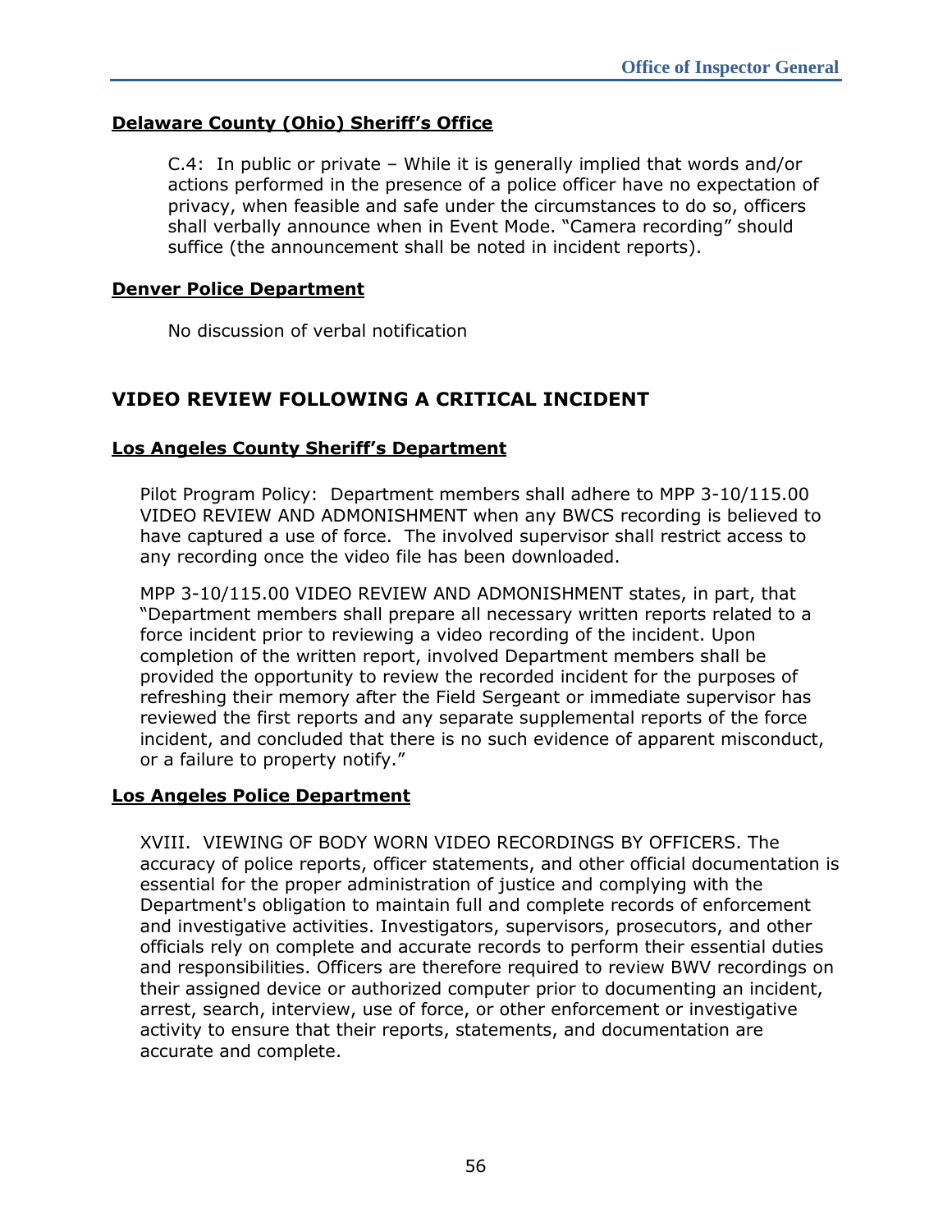**Delaware County (Ohio) Sheriff's Office**

C.4: In public or private – While it is generally implied that words and/or actions performed in the presence of a police officer have no expectation of privacy, when feasible and safe under the circumstances to do so, officers shall verbally announce when in Event Mode. "Camera recording" should suffice (the announcement shall be noted in incident reports).

**Denver Police Department**

No discussion of verbal notification

## VIDEO REVIEW FOLLOWING A CRITICAL INCIDENT

**Los Angeles County Sheriff's Department**

Pilot Program Policy: Department members shall adhere to MPP 3-10/115.00 VIDEO REVIEW AND ADMONISHMENT when any BWCS recording is believed to have captured a use of force. The involved supervisor shall restrict access to any recording once the video file has been downloaded.

MPP 3-10/115.00 VIDEO REVIEW AND ADMONISHMENT states, in part, that "Department members shall prepare all necessary written reports related to a force incident prior to reviewing a video recording of the incident. Upon completion of the written report, involved Department members shall be provided the opportunity to review the recorded incident for the purposes of refreshing their memory after the Field Sergeant or immediate supervisor has reviewed the first reports and any separate supplemental reports of the force incident, and concluded that there is no such evidence of apparent misconduct, or a failure to property notify."

**Los Angeles Police Department**

XVIII. VIEWING OF BODY WORN VIDEO RECORDINGS BY OFFICERS. The accuracy of police reports, officer statements, and other official documentation is essential for the proper administration of justice and complying with the Department's obligation to maintain full and complete records of enforcement and investigative activities. Investigators, supervisors, prosecutors, and other officials rely on complete and accurate records to perform their essential duties and responsibilities. Officers are therefore required to review BWV recordings on their assigned device or authorized computer prior to documenting an incident, arrest, search, interview, use of force, or other enforcement or investigative activity to ensure that their reports, statements, and documentation are accurate and complete.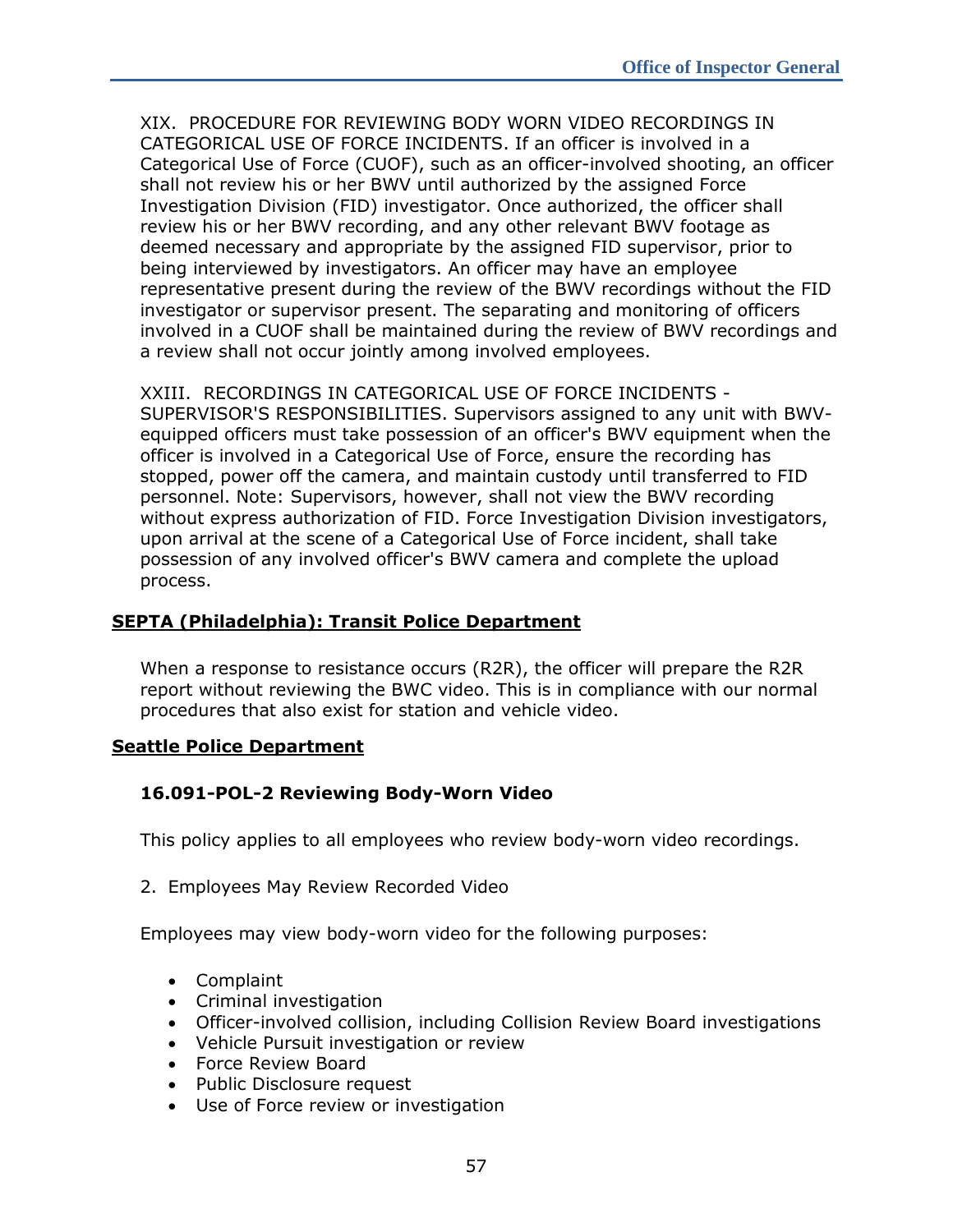XIX. PROCEDURE FOR REVIEWING BODY WORN VIDEO RECORDINGS IN CATEGORICAL USE OF FORCE INCIDENTS. If an officer is involved in a Categorical Use of Force (CUOF), such as an officer-involved shooting, an officer shall not review his or her BWV until authorized by the assigned Force Investigation Division (FID) investigator. Once authorized, the officer shall review his or her BWV recording, and any other relevant BWV footage as deemed necessary and appropriate by the assigned FID supervisor, prior to being interviewed by investigators. An officer may have an employee representative present during the review of the BWV recordings without the FID investigator or supervisor present. The separating and monitoring of officers involved in a CUOF shall be maintained during the review of BWV recordings and a review shall not occur jointly among involved employees.

XXIII. RECORDINGS IN CATEGORICAL USE OF FORCE INCIDENTS - SUPERVISOR'S RESPONSIBILITIES. Supervisors assigned to any unit with BWV-equipped officers must take possession of an officer's BWV equipment when the officer is involved in a Categorical Use of Force, ensure the recording has stopped, power off the camera, and maintain custody until transferred to FID personnel. Note: Supervisors, however, shall not view the BWV recording without express authorization of FID. Force Investigation Division investigators, upon arrival at the scene of a Categorical Use of Force incident, shall take possession of any involved officer's BWV camera and complete the upload process.

**SEPTA (Philadelphia): Transit Police Department**

When a response to resistance occurs (R2R), the officer will prepare the R2R report without reviewing the BWC video. This is in compliance with our normal procedures that also exist for station and vehicle video.

**Seattle Police Department**

**16.091-POL-2 Reviewing Body-Worn Video**

This policy applies to all employees who review body-worn video recordings.

2. Employees May Review Recorded Video

Employees may view body-worn video for the following purposes:

- Complaint
- Criminal investigation
- Officer-involved collision, including Collision Review Board investigations
- Vehicle Pursuit investigation or review
- Force Review Board
- Public Disclosure request
- Use of Force review or investigation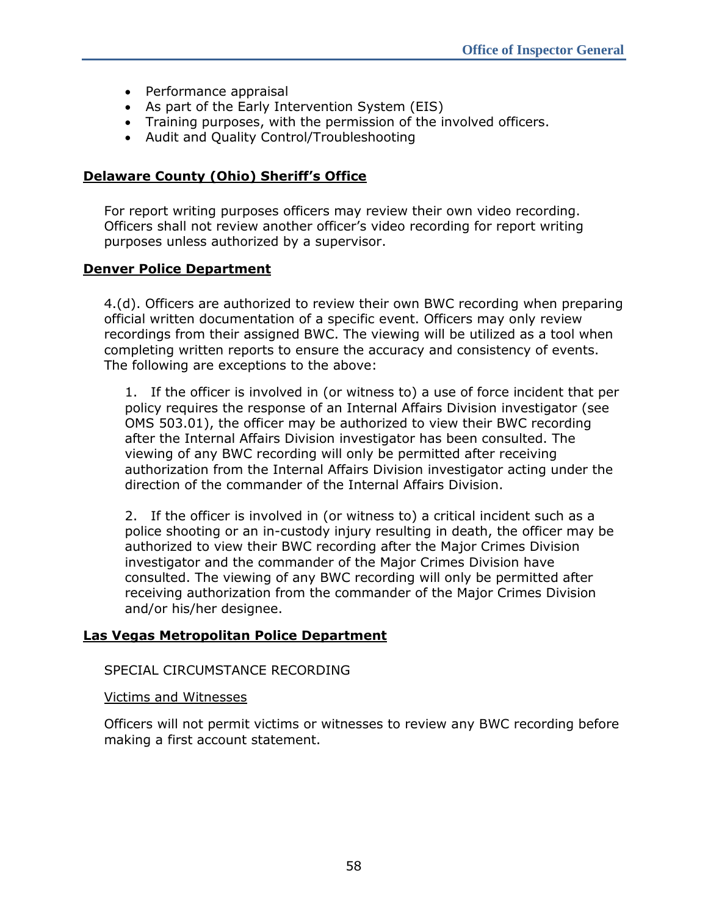- Performance appraisal
- As part of the Early Intervention System (EIS)
- Training purposes, with the permission of the involved officers.
- Audit and Quality Control/Troubleshooting

**Delaware County (Ohio) Sheriff's Office**

For report writing purposes officers may review their own video recording. Officers shall not review another officer's video recording for report writing purposes unless authorized by a supervisor.

**Denver Police Department**

4.(d). Officers are authorized to review their own BWC recording when preparing official written documentation of a specific event. Officers may only review recordings from their assigned BWC. The viewing will be utilized as a tool when completing written reports to ensure the accuracy and consistency of events. The following are exceptions to the above:

1. If the officer is involved in (or witness to) a use of force incident that per policy requires the response of an Internal Affairs Division investigator (see OMS 503.01), the officer may be authorized to view their BWC recording after the Internal Affairs Division investigator has been consulted. The viewing of any BWC recording will only be permitted after receiving authorization from the Internal Affairs Division investigator acting under the direction of the commander of the Internal Affairs Division.

2. If the officer is involved in (or witness to) a critical incident such as a police shooting or an in-custody injury resulting in death, the officer may be authorized to view their BWC recording after the Major Crimes Division investigator and the commander of the Major Crimes Division have consulted. The viewing of any BWC recording will only be permitted after receiving authorization from the commander of the Major Crimes Division and/or his/her designee.

**Las Vegas Metropolitan Police Department**

SPECIAL CIRCUMSTANCE RECORDING

Victims and Witnesses

Officers will not permit victims or witnesses to review any BWC recording before making a first account statement.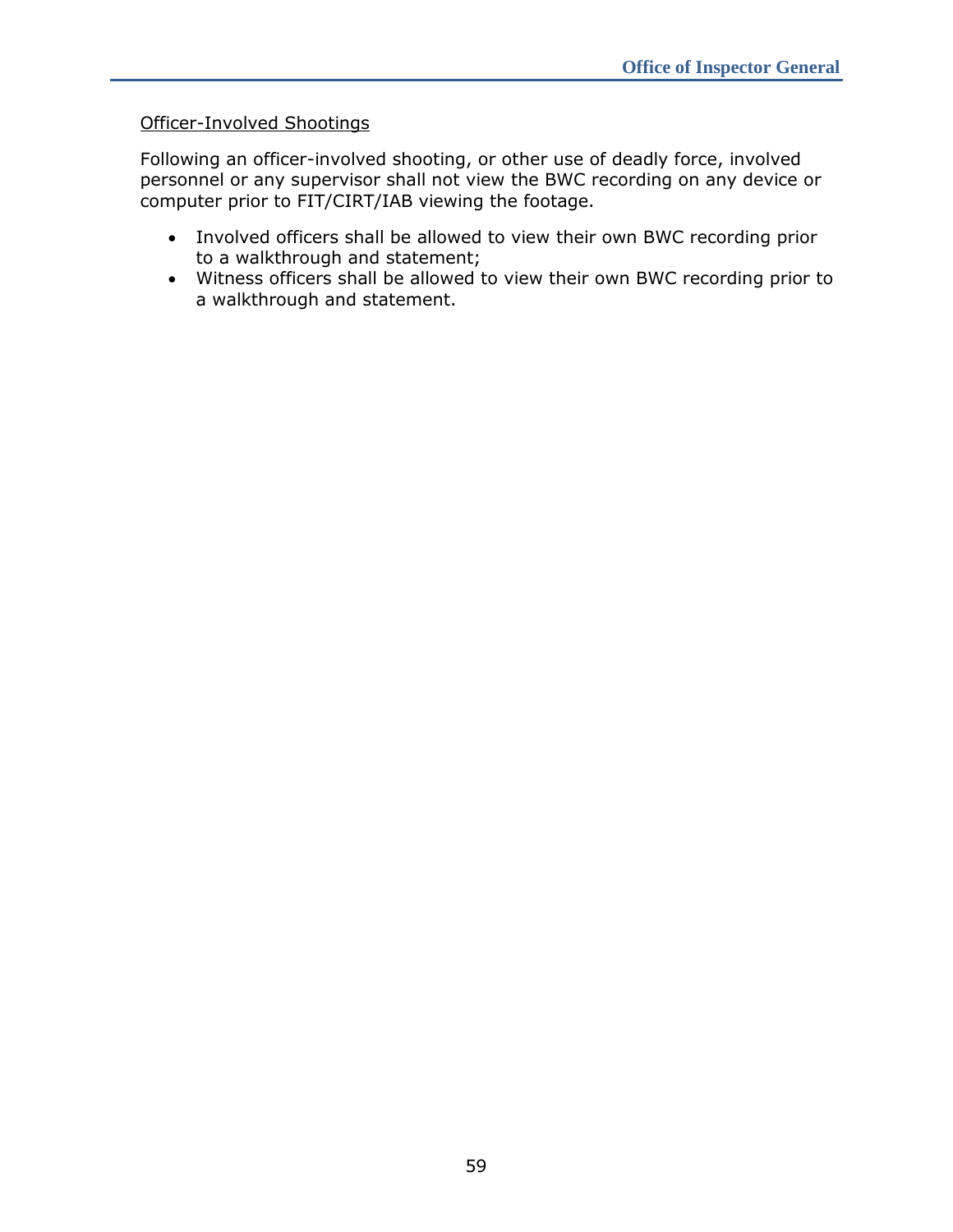<u>Officer-Involved Shootings</u>

Following an officer-involved shooting, or other use of deadly force, involved personnel or any supervisor shall not view the BWC recording on any device or computer prior to FIT/CIRT/IAB viewing the footage.

- Involved officers shall be allowed to view their own BWC recording prior to a walkthrough and statement;
- Witness officers shall be allowed to view their own BWC recording prior to a walkthrough and statement.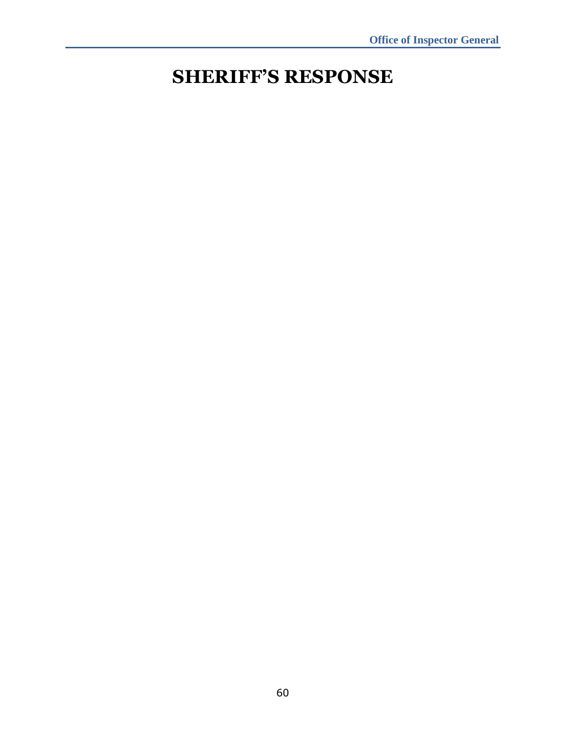# SHERIFF'S RESPONSE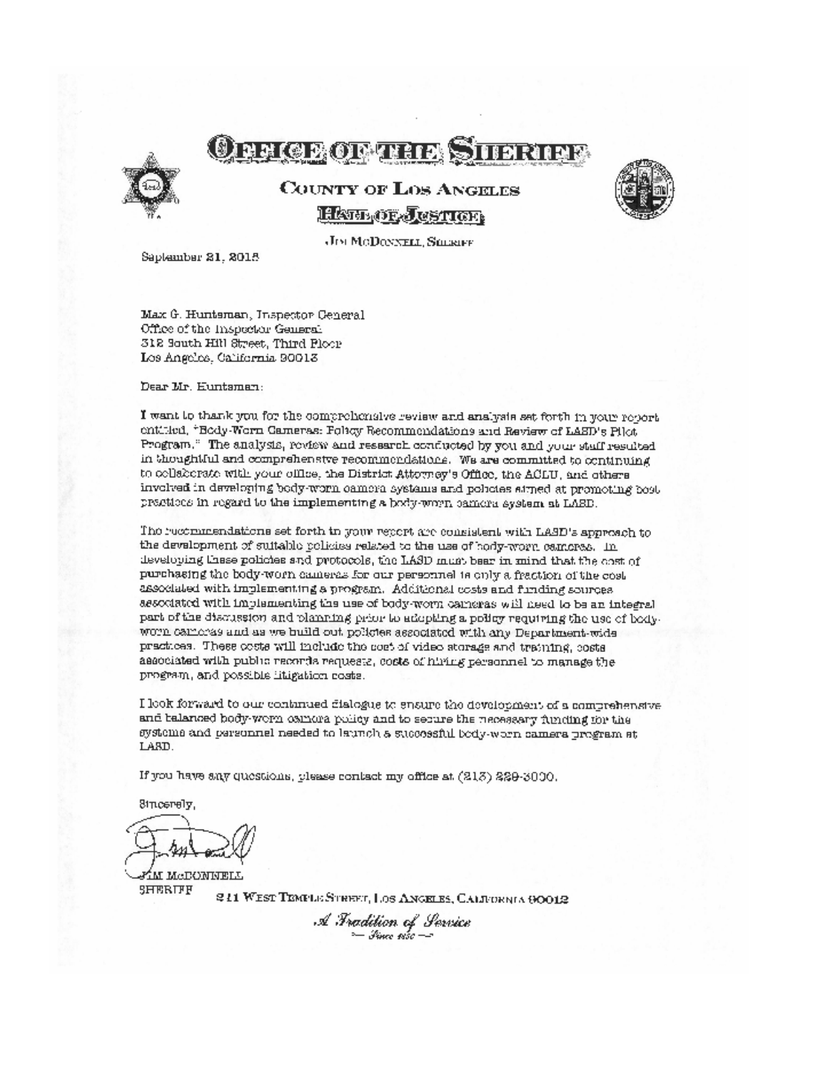# OFFICE OF THE SHERIFF

## COUNTY OF LOS ANGELES

## HALL OF JUSTICE

JIM McDONNELL, SHERIFF

September 21, 2015

Max G. Huntsman, Inspector General
Office of the Inspector General
312 South Hill Street, Third Floor
Los Angeles, California 90013

Dear Mr. Huntsman:

I want to thank you for the comprehensive review and analysis set forth in your report entitled, "Body-Worn Cameras: Policy Recommendations and Review of LASD's Pilot Program." The analysis, review and research conducted by you and your staff resulted in thoughtful and comprehensive recommendations. We are committed to continuing to collaborate with your office, the District Attorney's Office, the ACLU, and others involved in developing body-worn camera systems and policies aimed at promoting best practices in regard to the implementing a body-worn camera system at LASD.

The recommendations set forth in your report are consistent with LASD's approach to the development of suitable policies related to the use of body-worn cameras. In developing these policies and protocols, the LASD must bear in mind that the cost of purchasing the body-worn cameras for our personnel is only a fraction of the cost associated with implementing a program. Additional costs and funding sources associated with implementing the use of body-worn cameras will need to be an integral part of the discussion and planning prior to adopting a policy requiring the use of body-worn cameras and as we build out policies associated with any Department-wide practices. These costs will include the cost of video storage and training, costs associated with public records requests, costs of hiring personnel to manage the program, and possible litigation costs.

I look forward to our continued dialogue to ensure the development of a comprehensive and balanced body-worn camera policy and to secure the necessary funding for the systems and personnel needed to launch a successful body-worn camera program at LASD.

If you have any questions, please contact my office at (213) 229-3000.

Sincerely,

JIM McDONNELL
SHERIFF

211 WEST TEMPLE STREET, LOS ANGELES, CALIFORNIA 90012

*A Tradition of Service*
*— Since 1850 —*